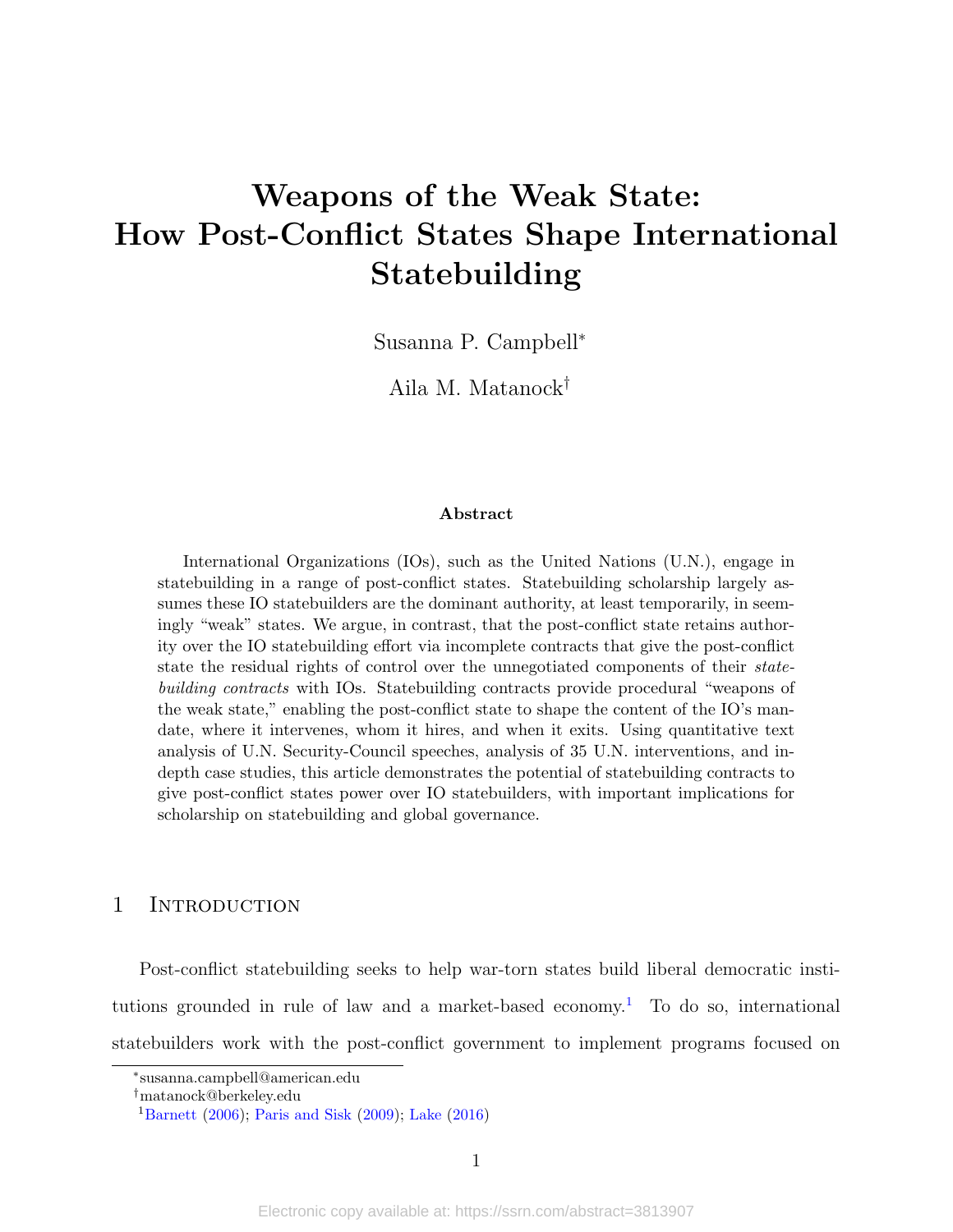# Weapons of the Weak State: How Post-Conflict States Shape International Statebuilding

Susanna P. Campbell[*]

Aila M. Matanock[†]

**Abstract**

International Organizations (IOs), such as the United Nations (U.N.), engage in statebuilding in a range of post-conflict states. Statebuilding scholarship largely assumes these IO statebuilders are the dominant authority, at least temporarily, in seemingly "weak" states. We argue, in contrast, that the post-conflict state retains authority over the IO statebuilding effort via incomplete contracts that give the post-conflict state the residual rights of control over the unnegotiated components of their *statebuilding contracts* with IOs. Statebuilding contracts provide procedural "weapons of the weak state," enabling the post-conflict state to shape the content of the IO's mandate, where it intervenes, whom it hires, and when it exits. Using quantitative text analysis of U.N. Security-Council speeches, analysis of 35 U.N. interventions, and indepth case studies, this article demonstrates the potential of statebuilding contracts to give post-conflict states power over IO statebuilders, with important implications for scholarship on statebuilding and global governance.

## 1 Introduction

Post-conflict statebuilding seeks to help war-torn states build liberal democratic institutions grounded in rule of law and a market-based economy.[1] To do so, international statebuilders work with the post-conflict government to implement programs focused on

[*] susanna.campbell@american.edu

[†] matanock@berkeley.edu

[1] Barnett (2006); Paris and Sisk (2009); Lake (2016)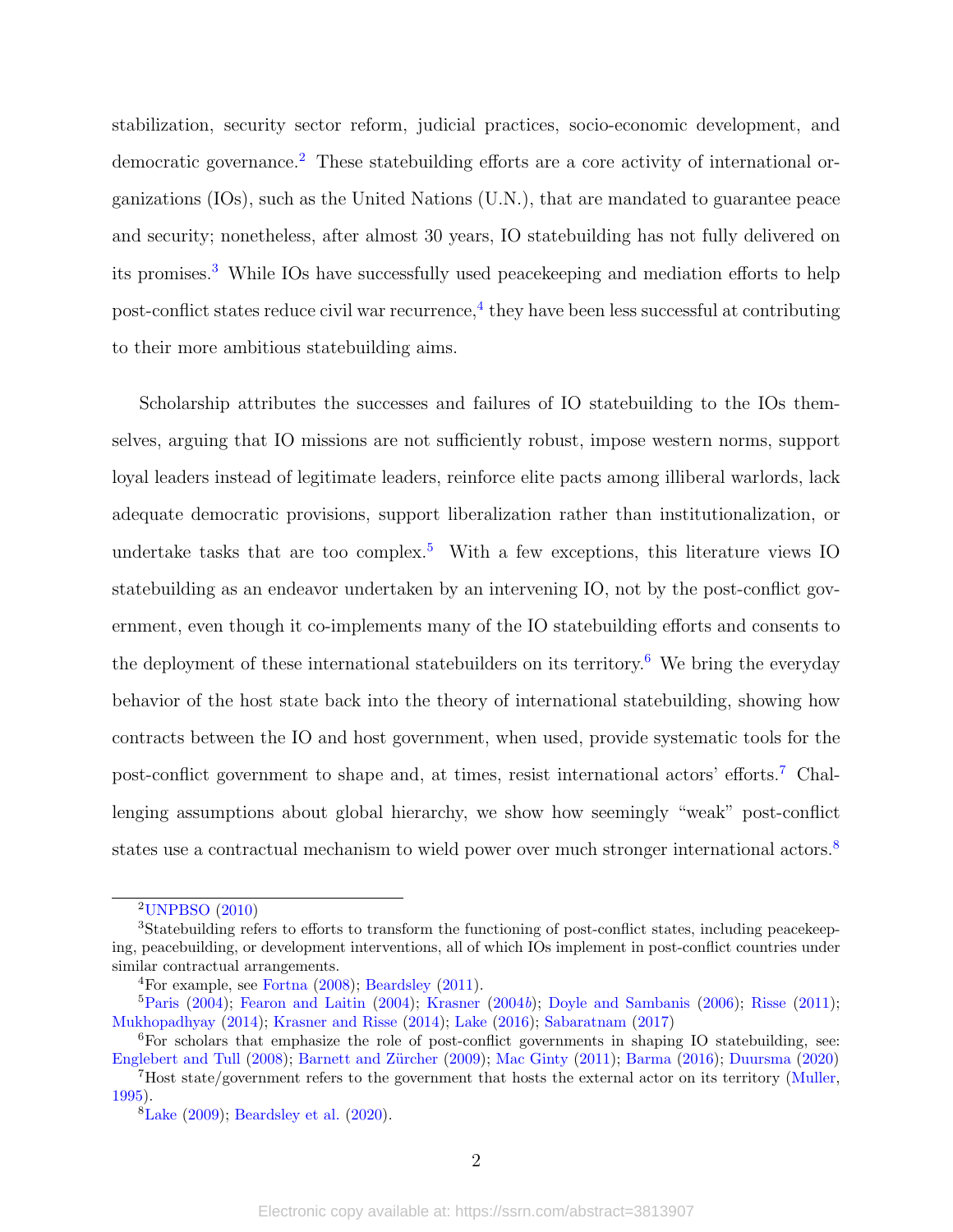stabilization, security sector reform, judicial practices, socio-economic development, and democratic governance.[2] These statebuilding efforts are a core activity of international organizations (IOs), such as the United Nations (U.N.), that are mandated to guarantee peace and security; nonetheless, after almost 30 years, IO statebuilding has not fully delivered on its promises.[3] While IOs have successfully used peacekeeping and mediation efforts to help post-conflict states reduce civil war recurrence,[4] they have been less successful at contributing to their more ambitious statebuilding aims.

Scholarship attributes the successes and failures of IO statebuilding to the IOs themselves, arguing that IO missions are not sufficiently robust, impose western norms, support loyal leaders instead of legitimate leaders, reinforce elite pacts among illiberal warlords, lack adequate democratic provisions, support liberalization rather than institutionalization, or undertake tasks that are too complex.[5] With a few exceptions, this literature views IO statebuilding as an endeavor undertaken by an intervening IO, not by the post-conflict government, even though it co-implements many of the IO statebuilding efforts and consents to the deployment of these international statebuilders on its territory.[6] We bring the everyday behavior of the host state back into the theory of international statebuilding, showing how contracts between the IO and host government, when used, provide systematic tools for the post-conflict government to shape and, at times, resist international actors' efforts.[7] Challenging assumptions about global hierarchy, we show how seemingly "weak" post-conflict states use a contractual mechanism to wield power over much stronger international actors.[8]

---

[2] UNPBSO (2010)

[3] Statebuilding refers to efforts to transform the functioning of post-conflict states, including peacekeeping, peacebuilding, or development interventions, all of which IOs implement in post-conflict countries under similar contractual arrangements.

[4] For example, see Fortna (2008); Beardsley (2011).

[5] Paris (2004); Fearon and Laitin (2004); Krasner (2004*b*); Doyle and Sambanis (2006); Risse (2011); Mukhopadhyay (2014); Krasner and Risse (2014); Lake (2016); Sabaratnam (2017)

[6] For scholars that emphasize the role of post-conflict governments in shaping IO statebuilding, see: Englebert and Tull (2008); Barnett and Zürcher (2009); Mac Ginty (2011); Barma (2016); Duursma (2020)

[7] Host state/government refers to the government that hosts the external actor on its territory (Muller, 1995).

[8] Lake (2009); Beardsley et al. (2020).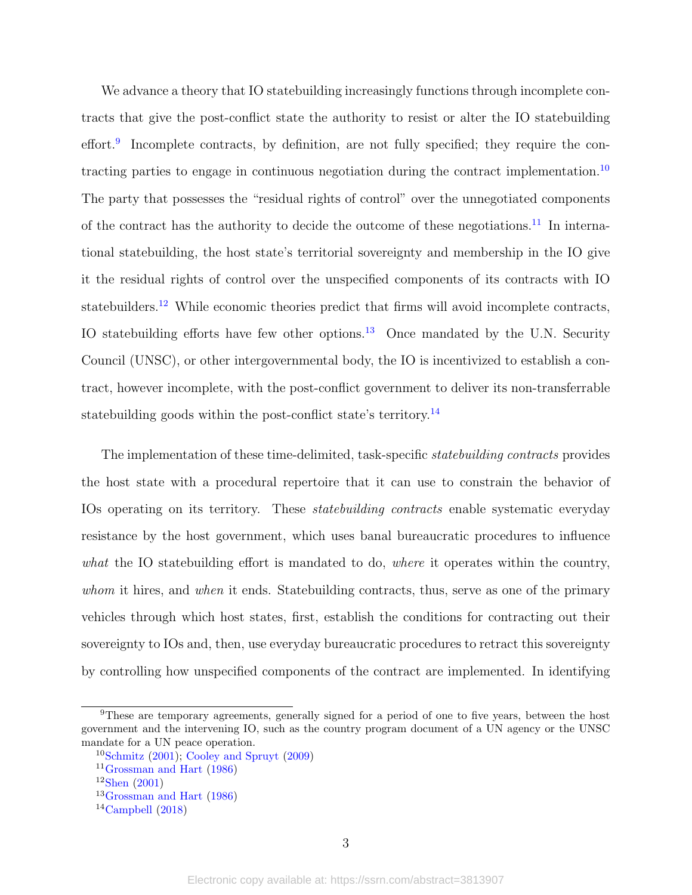We advance a theory that IO statebuilding increasingly functions through incomplete contracts that give the post-conflict state the authority to resist or alter the IO statebuilding effort.[9] Incomplete contracts, by definition, are not fully specified; they require the contracting parties to engage in continuous negotiation during the contract implementation.[10] The party that possesses the "residual rights of control" over the unnegotiated components of the contract has the authority to decide the outcome of these negotiations.[11] In international statebuilding, the host state's territorial sovereignty and membership in the IO give it the residual rights of control over the unspecified components of its contracts with IO statebuilders.[12] While economic theories predict that firms will avoid incomplete contracts, IO statebuilding efforts have few other options.[13] Once mandated by the U.N. Security Council (UNSC), or other intergovernmental body, the IO is incentivized to establish a contract, however incomplete, with the post-conflict government to deliver its non-transferrable statebuilding goods within the post-conflict state's territory.[14]

The implementation of these time-delimited, task-specific *statebuilding contracts* provides the host state with a procedural repertoire that it can use to constrain the behavior of IOs operating on its territory. These *statebuilding contracts* enable systematic everyday resistance by the host government, which uses banal bureaucratic procedures to influence *what* the IO statebuilding effort is mandated to do, *where* it operates within the country, *whom* it hires, and *when* it ends. Statebuilding contracts, thus, serve as one of the primary vehicles through which host states, first, establish the conditions for contracting out their sovereignty to IOs and, then, use everyday bureaucratic procedures to retract this sovereignty by controlling how unspecified components of the contract are implemented. In identifying

---

[9] These are temporary agreements, generally signed for a period of one to five years, between the host government and the intervening IO, such as the country program document of a UN agency or the UNSC mandate for a UN peace operation.

[10] Schmitz (2001); Cooley and Spruyt (2009)

[11] Grossman and Hart (1986)

[12] Shen (2001)

[13] Grossman and Hart (1986)

[14] Campbell (2018)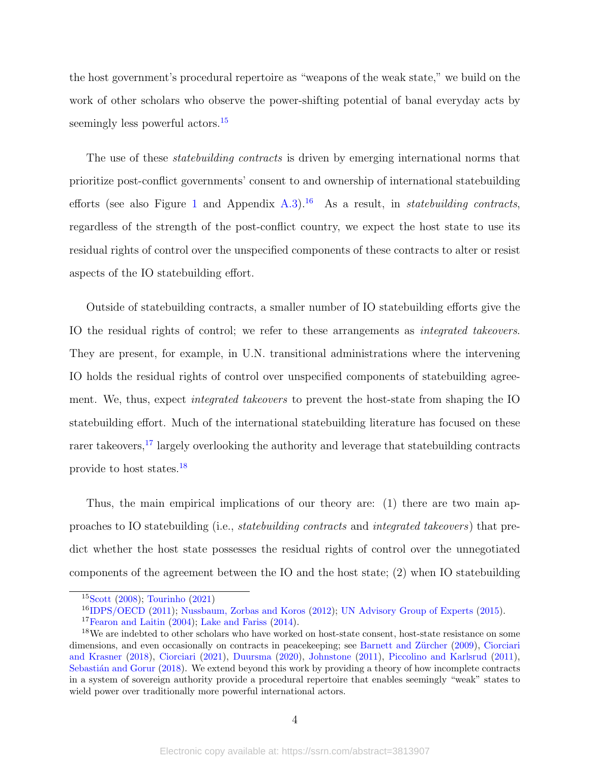the host government's procedural repertoire as "weapons of the weak state," we build on the work of other scholars who observe the power-shifting potential of banal everyday acts by seemingly less powerful actors.[15]

The use of these *statebuilding contracts* is driven by emerging international norms that prioritize post-conflict governments' consent to and ownership of international statebuilding efforts (see also Figure 1 and Appendix A.3).[16] As a result, in *statebuilding contracts*, regardless of the strength of the post-conflict country, we expect the host state to use its residual rights of control over the unspecified components of these contracts to alter or resist aspects of the IO statebuilding effort.

Outside of statebuilding contracts, a smaller number of IO statebuilding efforts give the IO the residual rights of control; we refer to these arrangements as *integrated takeovers*. They are present, for example, in U.N. transitional administrations where the intervening IO holds the residual rights of control over unspecified components of statebuilding agreement. We, thus, expect *integrated takeovers* to prevent the host-state from shaping the IO statebuilding effort. Much of the international statebuilding literature has focused on these rarer takeovers,[17] largely overlooking the authority and leverage that statebuilding contracts provide to host states.[18]

Thus, the main empirical implications of our theory are: (1) there are two main approaches to IO statebuilding (i.e., *statebuilding contracts* and *integrated takeovers*) that predict whether the host state possesses the residual rights of control over the unnegotiated components of the agreement between the IO and the host state; (2) when IO statebuilding

[15] Scott (2008); Tourinho (2021)

[16] IDPS/OECD (2011); Nussbaum, Zorbas and Koros (2012); UN Advisory Group of Experts (2015).

[17] Fearon and Laitin (2004); Lake and Fariss (2014).

[18] We are indebted to other scholars who have worked on host-state consent, host-state resistance on some dimensions, and even occasionally on contracts in peacekeeping; see Barnett and Zürcher (2009), Ciorciari and Krasner (2018), Ciorciari (2021), Duursma (2020), Johnstone (2011), Piccolino and Karlsrud (2011), Sebastián and Gorur (2018). We extend beyond this work by providing a theory of how incomplete contracts in a system of sovereign authority provide a procedural repertoire that enables seemingly "weak" states to wield power over traditionally more powerful international actors.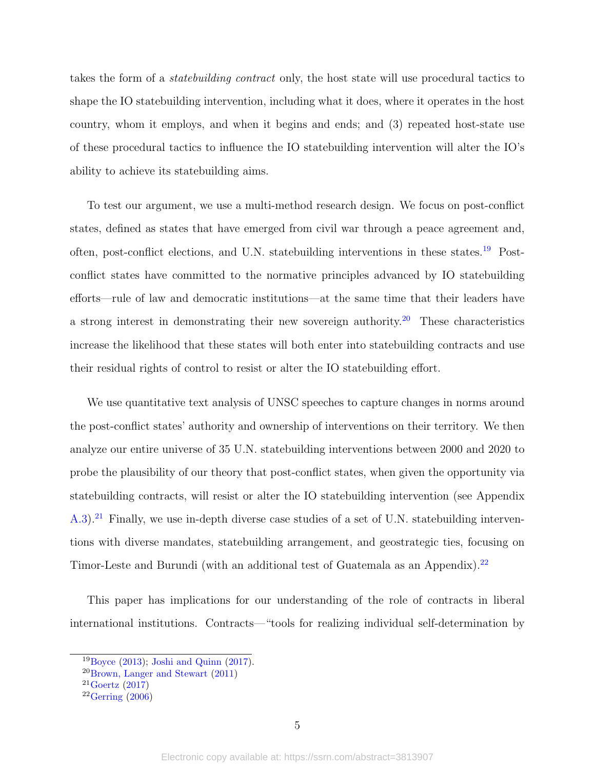takes the form of a *statebuilding contract* only, the host state will use procedural tactics to shape the IO statebuilding intervention, including what it does, where it operates in the host country, whom it employs, and when it begins and ends; and (3) repeated host-state use of these procedural tactics to influence the IO statebuilding intervention will alter the IO's ability to achieve its statebuilding aims.

To test our argument, we use a multi-method research design. We focus on post-conflict states, defined as states that have emerged from civil war through a peace agreement and, often, post-conflict elections, and U.N. statebuilding interventions in these states.[19] Post-conflict states have committed to the normative principles advanced by IO statebuilding efforts—rule of law and democratic institutions—at the same time that their leaders have a strong interest in demonstrating their new sovereign authority.[20] These characteristics increase the likelihood that these states will both enter into statebuilding contracts and use their residual rights of control to resist or alter the IO statebuilding effort.

We use quantitative text analysis of UNSC speeches to capture changes in norms around the post-conflict states' authority and ownership of interventions on their territory. We then analyze our entire universe of 35 U.N. statebuilding interventions between 2000 and 2020 to probe the plausibility of our theory that post-conflict states, when given the opportunity via statebuilding contracts, will resist or alter the IO statebuilding intervention (see Appendix A.3).[21] Finally, we use in-depth diverse case studies of a set of U.N. statebuilding interventions with diverse mandates, statebuilding arrangement, and geostrategic ties, focusing on Timor-Leste and Burundi (with an additional test of Guatemala as an Appendix).[22]

This paper has implications for our understanding of the role of contracts in liberal international institutions. Contracts—"tools for realizing individual self-determination by

[19] Boyce (2013); Joshi and Quinn (2017).

[20] Brown, Langer and Stewart (2011)

[21] Goertz (2017)

[22] Gerring (2006)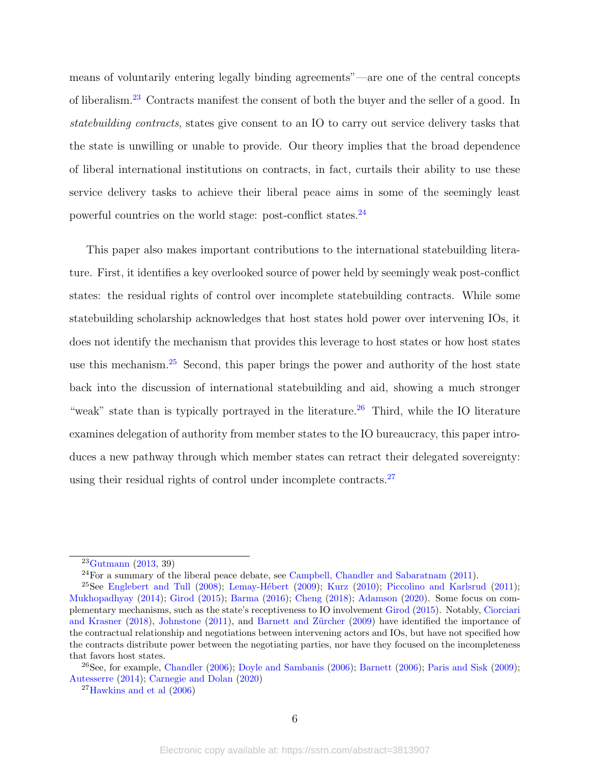means of voluntarily entering legally binding agreements"—are one of the central concepts of liberalism.[23] Contracts manifest the consent of both the buyer and the seller of a good. In *statebuilding contracts*, states give consent to an IO to carry out service delivery tasks that the state is unwilling or unable to provide. Our theory implies that the broad dependence of liberal international institutions on contracts, in fact, curtails their ability to use these service delivery tasks to achieve their liberal peace aims in some of the seemingly least powerful countries on the world stage: post-conflict states.[24]

This paper also makes important contributions to the international statebuilding literature. First, it identifies a key overlooked source of power held by seemingly weak post-conflict states: the residual rights of control over incomplete statebuilding contracts. While some statebuilding scholarship acknowledges that host states hold power over intervening IOs, it does not identify the mechanism that provides this leverage to host states or how host states use this mechanism.[25] Second, this paper brings the power and authority of the host state back into the discussion of international statebuilding and aid, showing a much stronger "weak" state than is typically portrayed in the literature.[26] Third, while the IO literature examines delegation of authority from member states to the IO bureaucracy, this paper introduces a new pathway through which member states can retract their delegated sovereignty: using their residual rights of control under incomplete contracts.[27]

---

[23] Gutmann (2013, 39)

[24] For a summary of the liberal peace debate, see Campbell, Chandler and Sabaratnam (2011).

[25] See Englebert and Tull (2008); Lemay-Hébert (2009); Kurz (2010); Piccolino and Karlsrud (2011); Mukhopadhyay (2014); Girod (2015); Barma (2016); Cheng (2018); Adamson (2020). Some focus on complementary mechanisms, such as the state's receptiveness to IO involvement Girod (2015). Notably, Ciorciari and Krasner (2018), Johnstone (2011), and Barnett and Zürcher (2009) have identified the importance of the contractual relationship and negotiations between intervening actors and IOs, but have not specified how the contracts distribute power between the negotiating parties, nor have they focused on the incompleteness that favors host states.

[26] See, for example, Chandler (2006); Doyle and Sambanis (2006); Barnett (2006); Paris and Sisk (2009); Autesserre (2014); Carnegie and Dolan (2020)

[27] Hawkins and et al (2006)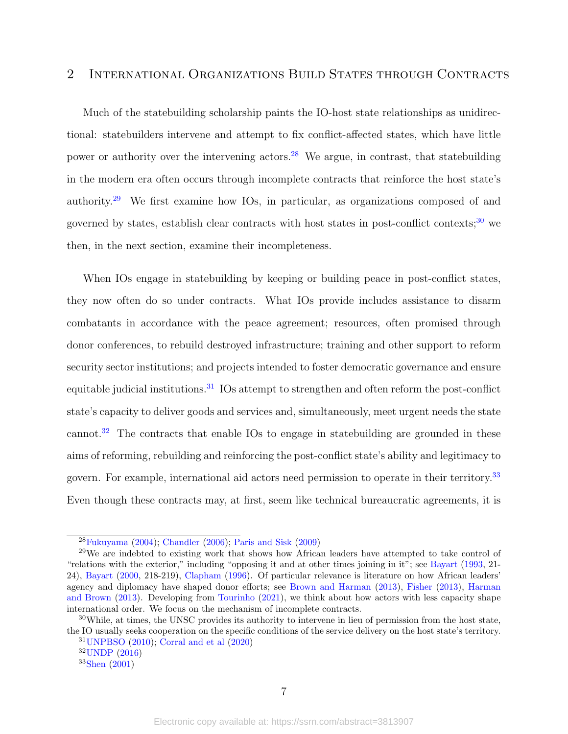## 2 International Organizations Build States through Contracts

Much of the statebuilding scholarship paints the IO-host state relationships as unidirectional: statebuilders intervene and attempt to fix conflict-affected states, which have little power or authority over the intervening actors.[28] We argue, in contrast, that statebuilding in the modern era often occurs through incomplete contracts that reinforce the host state's authority.[29] We first examine how IOs, in particular, as organizations composed of and governed by states, establish clear contracts with host states in post-conflict contexts;[30] we then, in the next section, examine their incompleteness.

When IOs engage in statebuilding by keeping or building peace in post-conflict states, they now often do so under contracts. What IOs provide includes assistance to disarm combatants in accordance with the peace agreement; resources, often promised through donor conferences, to rebuild destroyed infrastructure; training and other support to reform security sector institutions; and projects intended to foster democratic governance and ensure equitable judicial institutions.[31] IOs attempt to strengthen and often reform the post-conflict state's capacity to deliver goods and services and, simultaneously, meet urgent needs the state cannot.[32] The contracts that enable IOs to engage in statebuilding are grounded in these aims of reforming, rebuilding and reinforcing the post-conflict state's ability and legitimacy to govern. For example, international aid actors need permission to operate in their territory.[33] Even though these contracts may, at first, seem like technical bureaucratic agreements, it is

[28] Fukuyama (2004); Chandler (2006); Paris and Sisk (2009)

[29] We are indebted to existing work that shows how African leaders have attempted to take control of "relations with the exterior," including "opposing it and at other times joining in it"; see Bayart (1993, 21-24), Bayart (2000, 218-219), Clapham (1996). Of particular relevance is literature on how African leaders' agency and diplomacy have shaped donor efforts; see Brown and Harman (2013), Fisher (2013), Harman and Brown (2013). Developing from Tourinho (2021), we think about how actors with less capacity shape international order. We focus on the mechanism of incomplete contracts.

[30] While, at times, the UNSC provides its authority to intervene in lieu of permission from the host state, the IO usually seeks cooperation on the specific conditions of the service delivery on the host state's territory.

[31] UNPBSO (2010); Corral and et al (2020)

[32] UNDP (2016)

[33] Shen (2001)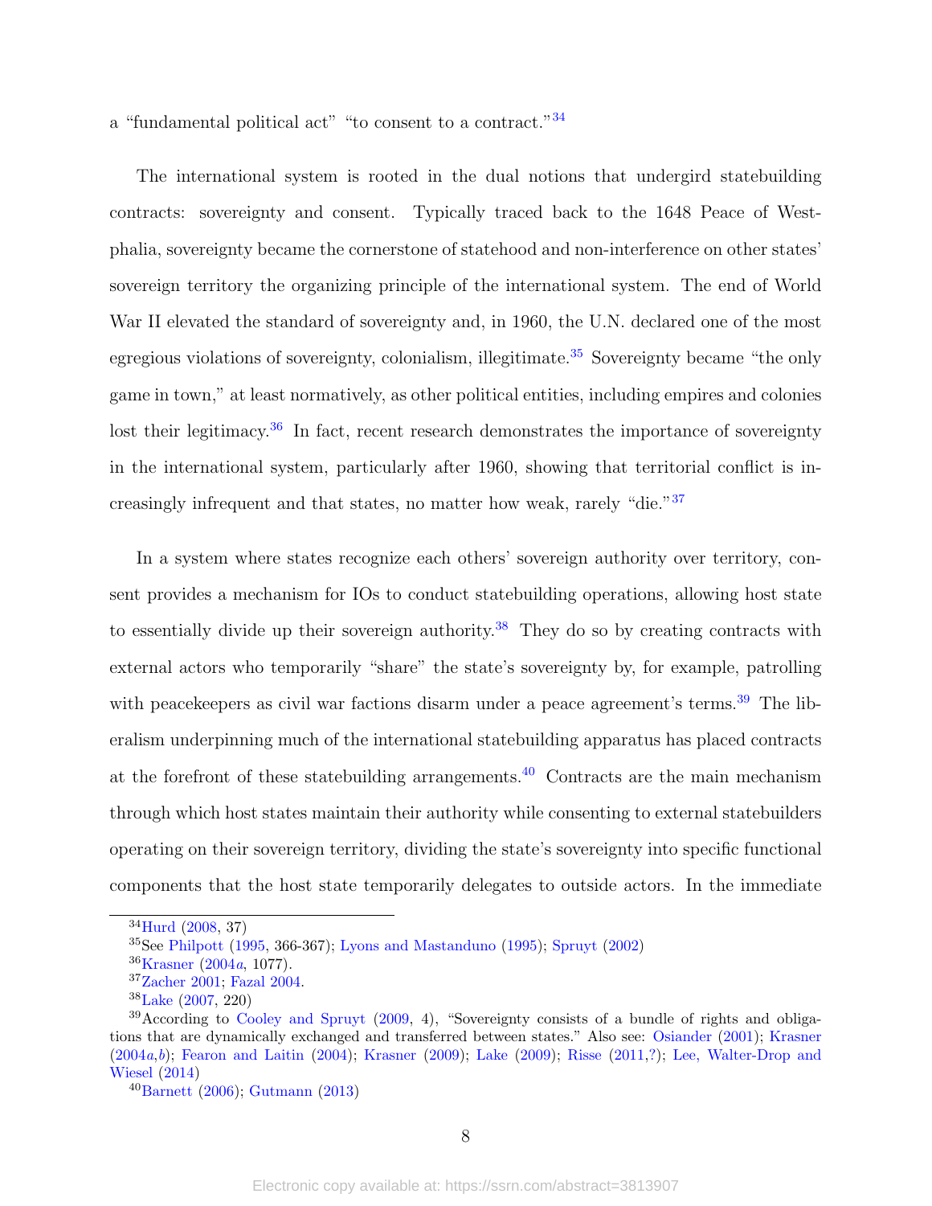a "fundamental political act" "to consent to a contract."[34]

The international system is rooted in the dual notions that undergird statebuilding contracts: sovereignty and consent. Typically traced back to the 1648 Peace of Westphalia, sovereignty became the cornerstone of statehood and non-interference on other states' sovereign territory the organizing principle of the international system. The end of World War II elevated the standard of sovereignty and, in 1960, the U.N. declared one of the most egregious violations of sovereignty, colonialism, illegitimate.[35] Sovereignty became "the only game in town," at least normatively, as other political entities, including empires and colonies lost their legitimacy.[36] In fact, recent research demonstrates the importance of sovereignty in the international system, particularly after 1960, showing that territorial conflict is increasingly infrequent and that states, no matter how weak, rarely "die."[37]

In a system where states recognize each others' sovereign authority over territory, consent provides a mechanism for IOs to conduct statebuilding operations, allowing host state to essentially divide up their sovereign authority.[38] They do so by creating contracts with external actors who temporarily "share" the state's sovereignty by, for example, patrolling with peacekeepers as civil war factions disarm under a peace agreement's terms.[39] The liberalism underpinning much of the international statebuilding apparatus has placed contracts at the forefront of these statebuilding arrangements.[40] Contracts are the main mechanism through which host states maintain their authority while consenting to external statebuilders operating on their sovereign territory, dividing the state's sovereignty into specific functional components that the host state temporarily delegates to outside actors. In the immediate

---

[34] Hurd (2008, 37)

[35] See Philpott (1995, 366-367); Lyons and Mastanduno (1995); Spruyt (2002)

[36] Krasner (2004*a*, 1077).

[37] Zacher 2001; Fazal 2004.

[38] Lake (2007, 220)

[39] According to Cooley and Spruyt (2009, 4), "Sovereignty consists of a bundle of rights and obligations that are dynamically exchanged and transferred between states." Also see: Osiander (2001); Krasner (2004*a*,*b*); Fearon and Laitin (2004); Krasner (2009); Lake (2009); Risse (2011,?); Lee, Walter-Drop and Wiesel (2014)

[40] Barnett (2006); Gutmann (2013)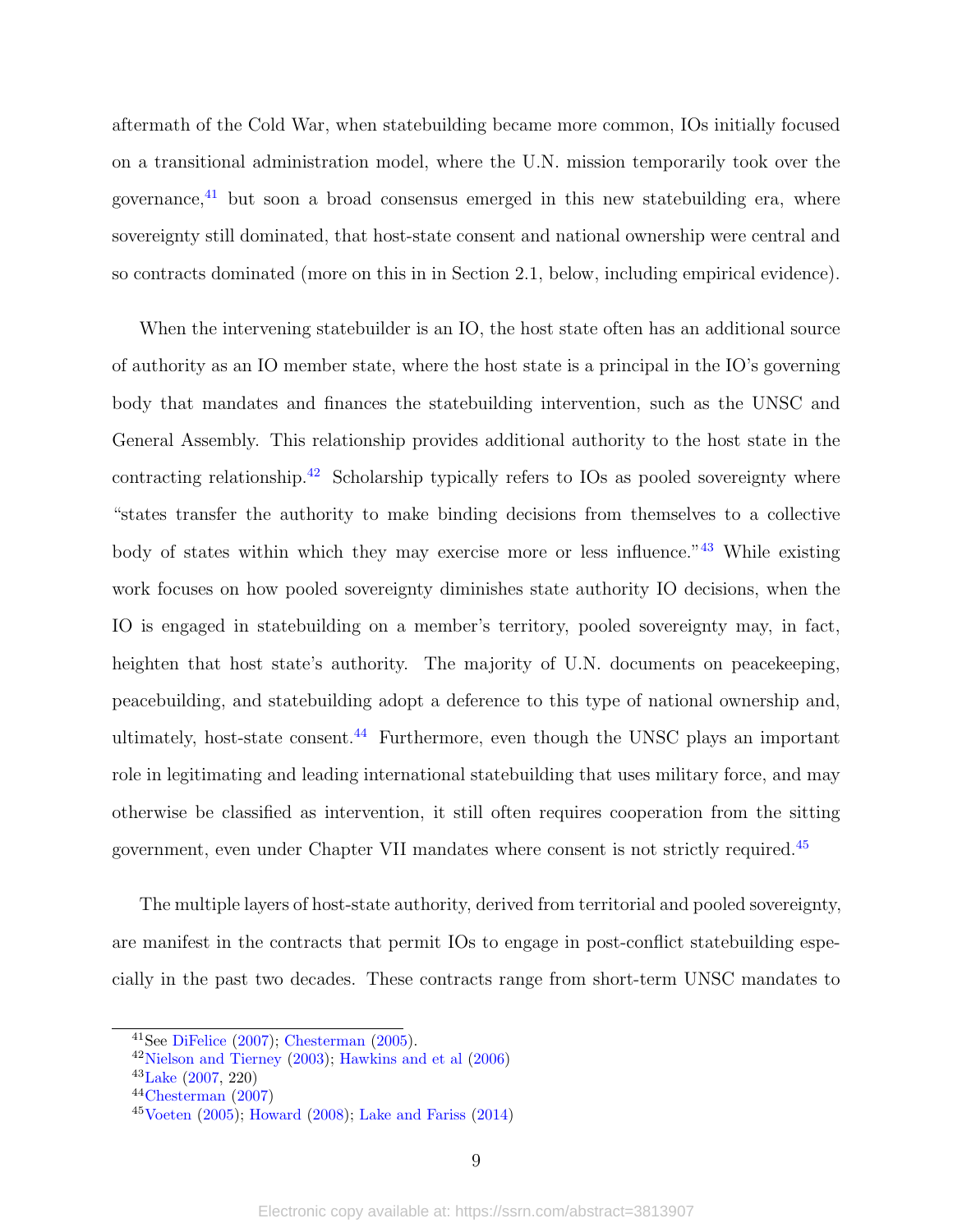aftermath of the Cold War, when statebuilding became more common, IOs initially focused on a transitional administration model, where the U.N. mission temporarily took over the governance,[41] but soon a broad consensus emerged in this new statebuilding era, where sovereignty still dominated, that host-state consent and national ownership were central and so contracts dominated (more on this in in Section 2.1, below, including empirical evidence).

When the intervening statebuilder is an IO, the host state often has an additional source of authority as an IO member state, where the host state is a principal in the IO's governing body that mandates and finances the statebuilding intervention, such as the UNSC and General Assembly. This relationship provides additional authority to the host state in the contracting relationship.[42] Scholarship typically refers to IOs as pooled sovereignty where "states transfer the authority to make binding decisions from themselves to a collective body of states within which they may exercise more or less influence."[43] While existing work focuses on how pooled sovereignty diminishes state authority IO decisions, when the IO is engaged in statebuilding on a member's territory, pooled sovereignty may, in fact, heighten that host state's authority. The majority of U.N. documents on peacekeeping, peacebuilding, and statebuilding adopt a deference to this type of national ownership and, ultimately, host-state consent.[44] Furthermore, even though the UNSC plays an important role in legitimating and leading international statebuilding that uses military force, and may otherwise be classified as intervention, it still often requires cooperation from the sitting government, even under Chapter VII mandates where consent is not strictly required.[45]

The multiple layers of host-state authority, derived from territorial and pooled sovereignty, are manifest in the contracts that permit IOs to engage in post-conflict statebuilding especially in the past two decades. These contracts range from short-term UNSC mandates to

---

[41] See DiFelice (2007); Chesterman (2005).

[42] Nielson and Tierney (2003); Hawkins and et al (2006)

[43] Lake (2007, 220)

[44] Chesterman (2007)

[45] Voeten (2005); Howard (2008); Lake and Fariss (2014)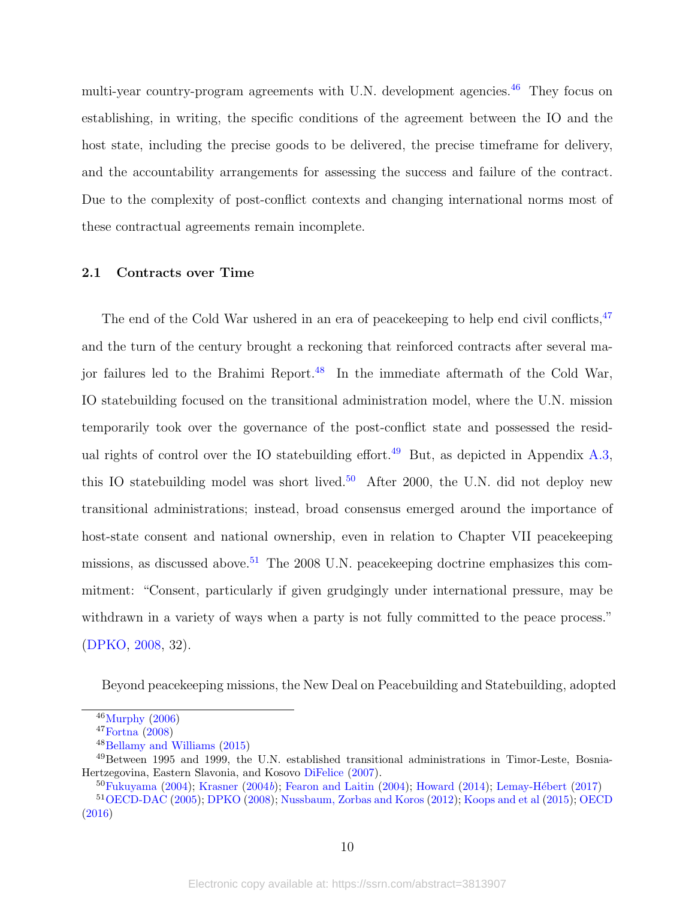multi-year country-program agreements with U.N. development agencies.[46] They focus on establishing, in writing, the specific conditions of the agreement between the IO and the host state, including the precise goods to be delivered, the precise timeframe for delivery, and the accountability arrangements for assessing the success and failure of the contract. Due to the complexity of post-conflict contexts and changing international norms most of these contractual agreements remain incomplete.

### 2.1 Contracts over Time

The end of the Cold War ushered in an era of peacekeeping to help end civil conflicts,[47] and the turn of the century brought a reckoning that reinforced contracts after several major failures led to the Brahimi Report.[48] In the immediate aftermath of the Cold War, IO statebuilding focused on the transitional administration model, where the U.N. mission temporarily took over the governance of the post-conflict state and possessed the residual rights of control over the IO statebuilding effort.[49] But, as depicted in Appendix A.3, this IO statebuilding model was short lived.[50] After 2000, the U.N. did not deploy new transitional administrations; instead, broad consensus emerged around the importance of host-state consent and national ownership, even in relation to Chapter VII peacekeeping missions, as discussed above.[51] The 2008 U.N. peacekeeping doctrine emphasizes this commitment: "Consent, particularly if given grudgingly under international pressure, may be withdrawn in a variety of ways when a party is not fully committed to the peace process." (DPKO, 2008, 32).

Beyond peacekeeping missions, the New Deal on Peacebuilding and Statebuilding, adopted

---

[46] Murphy (2006)

[47] Fortna (2008)

[48] Bellamy and Williams (2015)

[49] Between 1995 and 1999, the U.N. established transitional administrations in Timor-Leste, Bosnia-Hertzegovina, Eastern Slavonia, and Kosovo DiFelice (2007).

[50] Fukuyama (2004); Krasner (2004*b*); Fearon and Laitin (2004); Howard (2014); Lemay-Hébert (2017)

[51] OECD-DAC (2005); DPKO (2008); Nussbaum, Zorbas and Koros (2012); Koops and et al (2015); OECD (2016)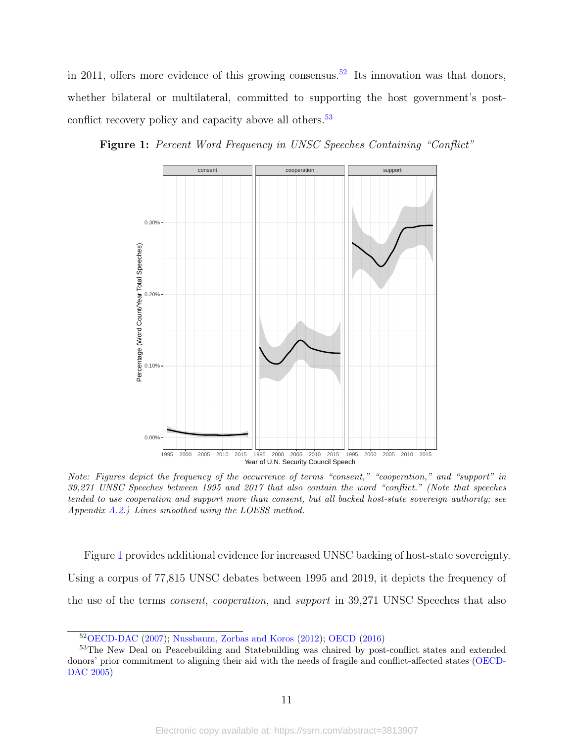in 2011, offers more evidence of this growing consensus.[52] Its innovation was that donors, whether bilateral or multilateral, committed to supporting the host government's post-conflict recovery policy and capacity above all others.[53]

**Figure 1:** *Percent Word Frequency in UNSC Speeches Containing "Conflict"*

*Note: Figures depict the frequency of the occurrence of terms "consent," "cooperation," and "support" in 39,271 UNSC Speeches between 1995 and 2017 that also contain the word "conflict." (Note that speeches tended to use cooperation and support more than consent, but all backed host-state sovereign authority; see Appendix A.2.) Lines smoothed using the LOESS method.*

Figure 1 provides additional evidence for increased UNSC backing of host-state sovereignty. Using a corpus of 77,815 UNSC debates between 1995 and 2019, it depicts the frequency of the use of the terms *consent*, *cooperation*, and *support* in 39,271 UNSC Speeches that also

[52] OECD-DAC (2007); Nussbaum, Zorbas and Koros (2012); OECD (2016)

[53] The New Deal on Peacebuilding and Statebuilding was chaired by post-conflict states and extended donors' prior commitment to aligning their aid with the needs of fragile and conflict-affected states (OECD-DAC 2005)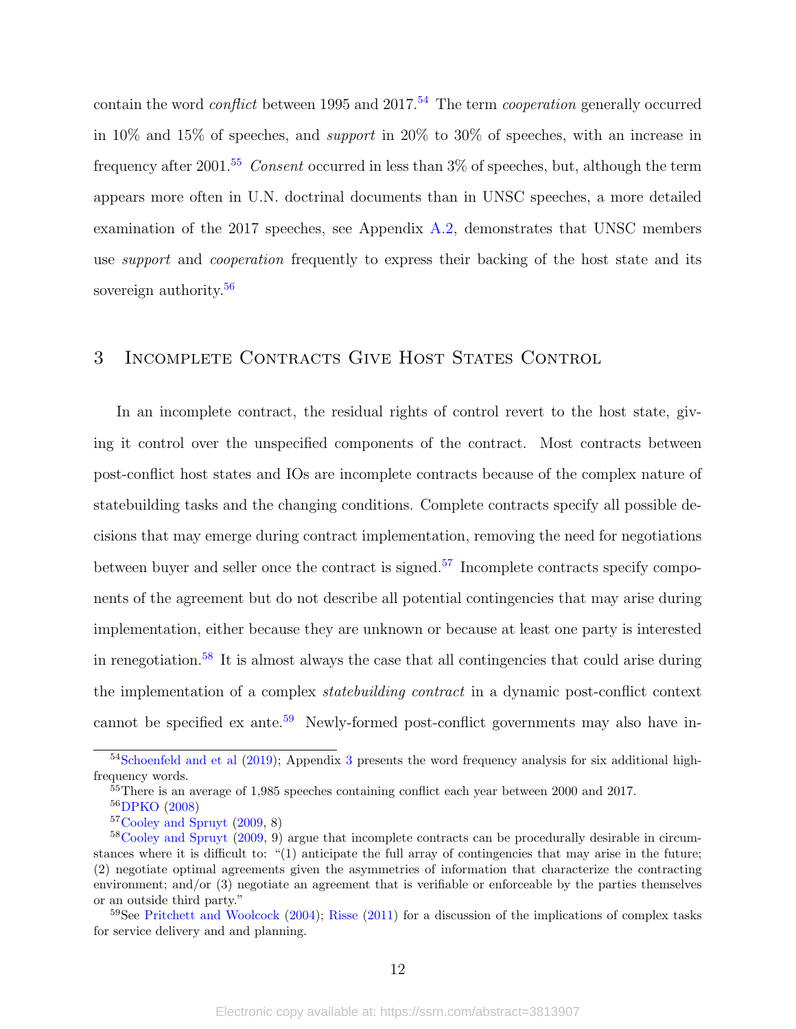contain the word *conflict* between 1995 and 2017.[54] The term *cooperation* generally occurred in 10% and 15% of speeches, and *support* in 20% to 30% of speeches, with an increase in frequency after 2001.[55] *Consent* occurred in less than 3% of speeches, but, although the term appears more often in U.N. doctrinal documents than in UNSC speeches, a more detailed examination of the 2017 speeches, see Appendix A.2, demonstrates that UNSC members use *support* and *cooperation* frequently to express their backing of the host state and its sovereign authority.[56]

## 3 Incomplete Contracts Give Host States Control

In an incomplete contract, the residual rights of control revert to the host state, giving it control over the unspecified components of the contract. Most contracts between post-conflict host states and IOs are incomplete contracts because of the complex nature of statebuilding tasks and the changing conditions. Complete contracts specify all possible decisions that may emerge during contract implementation, removing the need for negotiations between buyer and seller once the contract is signed.[57] Incomplete contracts specify components of the agreement but do not describe all potential contingencies that may arise during implementation, either because they are unknown or because at least one party is interested in renegotiation.[58] It is almost always the case that all contingencies that could arise during the implementation of a complex *statebuilding contract* in a dynamic post-conflict context cannot be specified ex ante.[59] Newly-formed post-conflict governments may also have in-

---

[54] Schoenfeld and et al (2019); Appendix 3 presents the word frequency analysis for six additional high-frequency words.

[55] There is an average of 1,985 speeches containing conflict each year between 2000 and 2017.

[56] DPKO (2008)

[57] Cooley and Spruyt (2009, 8)

[58] Cooley and Spruyt (2009, 9) argue that incomplete contracts can be procedurally desirable in circumstances where it is difficult to: "(1) anticipate the full array of contingencies that may arise in the future; (2) negotiate optimal agreements given the asymmetries of information that characterize the contracting environment; and/or (3) negotiate an agreement that is verifiable or enforceable by the parties themselves or an outside third party."

[59] See Pritchett and Woolcock (2004); Risse (2011) for a discussion of the implications of complex tasks for service delivery and and planning.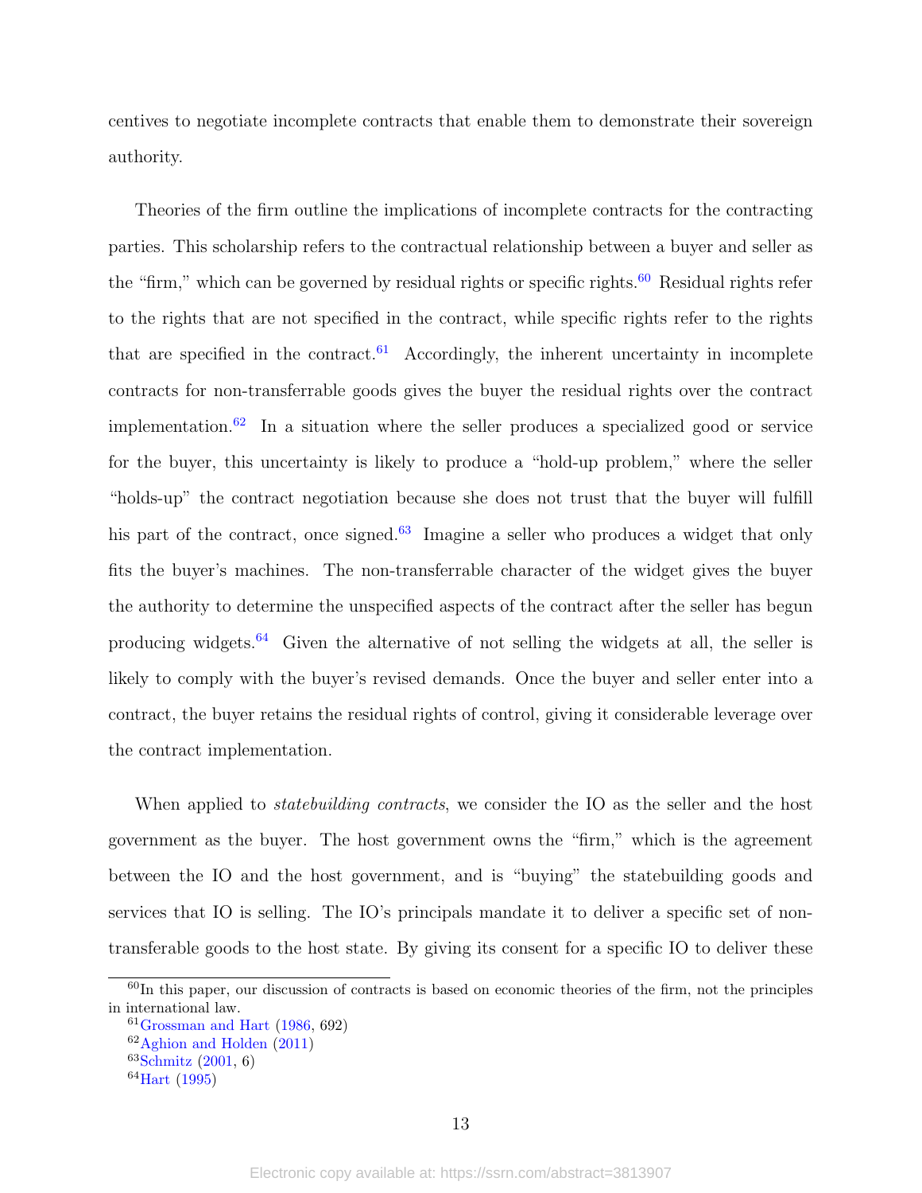centives to negotiate incomplete contracts that enable them to demonstrate their sovereign authority.

Theories of the firm outline the implications of incomplete contracts for the contracting parties. This scholarship refers to the contractual relationship between a buyer and seller as the "firm," which can be governed by residual rights or specific rights.[60] Residual rights refer to the rights that are not specified in the contract, while specific rights refer to the rights that are specified in the contract.[61] Accordingly, the inherent uncertainty in incomplete contracts for non-transferrable goods gives the buyer the residual rights over the contract implementation.[62] In a situation where the seller produces a specialized good or service for the buyer, this uncertainty is likely to produce a "hold-up problem," where the seller "holds-up" the contract negotiation because she does not trust that the buyer will fulfill his part of the contract, once signed.[63] Imagine a seller who produces a widget that only fits the buyer's machines. The non-transferrable character of the widget gives the buyer the authority to determine the unspecified aspects of the contract after the seller has begun producing widgets.[64] Given the alternative of not selling the widgets at all, the seller is likely to comply with the buyer's revised demands. Once the buyer and seller enter into a contract, the buyer retains the residual rights of control, giving it considerable leverage over the contract implementation.

When applied to *statebuilding contracts*, we consider the IO as the seller and the host government as the buyer. The host government owns the "firm," which is the agreement between the IO and the host government, and is "buying" the statebuilding goods and services that IO is selling. The IO's principals mandate it to deliver a specific set of non-transferable goods to the host state. By giving its consent for a specific IO to deliver these

[60] In this paper, our discussion of contracts is based on economic theories of the firm, not the principles in international law.

[61] Grossman and Hart (1986, 692)

[62] Aghion and Holden (2011)

[63] Schmitz (2001, 6)

[64] Hart (1995)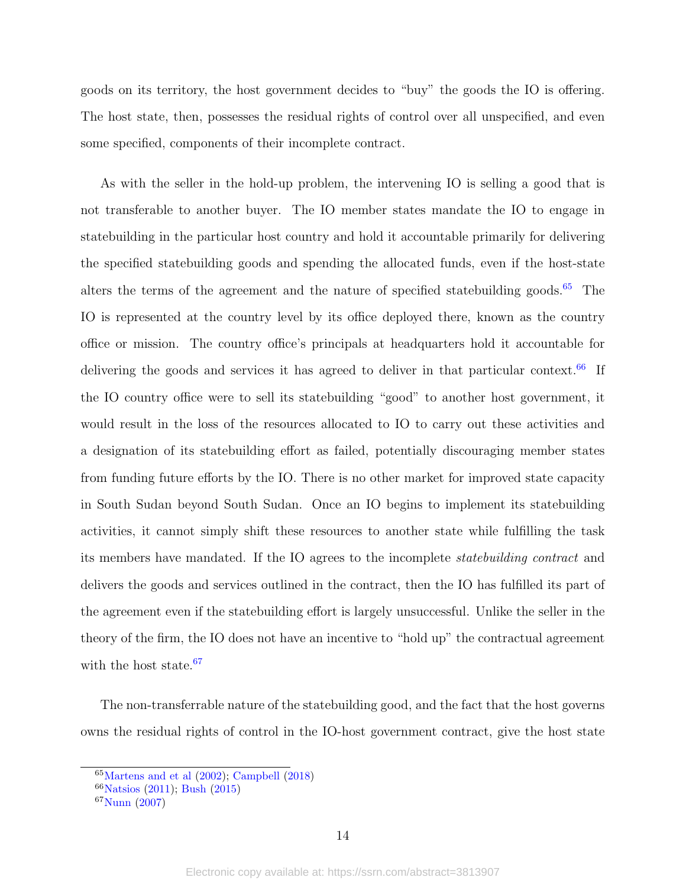goods on its territory, the host government decides to "buy" the goods the IO is offering. The host state, then, possesses the residual rights of control over all unspecified, and even some specified, components of their incomplete contract.

As with the seller in the hold-up problem, the intervening IO is selling a good that is not transferable to another buyer. The IO member states mandate the IO to engage in statebuilding in the particular host country and hold it accountable primarily for delivering the specified statebuilding goods and spending the allocated funds, even if the host-state alters the terms of the agreement and the nature of specified statebuilding goods.[65] The IO is represented at the country level by its office deployed there, known as the country office or mission. The country office's principals at headquarters hold it accountable for delivering the goods and services it has agreed to deliver in that particular context.[66] If the IO country office were to sell its statebuilding "good" to another host government, it would result in the loss of the resources allocated to IO to carry out these activities and a designation of its statebuilding effort as failed, potentially discouraging member states from funding future efforts by the IO. There is no other market for improved state capacity in South Sudan beyond South Sudan. Once an IO begins to implement its statebuilding activities, it cannot simply shift these resources to another state while fulfilling the task its members have mandated. If the IO agrees to the incomplete *statebuilding contract* and delivers the goods and services outlined in the contract, then the IO has fulfilled its part of the agreement even if the statebuilding effort is largely unsuccessful. Unlike the seller in the theory of the firm, the IO does not have an incentive to "hold up" the contractual agreement with the host state.[67]

The non-transferrable nature of the statebuilding good, and the fact that the host governs owns the residual rights of control in the IO-host government contract, give the host state

---

[65] Martens and et al (2002); Campbell (2018)

[66] Natsios (2011); Bush (2015)

[67] Nunn (2007)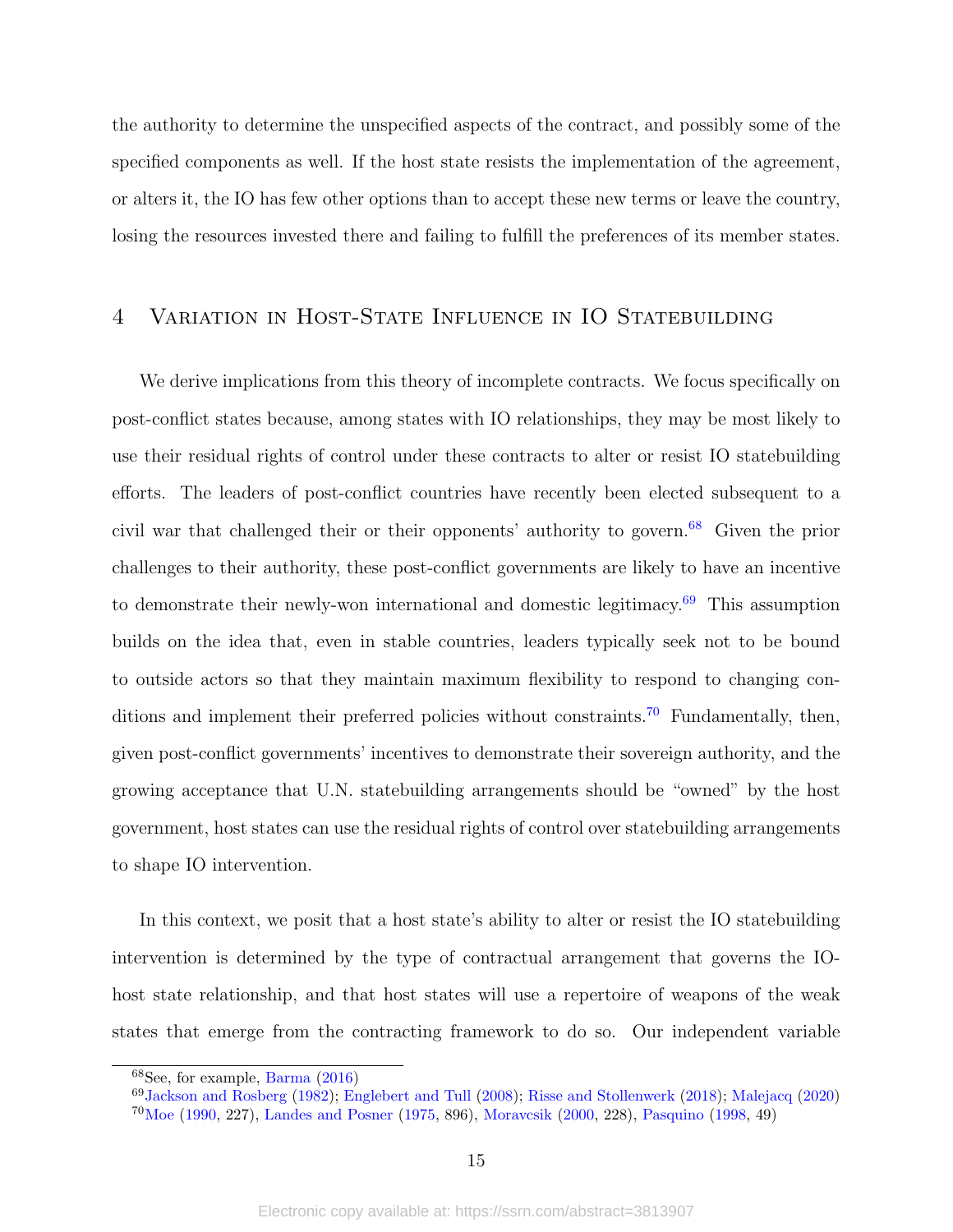the authority to determine the unspecified aspects of the contract, and possibly some of the specified components as well. If the host state resists the implementation of the agreement, or alters it, the IO has few other options than to accept these new terms or leave the country, losing the resources invested there and failing to fulfill the preferences of its member states.

## 4 Variation in Host-State Influence in IO Statebuilding

We derive implications from this theory of incomplete contracts. We focus specifically on post-conflict states because, among states with IO relationships, they may be most likely to use their residual rights of control under these contracts to alter or resist IO statebuilding efforts. The leaders of post-conflict countries have recently been elected subsequent to a civil war that challenged their or their opponents' authority to govern.[68] Given the prior challenges to their authority, these post-conflict governments are likely to have an incentive to demonstrate their newly-won international and domestic legitimacy.[69] This assumption builds on the idea that, even in stable countries, leaders typically seek not to be bound to outside actors so that they maintain maximum flexibility to respond to changing conditions and implement their preferred policies without constraints.[70] Fundamentally, then, given post-conflict governments' incentives to demonstrate their sovereign authority, and the growing acceptance that U.N. statebuilding arrangements should be "owned" by the host government, host states can use the residual rights of control over statebuilding arrangements to shape IO intervention.

In this context, we posit that a host state's ability to alter or resist the IO statebuilding intervention is determined by the type of contractual arrangement that governs the IO-host state relationship, and that host states will use a repertoire of weapons of the weak states that emerge from the contracting framework to do so. Our independent variable

[68] See, for example, Barma (2016)

[69] Jackson and Rosberg (1982); Englebert and Tull (2008); Risse and Stollenwerk (2018); Malejacq (2020)

[70] Moe (1990, 227), Landes and Posner (1975, 896), Moravcsik (2000, 228), Pasquino (1998, 49)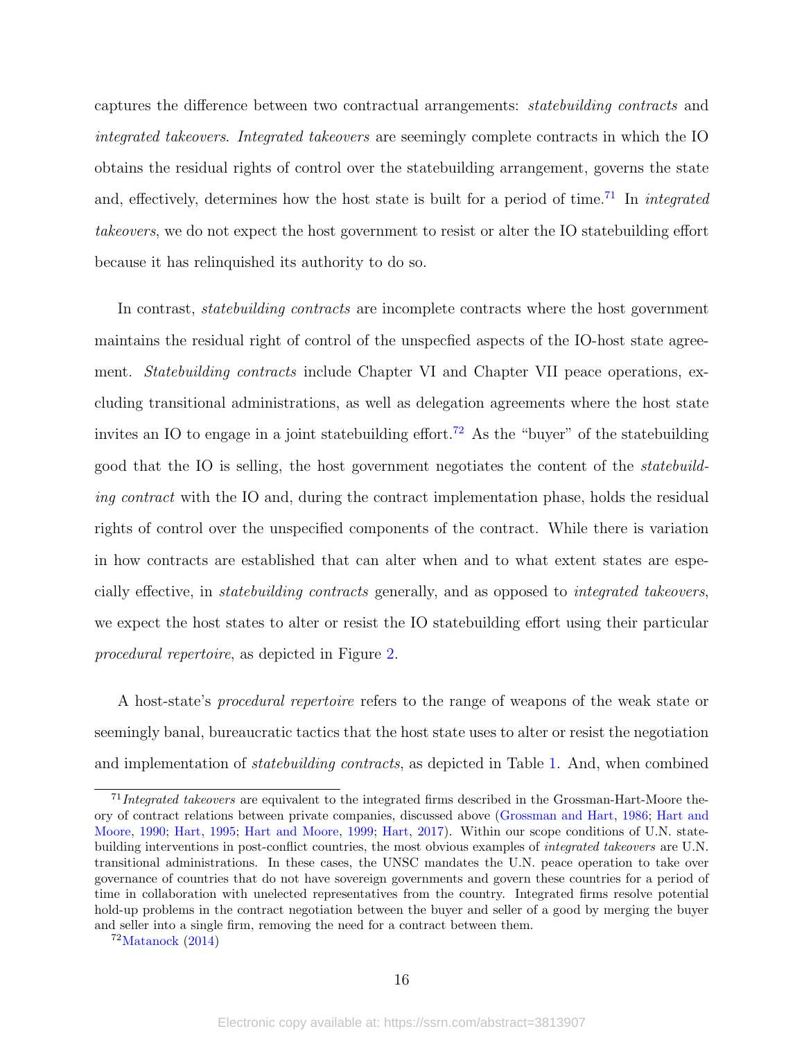captures the difference between two contractual arrangements: *statebuilding contracts* and *integrated takeovers*. *Integrated takeovers* are seemingly complete contracts in which the IO obtains the residual rights of control over the statebuilding arrangement, governs the state and, effectively, determines how the host state is built for a period of time.[71] In *integrated takeovers*, we do not expect the host government to resist or alter the IO statebuilding effort because it has relinquished its authority to do so.

In contrast, *statebuilding contracts* are incomplete contracts where the host government maintains the residual right of control of the unspecfied aspects of the IO-host state agreement. *Statebuilding contracts* include Chapter VI and Chapter VII peace operations, excluding transitional administrations, as well as delegation agreements where the host state invites an IO to engage in a joint statebuilding effort.[72] As the "buyer" of the statebuilding good that the IO is selling, the host government negotiates the content of the *statebuilding contract* with the IO and, during the contract implementation phase, holds the residual rights of control over the unspecified components of the contract. While there is variation in how contracts are established that can alter when and to what extent states are especially effective, in *statebuilding contracts* generally, and as opposed to *integrated takeovers*, we expect the host states to alter or resist the IO statebuilding effort using their particular *procedural repertoire*, as depicted in Figure 2.

A host-state's *procedural repertoire* refers to the range of weapons of the weak state or seemingly banal, bureaucratic tactics that the host state uses to alter or resist the negotiation and implementation of *statebuilding contracts*, as depicted in Table 1. And, when combined

[71] *Integrated takeovers* are equivalent to the integrated firms described in the Grossman-Hart-Moore theory of contract relations between private companies, discussed above (Grossman and Hart, 1986; Hart and Moore, 1990; Hart, 1995; Hart and Moore, 1999; Hart, 2017). Within our scope conditions of U.N. statebuilding interventions in post-conflict countries, the most obvious examples of *integrated takeovers* are U.N. transitional administrations. In these cases, the UNSC mandates the U.N. peace operation to take over governance of countries that do not have sovereign governments and govern these countries for a period of time in collaboration with unelected representatives from the country. Integrated firms resolve potential hold-up problems in the contract negotiation between the buyer and seller of a good by merging the buyer and seller into a single firm, removing the need for a contract between them.

[72] Matanock (2014)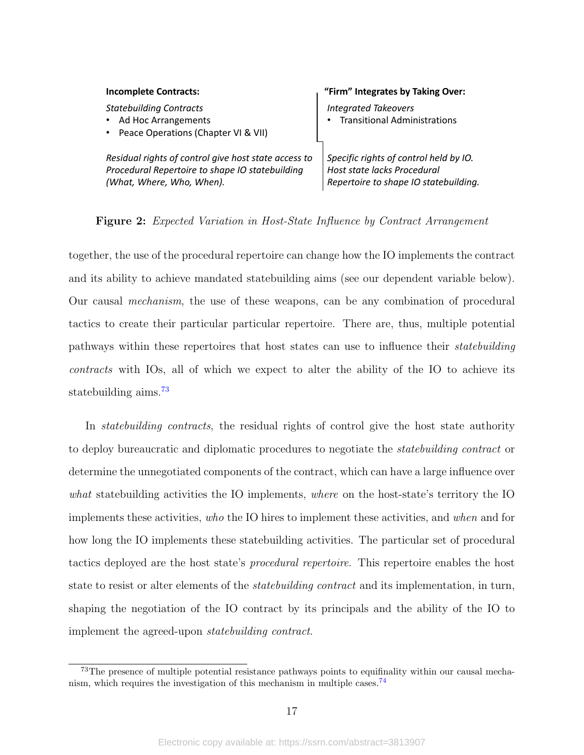| **Incomplete Contracts:** | **"Firm" Integrates by Taking Over:** |
| --- | --- |
| *Statebuilding Contracts*<br>• Ad Hoc Arrangements<br>• Peace Operations (Chapter VI & VII) | *Integrated Takeovers*<br>• Transitional Administrations |
| ***Residual rights of control give host state access to Procedural Repertoire to shape IO statebuilding (What, Where, Who, When).*** | ***Specific rights of control held by IO. Host state lacks Procedural Repertoire to shape IO statebuilding.*** |

**Figure 2:** *Expected Variation in Host-State Influence by Contract Arrangement*

together, the use of the procedural repertoire can change how the IO implements the contract and its ability to achieve mandated statebuilding aims (see our dependent variable below). Our causal *mechanism*, the use of these weapons, can be any combination of procedural tactics to create their particular particular repertoire. There are, thus, multiple potential pathways within these repertoires that host states can use to influence their *statebuilding contracts* with IOs, all of which we expect to alter the ability of the IO to achieve its statebuilding aims.[73]

In *statebuilding contracts*, the residual rights of control give the host state authority to deploy bureaucratic and diplomatic procedures to negotiate the *statebuilding contract* or determine the unnegotiated components of the contract, which can have a large influence over *what* statebuilding activities the IO implements, *where* on the host-state's territory the IO implements these activities, *who* the IO hires to implement these activities, and *when* and for how long the IO implements these statebuilding activities. The particular set of procedural tactics deployed are the host state's *procedural repertoire*. This repertoire enables the host state to resist or alter elements of the *statebuilding contract* and its implementation, in turn, shaping the negotiation of the IO contract by its principals and the ability of the IO to implement the agreed-upon *statebuilding contract*.

[73] The presence of multiple potential resistance pathways points to equifinality within our causal mechanism, which requires the investigation of this mechanism in multiple cases.[74]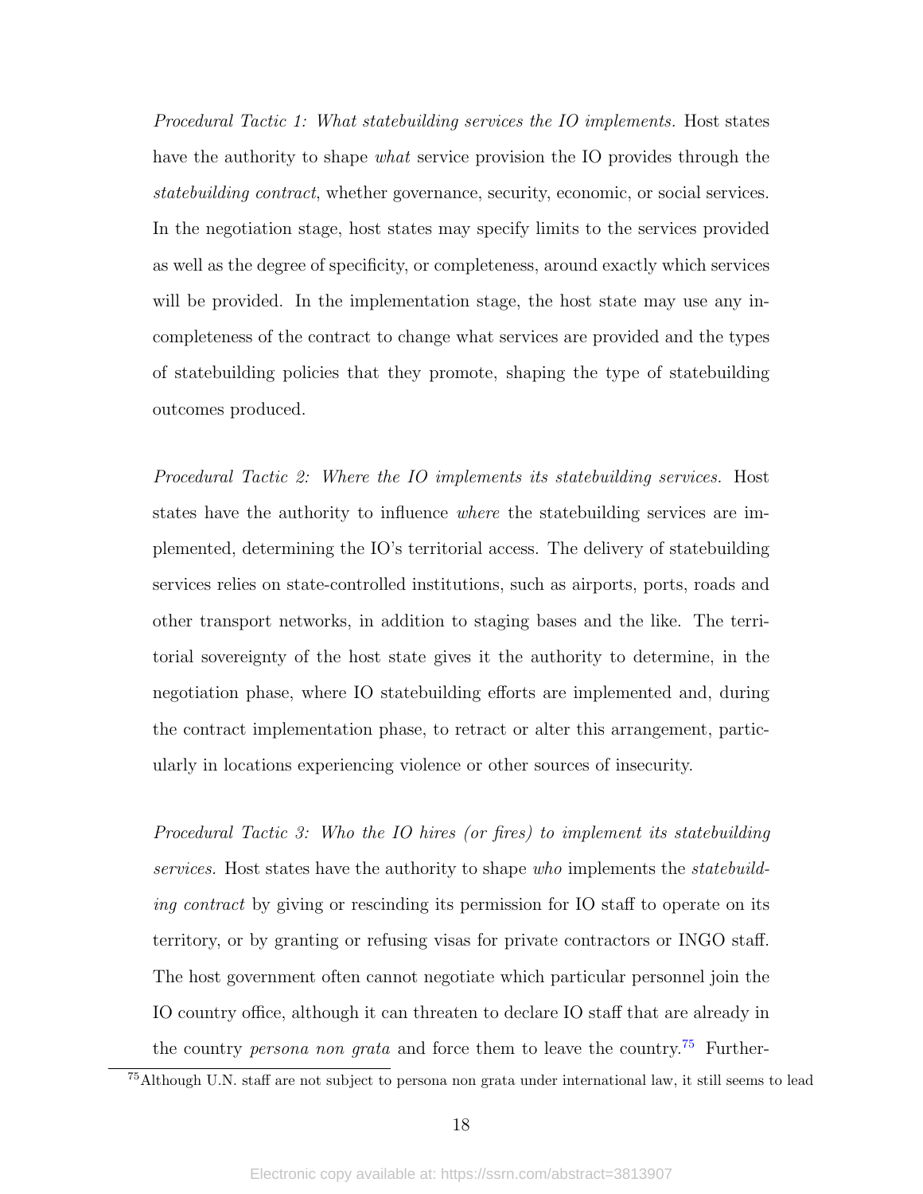*Procedural Tactic 1: What statebuilding services the IO implements.* Host states have the authority to shape *what* service provision the IO provides through the *statebuilding contract*, whether governance, security, economic, or social services. In the negotiation stage, host states may specify limits to the services provided as well as the degree of specificity, or completeness, around exactly which services will be provided. In the implementation stage, the host state may use any incompleteness of the contract to change what services are provided and the types of statebuilding policies that they promote, shaping the type of statebuilding outcomes produced.

*Procedural Tactic 2: Where the IO implements its statebuilding services.* Host states have the authority to influence *where* the statebuilding services are implemented, determining the IO's territorial access. The delivery of statebuilding services relies on state-controlled institutions, such as airports, ports, roads and other transport networks, in addition to staging bases and the like. The territorial sovereignty of the host state gives it the authority to determine, in the negotiation phase, where IO statebuilding efforts are implemented and, during the contract implementation phase, to retract or alter this arrangement, particularly in locations experiencing violence or other sources of insecurity.

*Procedural Tactic 3: Who the IO hires (or fires) to implement its statebuilding services.* Host states have the authority to shape *who* implements the *statebuilding contract* by giving or rescinding its permission for IO staff to operate on its territory, or by granting or refusing visas for private contractors or INGO staff. The host government often cannot negotiate which particular personnel join the IO country office, although it can threaten to declare IO staff that are already in the country *persona non grata* and force them to leave the country.[75] Further-

[75] Although U.N. staff are not subject to persona non grata under international law, it still seems to lead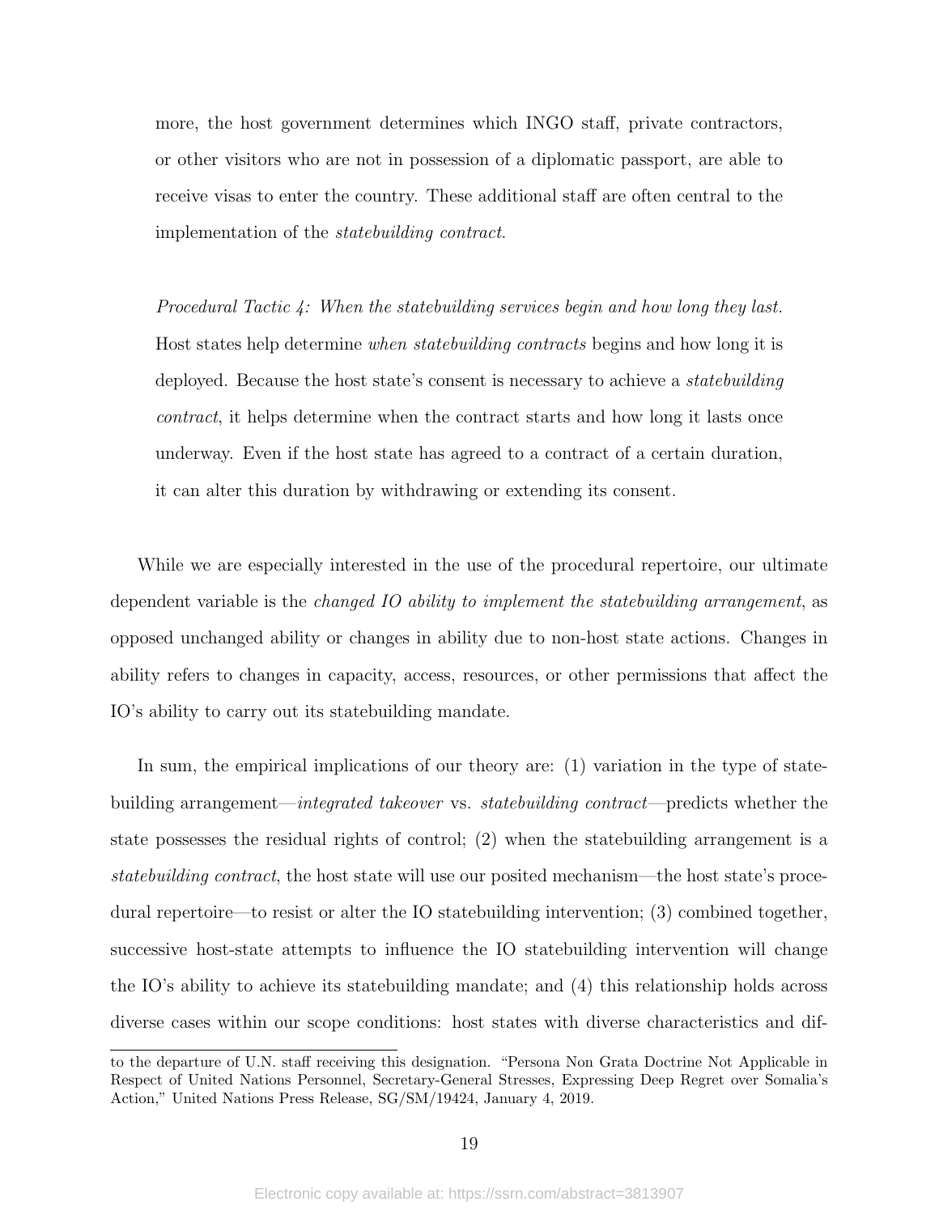more, the host government determines which INGO staff, private contractors, or other visitors who are not in possession of a diplomatic passport, are able to receive visas to enter the country. These additional staff are often central to the implementation of the *statebuilding contract*.

*Procedural Tactic 4: When the statebuilding services begin and how long they last.* Host states help determine *when statebuilding contracts* begins and how long it is deployed. Because the host state's consent is necessary to achieve a *statebuilding contract*, it helps determine when the contract starts and how long it lasts once underway. Even if the host state has agreed to a contract of a certain duration, it can alter this duration by withdrawing or extending its consent.

While we are especially interested in the use of the procedural repertoire, our ultimate dependent variable is the *changed IO ability to implement the statebuilding arrangement*, as opposed unchanged ability or changes in ability due to non-host state actions. Changes in ability refers to changes in capacity, access, resources, or other permissions that affect the IO's ability to carry out its statebuilding mandate.

In sum, the empirical implications of our theory are: (1) variation in the type of statebuilding arrangement—*integrated takeover* vs. *statebuilding contract*—predicts whether the state possesses the residual rights of control; (2) when the statebuilding arrangement is a *statebuilding contract*, the host state will use our posited mechanism—the host state's procedural repertoire—to resist or alter the IO statebuilding intervention; (3) combined together, successive host-state attempts to influence the IO statebuilding intervention will change the IO's ability to achieve its statebuilding mandate; and (4) this relationship holds across diverse cases within our scope conditions: host states with diverse characteristics and dif-

to the departure of U.N. staff receiving this designation. "Persona Non Grata Doctrine Not Applicable in Respect of United Nations Personnel, Secretary-General Stresses, Expressing Deep Regret over Somalia's Action," United Nations Press Release, SG/SM/19424, January 4, 2019.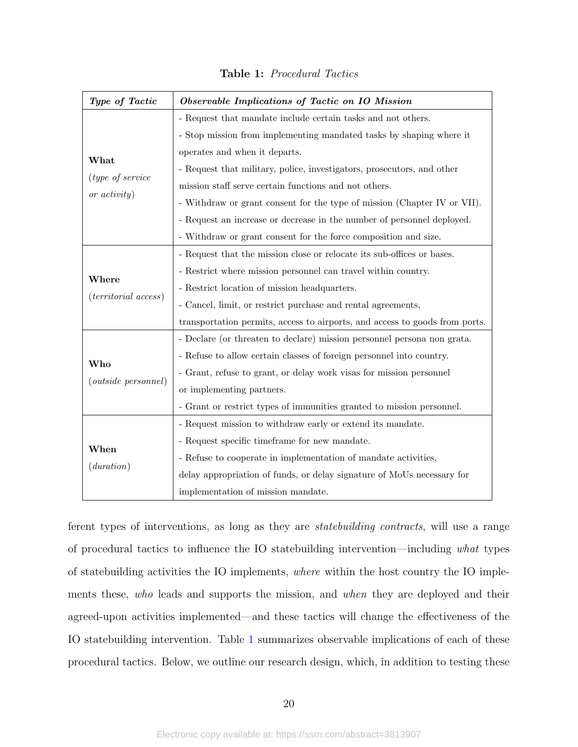**Table 1:** *Procedural Tactics*

| ***Type of Tactic*** | ***Observable Implications of Tactic on IO Mission*** |
|---|---|
| **What** (*type of service or activity*) | - Request that mandate include certain tasks and not others.<br>- Stop mission from implementing mandated tasks by shaping where it operates and when it departs.<br>- Request that military, police, investigators, prosecutors, and other mission staff serve certain functions and not others.<br>- Withdraw or grant consent for the type of mission (Chapter IV or VII).<br>- Request an increase or decrease in the number of personnel deployed.<br>- Withdraw or grant consent for the force composition and size. |
| **Where** (*territorial access*) | - Request that the mission close or relocate its sub-offices or bases.<br>- Restrict where mission personnel can travel within country.<br>- Restrict location of mission headquarters.<br>- Cancel, limit, or restrict purchase and rental agreements, transportation permits, access to airports, and access to goods from ports. |
| **Who** (*outside personnel*) | - Declare (or threaten to declare) mission personnel persona non grata.<br>- Refuse to allow certain classes of foreign personnel into country.<br>- Grant, refuse to grant, or delay work visas for mission personnel or implementing partners.<br>- Grant or restrict types of immunities granted to mission personnel. |
| **When** (*duration*) | - Request mission to withdraw early or extend its mandate.<br>- Request specific timeframe for new mandate.<br>- Refuse to cooperate in implementation of mandate activities, delay appropriation of funds, or delay signature of MoUs necessary for implementation of mission mandate. |

ferent types of interventions, as long as they are *statebuilding contracts*, will use a range of procedural tactics to influence the IO statebuilding intervention—including *what* types of statebuilding activities the IO implements, *where* within the host country the IO implements these, *who* leads and supports the mission, and *when* they are deployed and their agreed-upon activities implemented—and these tactics will change the effectiveness of the IO statebuilding intervention. Table 1 summarizes observable implications of each of these procedural tactics. Below, we outline our research design, which, in addition to testing these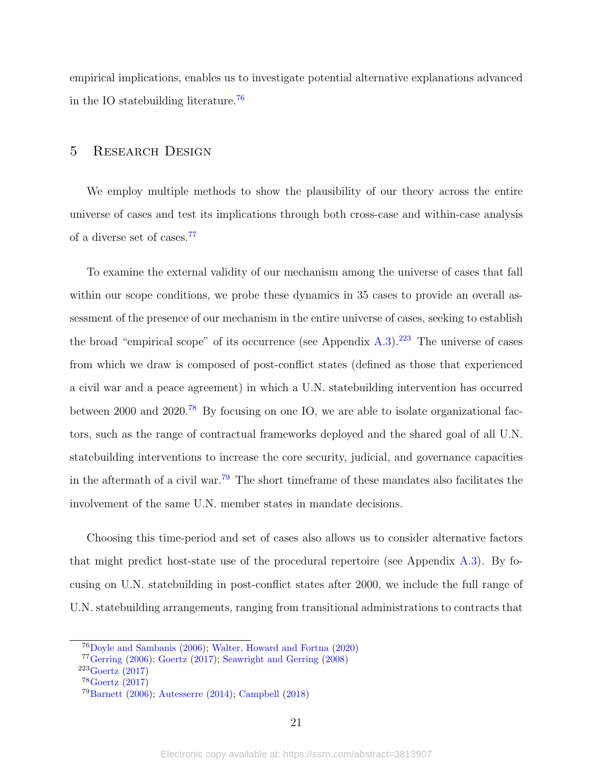empirical implications, enables us to investigate potential alternative explanations advanced in the IO statebuilding literature.[76]

## 5 Research Design

We employ multiple methods to show the plausibility of our theory across the entire universe of cases and test its implications through both cross-case and within-case analysis of a diverse set of cases.[77]

To examine the external validity of our mechanism among the universe of cases that fall within our scope conditions, we probe these dynamics in 35 cases to provide an overall assessment of the presence of our mechanism in the entire universe of cases, seeking to establish the broad "empirical scope" of its occurrence (see Appendix A.3).[223] The universe of cases from which we draw is composed of post-conflict states (defined as those that experienced a civil war and a peace agreement) in which a U.N. statebuilding intervention has occurred between 2000 and 2020.[78] By focusing on one IO, we are able to isolate organizational factors, such as the range of contractual frameworks deployed and the shared goal of all U.N. statebuilding interventions to increase the core security, judicial, and governance capacities in the aftermath of a civil war.[79] The short timeframe of these mandates also facilitates the involvement of the same U.N. member states in mandate decisions.

Choosing this time-period and set of cases also allows us to consider alternative factors that might predict host-state use of the procedural repertoire (see Appendix A.3). By focusing on U.N. statebuilding in post-conflict states after 2000, we include the full range of U.N. statebuilding arrangements, ranging from transitional administrations to contracts that

---

[76] Doyle and Sambanis (2006); Walter, Howard and Fortna (2020)

[77] Gerring (2006); Goertz (2017); Seawright and Gerring (2008)

[223] Goertz (2017)

[78] Goertz (2017)

[79] Barnett (2006); Autesserre (2014); Campbell (2018)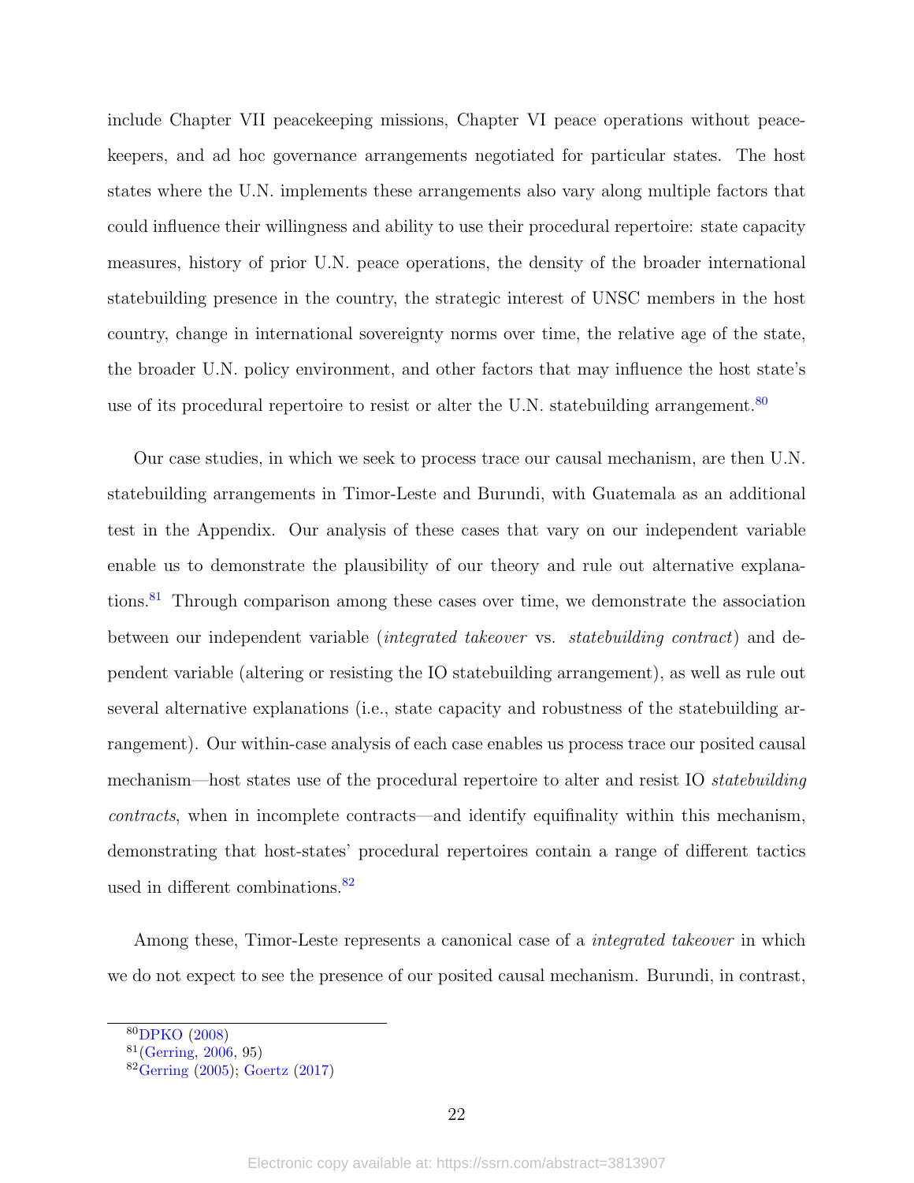include Chapter VII peacekeeping missions, Chapter VI peace operations without peacekeepers, and ad hoc governance arrangements negotiated for particular states. The host states where the U.N. implements these arrangements also vary along multiple factors that could influence their willingness and ability to use their procedural repertoire: state capacity measures, history of prior U.N. peace operations, the density of the broader international statebuilding presence in the country, the strategic interest of UNSC members in the host country, change in international sovereignty norms over time, the relative age of the state, the broader U.N. policy environment, and other factors that may influence the host state's use of its procedural repertoire to resist or alter the U.N. statebuilding arrangement.[80]

Our case studies, in which we seek to process trace our causal mechanism, are then U.N. statebuilding arrangements in Timor-Leste and Burundi, with Guatemala as an additional test in the Appendix. Our analysis of these cases that vary on our independent variable enable us to demonstrate the plausibility of our theory and rule out alternative explanations.[81] Through comparison among these cases over time, we demonstrate the association between our independent variable (*integrated takeover* vs. *statebuilding contract*) and dependent variable (altering or resisting the IO statebuilding arrangement), as well as rule out several alternative explanations (i.e., state capacity and robustness of the statebuilding arrangement). Our within-case analysis of each case enables us process trace our posited causal mechanism—host states use of the procedural repertoire to alter and resist IO *statebuilding contracts*, when in incomplete contracts—and identify equifinality within this mechanism, demonstrating that host-states' procedural repertoires contain a range of different tactics used in different combinations.[82]

Among these, Timor-Leste represents a canonical case of a *integrated takeover* in which we do not expect to see the presence of our posited causal mechanism. Burundi, in contrast,

---

[80] DPKO (2008)

[81] (Gerring, 2006, 95)

[82] Gerring (2005); Goertz (2017)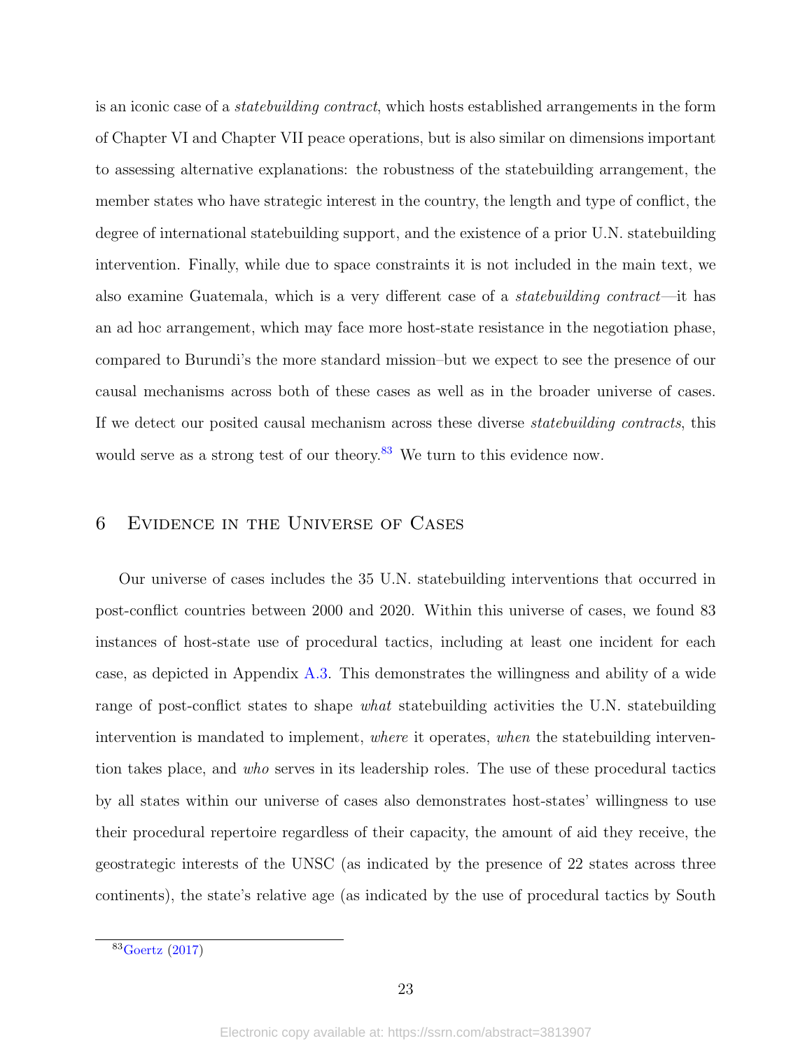is an iconic case of a *statebuilding contract*, which hosts established arrangements in the form of Chapter VI and Chapter VII peace operations, but is also similar on dimensions important to assessing alternative explanations: the robustness of the statebuilding arrangement, the member states who have strategic interest in the country, the length and type of conflict, the degree of international statebuilding support, and the existence of a prior U.N. statebuilding intervention. Finally, while due to space constraints it is not included in the main text, we also examine Guatemala, which is a very different case of a *statebuilding contract*—it has an ad hoc arrangement, which may face more host-state resistance in the negotiation phase, compared to Burundi's the more standard mission–but we expect to see the presence of our causal mechanisms across both of these cases as well as in the broader universe of cases. If we detect our posited causal mechanism across these diverse *statebuilding contracts*, this would serve as a strong test of our theory.[83] We turn to this evidence now.

## 6 Evidence in the Universe of Cases

Our universe of cases includes the 35 U.N. statebuilding interventions that occurred in post-conflict countries between 2000 and 2020. Within this universe of cases, we found 83 instances of host-state use of procedural tactics, including at least one incident for each case, as depicted in Appendix A.3. This demonstrates the willingness and ability of a wide range of post-conflict states to shape *what* statebuilding activities the U.N. statebuilding intervention is mandated to implement, *where* it operates, *when* the statebuilding intervention takes place, and *who* serves in its leadership roles. The use of these procedural tactics by all states within our universe of cases also demonstrates host-states' willingness to use their procedural repertoire regardless of their capacity, the amount of aid they receive, the geostrategic interests of the UNSC (as indicated by the presence of 22 states across three continents), the state's relative age (as indicated by the use of procedural tactics by South

[83] Goertz (2017)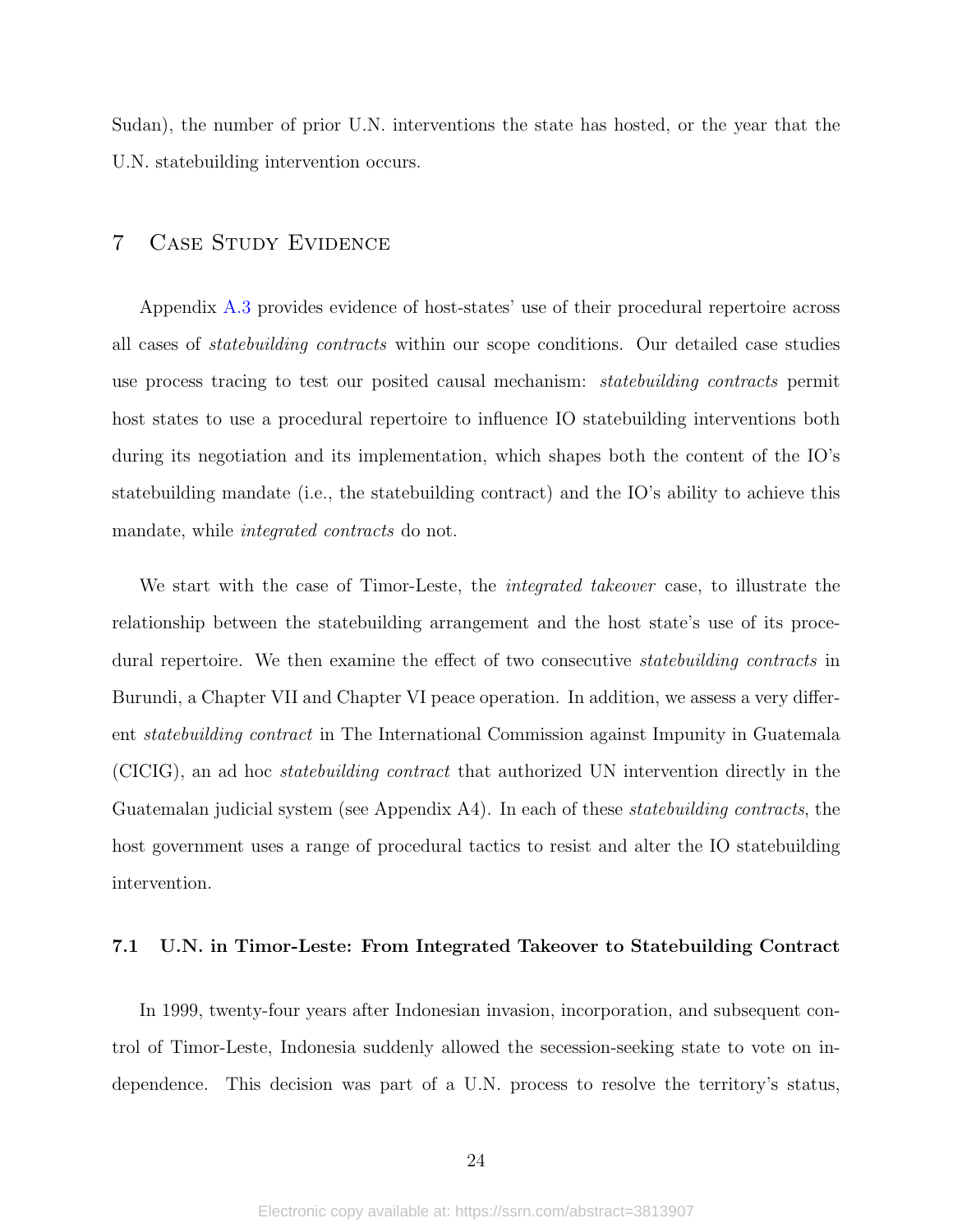Sudan), the number of prior U.N. interventions the state has hosted, or the year that the U.N. statebuilding intervention occurs.

## 7 Case Study Evidence

Appendix A.3 provides evidence of host-states' use of their procedural repertoire across all cases of *statebuilding contracts* within our scope conditions. Our detailed case studies use process tracing to test our posited causal mechanism: *statebuilding contracts* permit host states to use a procedural repertoire to influence IO statebuilding interventions both during its negotiation and its implementation, which shapes both the content of the IO's statebuilding mandate (i.e., the statebuilding contract) and the IO's ability to achieve this mandate, while *integrated contracts* do not.

We start with the case of Timor-Leste, the *integrated takeover* case, to illustrate the relationship between the statebuilding arrangement and the host state's use of its procedural repertoire. We then examine the effect of two consecutive *statebuilding contracts* in Burundi, a Chapter VII and Chapter VI peace operation. In addition, we assess a very different *statebuilding contract* in The International Commission against Impunity in Guatemala (CICIG), an ad hoc *statebuilding contract* that authorized UN intervention directly in the Guatemalan judicial system (see Appendix A4). In each of these *statebuilding contracts*, the host government uses a range of procedural tactics to resist and alter the IO statebuilding intervention.

### 7.1 U.N. in Timor-Leste: From Integrated Takeover to Statebuilding Contract

In 1999, twenty-four years after Indonesian invasion, incorporation, and subsequent control of Timor-Leste, Indonesia suddenly allowed the secession-seeking state to vote on independence. This decision was part of a U.N. process to resolve the territory's status,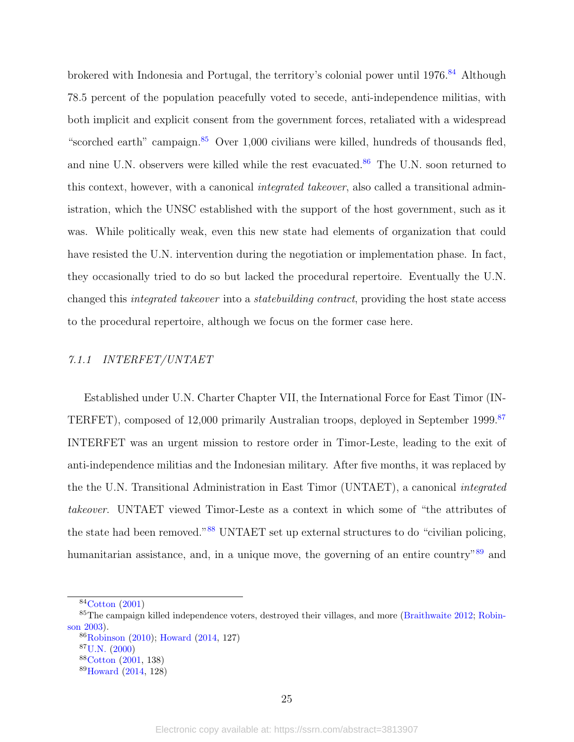brokered with Indonesia and Portugal, the territory's colonial power until 1976.[84] Although 78.5 percent of the population peacefully voted to secede, anti-independence militias, with both implicit and explicit consent from the government forces, retaliated with a widespread "scorched earth" campaign.[85] Over 1,000 civilians were killed, hundreds of thousands fled, and nine U.N. observers were killed while the rest evacuated.[86] The U.N. soon returned to this context, however, with a canonical *integrated takeover*, also called a transitional administration, which the UNSC established with the support of the host government, such as it was. While politically weak, even this new state had elements of organization that could have resisted the U.N. intervention during the negotiation or implementation phase. In fact, they occasionally tried to do so but lacked the procedural repertoire. Eventually the U.N. changed this *integrated takeover* into a *statebuilding contract*, providing the host state access to the procedural repertoire, although we focus on the former case here.

### *7.1.1 INTERFET/UNTAET*

Established under U.N. Charter Chapter VII, the International Force for East Timor (INTERFET), composed of 12,000 primarily Australian troops, deployed in September 1999.[87] INTERFET was an urgent mission to restore order in Timor-Leste, leading to the exit of anti-independence militias and the Indonesian military. After five months, it was replaced by the the U.N. Transitional Administration in East Timor (UNTAET), a canonical *integrated takeover*. UNTAET viewed Timor-Leste as a context in which some of "the attributes of the state had been removed."[88] UNTAET set up external structures to do "civilian policing, humanitarian assistance, and, in a unique move, the governing of an entire country"[89] and

---

[84] Cotton (2001)

[85] The campaign killed independence voters, destroyed their villages, and more (Braithwaite 2012; Robinson 2003).

[86] Robinson (2010); Howard (2014, 127)

[87] U.N. (2000)

[88] Cotton (2001, 138)

[89] Howard (2014, 128)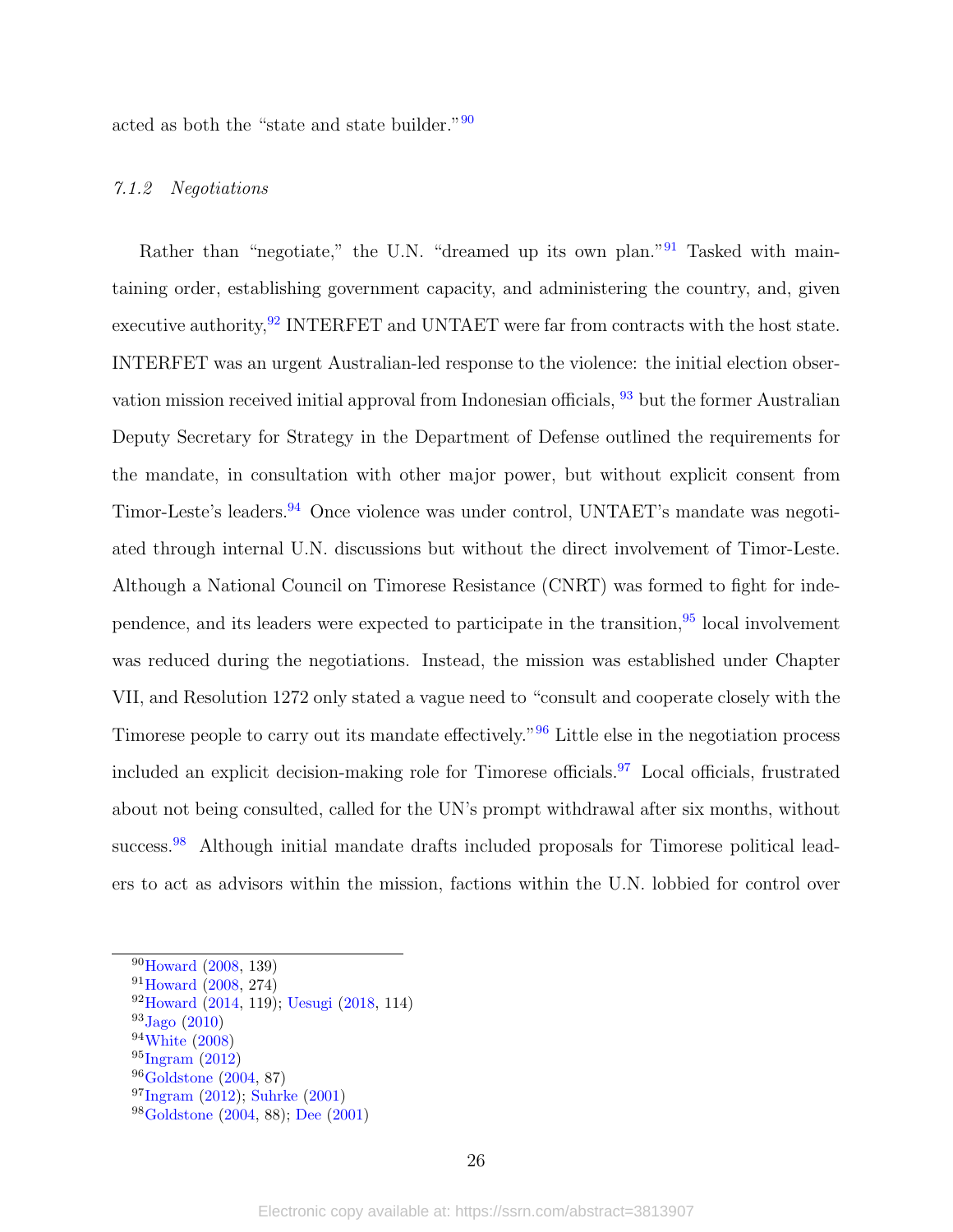acted as both the "state and state builder."[90]

### *7.1.2 Negotiations*

Rather than "negotiate," the U.N. "dreamed up its own plan."[91] Tasked with maintaining order, establishing government capacity, and administering the country, and, given executive authority,[92] INTERFET and UNTAET were far from contracts with the host state. INTERFET was an urgent Australian-led response to the violence: the initial election observation mission received initial approval from Indonesian officials, [93] but the former Australian Deputy Secretary for Strategy in the Department of Defense outlined the requirements for the mandate, in consultation with other major power, but without explicit consent from Timor-Leste's leaders.[94] Once violence was under control, UNTAET's mandate was negotiated through internal U.N. discussions but without the direct involvement of Timor-Leste. Although a National Council on Timorese Resistance (CNRT) was formed to fight for independence, and its leaders were expected to participate in the transition,[95] local involvement was reduced during the negotiations. Instead, the mission was established under Chapter VII, and Resolution 1272 only stated a vague need to "consult and cooperate closely with the Timorese people to carry out its mandate effectively."[96] Little else in the negotiation process included an explicit decision-making role for Timorese officials.[97] Local officials, frustrated about not being consulted, called for the UN's prompt withdrawal after six months, without success.[98] Although initial mandate drafts included proposals for Timorese political leaders to act as advisors within the mission, factions within the U.N. lobbied for control over

---

[90] Howard (2008, 139)
[91] Howard (2008, 274)
[92] Howard (2014, 119); Uesugi (2018, 114)
[93] Jago (2010)
[94] White (2008)
[95] Ingram (2012)
[96] Goldstone (2004, 87)
[97] Ingram (2012); Suhrke (2001)
[98] Goldstone (2004, 88); Dee (2001)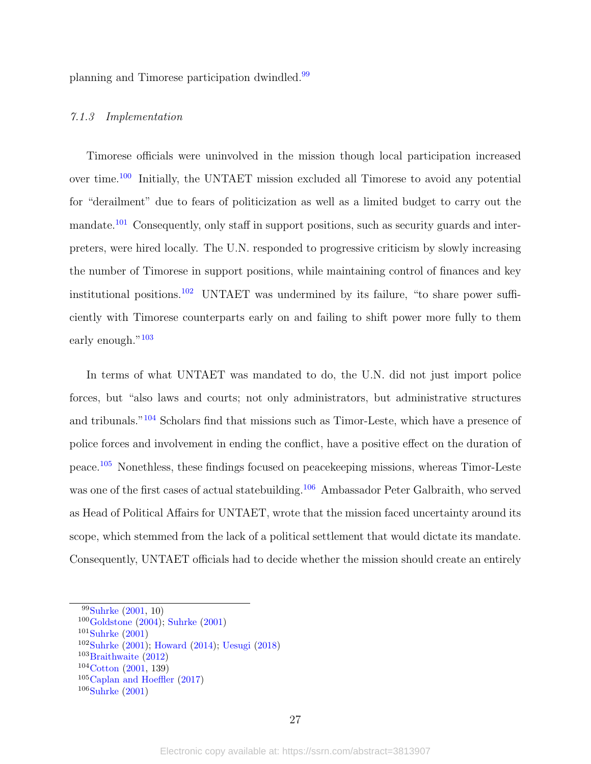planning and Timorese participation dwindled.[99]

#### 7.1.3 Implementation

Timorese officials were uninvolved in the mission though local participation increased over time.[100] Initially, the UNTAET mission excluded all Timorese to avoid any potential for "derailment" due to fears of politicization as well as a limited budget to carry out the mandate.[101] Consequently, only staff in support positions, such as security guards and interpreters, were hired locally. The U.N. responded to progressive criticism by slowly increasing the number of Timorese in support positions, while maintaining control of finances and key institutional positions.[102] UNTAET was undermined by its failure, "to share power sufficiently with Timorese counterparts early on and failing to shift power more fully to them early enough."[103]

In terms of what UNTAET was mandated to do, the U.N. did not just import police forces, but "also laws and courts; not only administrators, but administrative structures and tribunals."[104] Scholars find that missions such as Timor-Leste, which have a presence of police forces and involvement in ending the conflict, have a positive effect on the duration of peace.[105] Nonethless, these findings focused on peacekeeping missions, whereas Timor-Leste was one of the first cases of actual statebuilding.[106] Ambassador Peter Galbraith, who served as Head of Political Affairs for UNTAET, wrote that the mission faced uncertainty around its scope, which stemmed from the lack of a political settlement that would dictate its mandate. Consequently, UNTAET officials had to decide whether the mission should create an entirely

[99] Suhrke (2001, 10)
[100] Goldstone (2004); Suhrke (2001)
[101] Suhrke (2001)
[102] Suhrke (2001); Howard (2014); Uesugi (2018)
[103] Braithwaite (2012)
[104] Cotton (2001, 139)
[105] Caplan and Hoeffler (2017)
[106] Suhrke (2001)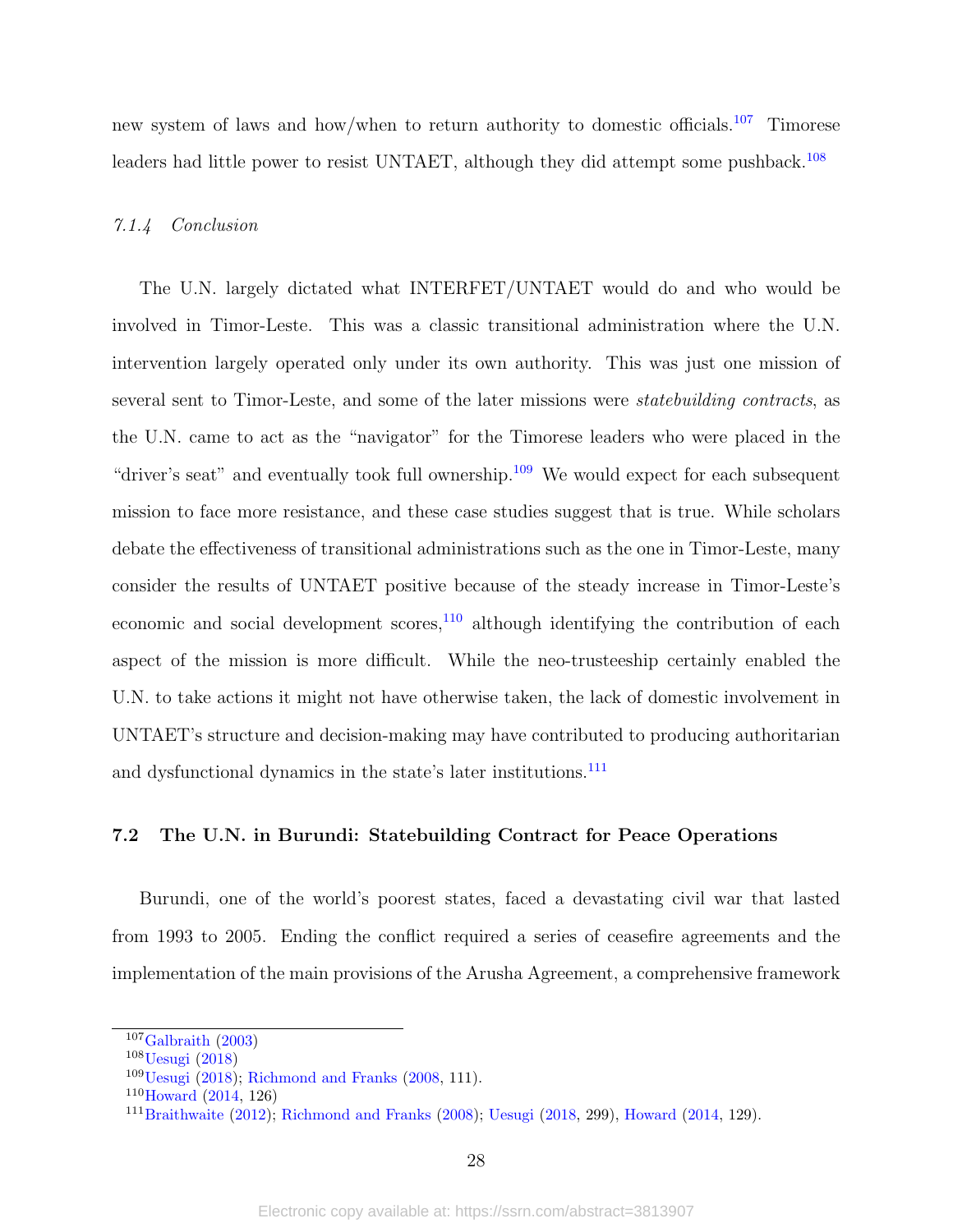new system of laws and how/when to return authority to domestic officials.[107] Timorese leaders had little power to resist UNTAET, although they did attempt some pushback.[108]

#### 7.1.4 Conclusion

The U.N. largely dictated what INTERFET/UNTAET would do and who would be involved in Timor-Leste. This was a classic transitional administration where the U.N. intervention largely operated only under its own authority. This was just one mission of several sent to Timor-Leste, and some of the later missions were *statebuilding contracts*, as the U.N. came to act as the "navigator" for the Timorese leaders who were placed in the "driver's seat" and eventually took full ownership.[109] We would expect for each subsequent mission to face more resistance, and these case studies suggest that is true. While scholars debate the effectiveness of transitional administrations such as the one in Timor-Leste, many consider the results of UNTAET positive because of the steady increase in Timor-Leste's economic and social development scores,[110] although identifying the contribution of each aspect of the mission is more difficult. While the neo-trusteeship certainly enabled the U.N. to take actions it might not have otherwise taken, the lack of domestic involvement in UNTAET's structure and decision-making may have contributed to producing authoritarian and dysfunctional dynamics in the state's later institutions.[111]

### 7.2 The U.N. in Burundi: Statebuilding Contract for Peace Operations

Burundi, one of the world's poorest states, faced a devastating civil war that lasted from 1993 to 2005. Ending the conflict required a series of ceasefire agreements and the implementation of the main provisions of the Arusha Agreement, a comprehensive framework

---

[107] Galbraith (2003)
[108] Uesugi (2018)
[109] Uesugi (2018); Richmond and Franks (2008, 111).
[110] Howard (2014, 126)
[111] Braithwaite (2012); Richmond and Franks (2008); Uesugi (2018, 299), Howard (2014, 129).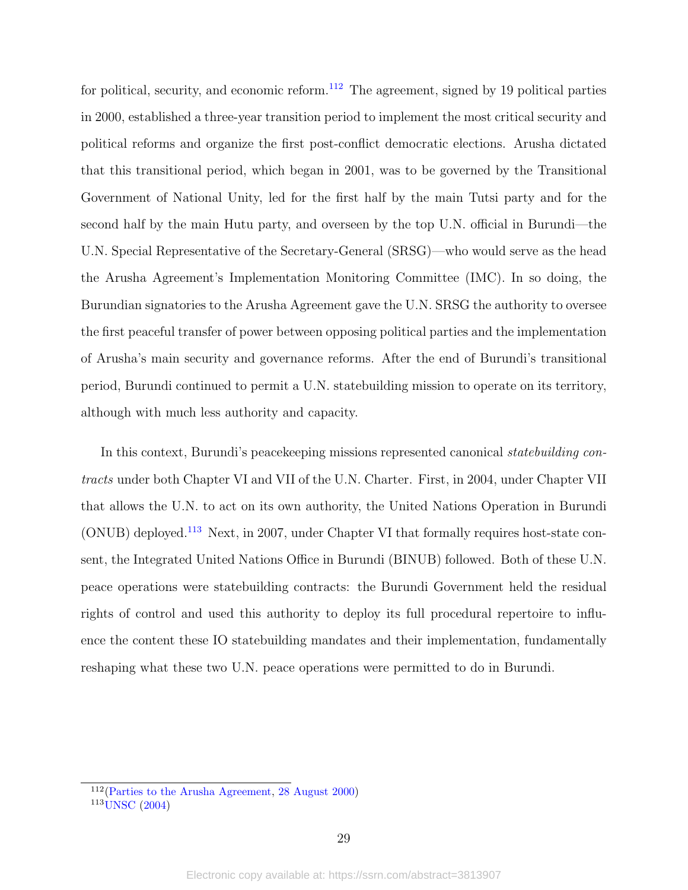for political, security, and economic reform.[112] The agreement, signed by 19 political parties in 2000, established a three-year transition period to implement the most critical security and political reforms and organize the first post-conflict democratic elections. Arusha dictated that this transitional period, which began in 2001, was to be governed by the Transitional Government of National Unity, led for the first half by the main Tutsi party and for the second half by the main Hutu party, and overseen by the top U.N. official in Burundi—the U.N. Special Representative of the Secretary-General (SRSG)—who would serve as the head the Arusha Agreement's Implementation Monitoring Committee (IMC). In so doing, the Burundian signatories to the Arusha Agreement gave the U.N. SRSG the authority to oversee the first peaceful transfer of power between opposing political parties and the implementation of Arusha's main security and governance reforms. After the end of Burundi's transitional period, Burundi continued to permit a U.N. statebuilding mission to operate on its territory, although with much less authority and capacity.

In this context, Burundi's peacekeeping missions represented canonical *statebuilding contracts* under both Chapter VI and VII of the U.N. Charter. First, in 2004, under Chapter VII that allows the U.N. to act on its own authority, the United Nations Operation in Burundi (ONUB) deployed.[113] Next, in 2007, under Chapter VI that formally requires host-state consent, the Integrated United Nations Office in Burundi (BINUB) followed. Both of these U.N. peace operations were statebuilding contracts: the Burundi Government held the residual rights of control and used this authority to deploy its full procedural repertoire to influence the content these IO statebuilding mandates and their implementation, fundamentally reshaping what these two U.N. peace operations were permitted to do in Burundi.

[112] (Parties to the Arusha Agreement, 28 August 2000)

[113] UNSC (2004)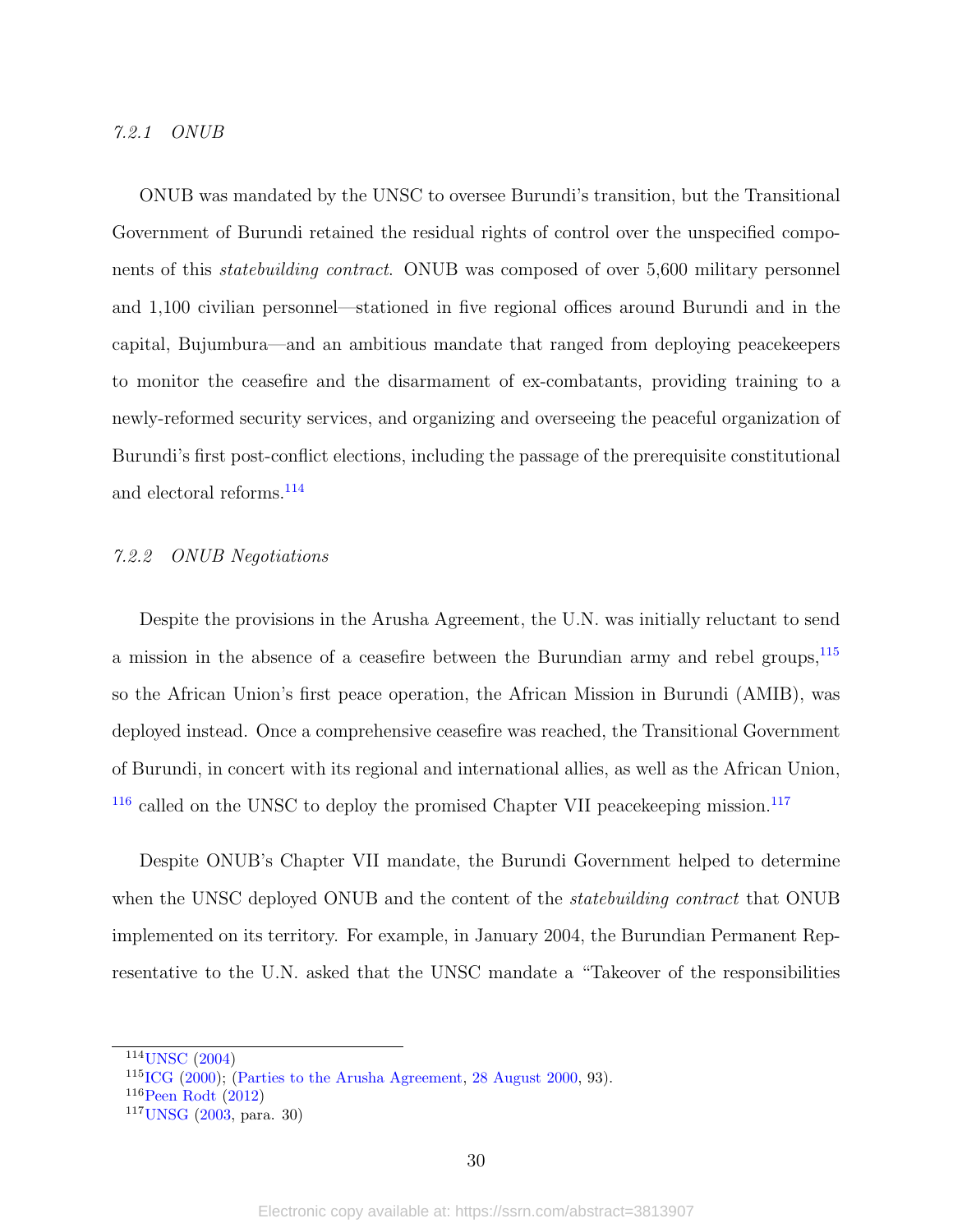#### 7.2.1 ONUB

ONUB was mandated by the UNSC to oversee Burundi's transition, but the Transitional Government of Burundi retained the residual rights of control over the unspecified components of this *statebuilding contract*. ONUB was composed of over 5,600 military personnel and 1,100 civilian personnel—stationed in five regional offices around Burundi and in the capital, Bujumbura—and an ambitious mandate that ranged from deploying peacekeepers to monitor the ceasefire and the disarmament of ex-combatants, providing training to a newly-reformed security services, and organizing and overseeing the peaceful organization of Burundi's first post-conflict elections, including the passage of the prerequisite constitutional and electoral reforms.[114]

#### 7.2.2 ONUB Negotiations

Despite the provisions in the Arusha Agreement, the U.N. was initially reluctant to send a mission in the absence of a ceasefire between the Burundian army and rebel groups,[115] so the African Union's first peace operation, the African Mission in Burundi (AMIB), was deployed instead. Once a comprehensive ceasefire was reached, the Transitional Government of Burundi, in concert with its regional and international allies, as well as the African Union, [116] called on the UNSC to deploy the promised Chapter VII peacekeeping mission.[117]

Despite ONUB's Chapter VII mandate, the Burundi Government helped to determine when the UNSC deployed ONUB and the content of the *statebuilding contract* that ONUB implemented on its territory. For example, in January 2004, the Burundian Permanent Representative to the U.N. asked that the UNSC mandate a "Takeover of the responsibilities

---

[114] UNSC (2004)

[115] ICG (2000); (Parties to the Arusha Agreement, 28 August 2000, 93).

[116] Peen Rodt (2012)

[117] UNSG (2003, para. 30)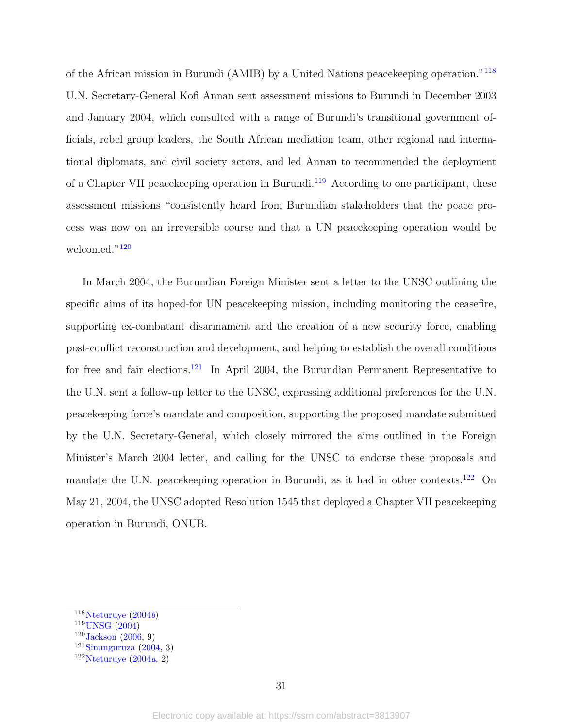of the African mission in Burundi (AMIB) by a United Nations peacekeeping operation."[118] U.N. Secretary-General Kofi Annan sent assessment missions to Burundi in December 2003 and January 2004, which consulted with a range of Burundi's transitional government officials, rebel group leaders, the South African mediation team, other regional and international diplomats, and civil society actors, and led Annan to recommended the deployment of a Chapter VII peacekeeping operation in Burundi.[119] According to one participant, these assessment missions "consistently heard from Burundian stakeholders that the peace process was now on an irreversible course and that a UN peacekeeping operation would be welcomed."[120]

In March 2004, the Burundian Foreign Minister sent a letter to the UNSC outlining the specific aims of its hoped-for UN peacekeeping mission, including monitoring the ceasefire, supporting ex-combatant disarmament and the creation of a new security force, enabling post-conflict reconstruction and development, and helping to establish the overall conditions for free and fair elections.[121] In April 2004, the Burundian Permanent Representative to the U.N. sent a follow-up letter to the UNSC, expressing additional preferences for the U.N. peacekeeping force's mandate and composition, supporting the proposed mandate submitted by the U.N. Secretary-General, which closely mirrored the aims outlined in the Foreign Minister's March 2004 letter, and calling for the UNSC to endorse these proposals and mandate the U.N. peacekeeping operation in Burundi, as it had in other contexts.[122] On May 21, 2004, the UNSC adopted Resolution 1545 that deployed a Chapter VII peacekeeping operation in Burundi, ONUB.

---

[118] Nteturuye (2004*b*)
[119] UNSG (2004)
[120] Jackson (2006, 9)
[121] Sinunguruza (2004, 3)
[122] Nteturuye (2004*a*, 2)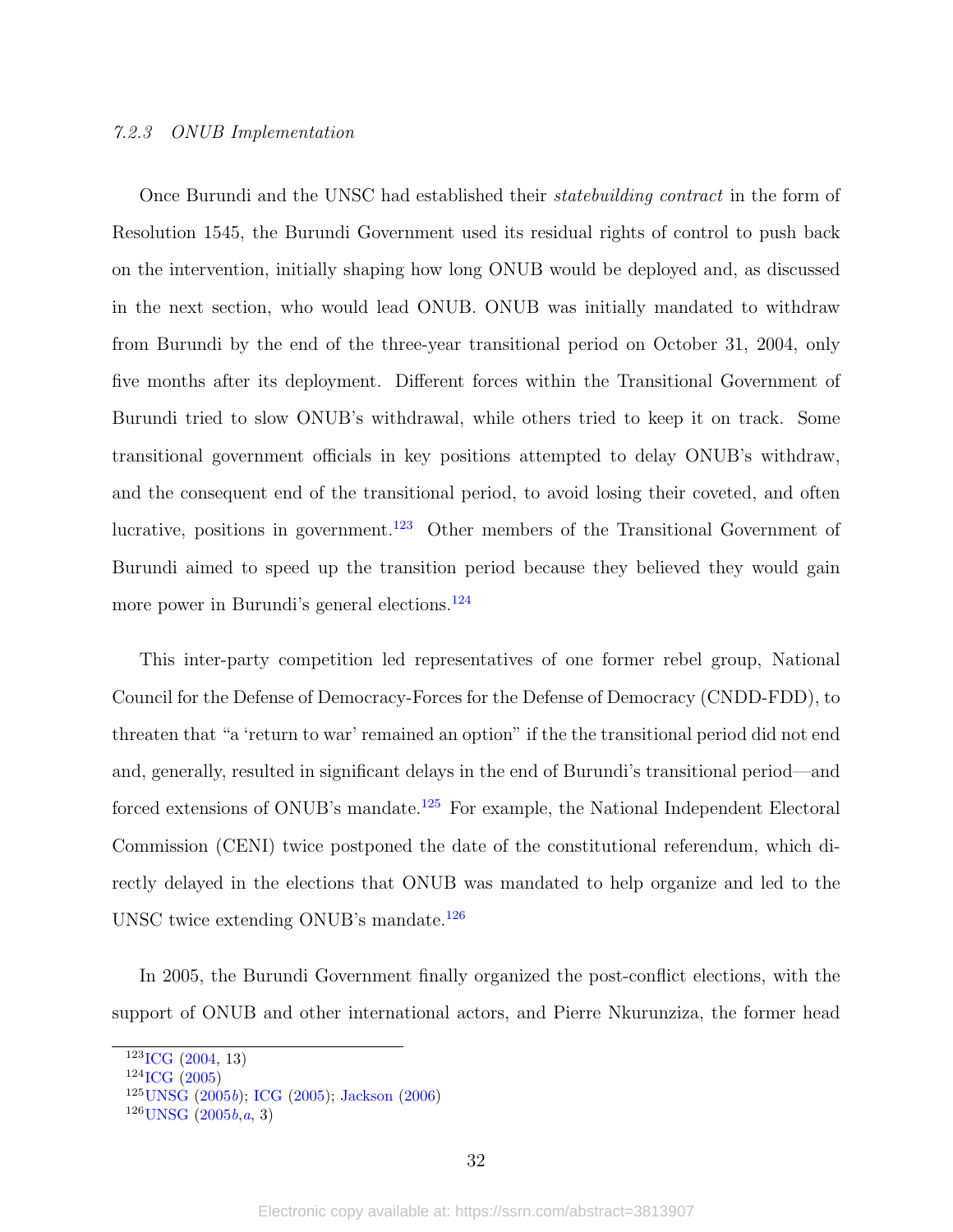### *7.2.3 ONUB Implementation*

Once Burundi and the UNSC had established their *statebuilding contract* in the form of Resolution 1545, the Burundi Government used its residual rights of control to push back on the intervention, initially shaping how long ONUB would be deployed and, as discussed in the next section, who would lead ONUB. ONUB was initially mandated to withdraw from Burundi by the end of the three-year transitional period on October 31, 2004, only five months after its deployment. Different forces within the Transitional Government of Burundi tried to slow ONUB's withdrawal, while others tried to keep it on track. Some transitional government officials in key positions attempted to delay ONUB's withdraw, and the consequent end of the transitional period, to avoid losing their coveted, and often lucrative, positions in government.[123] Other members of the Transitional Government of Burundi aimed to speed up the transition period because they believed they would gain more power in Burundi's general elections.[124]

This inter-party competition led representatives of one former rebel group, National Council for the Defense of Democracy-Forces for the Defense of Democracy (CNDD-FDD), to threaten that "a 'return to war' remained an option" if the the transitional period did not end and, generally, resulted in significant delays in the end of Burundi's transitional period—and forced extensions of ONUB's mandate.[125] For example, the National Independent Electoral Commission (CENI) twice postponed the date of the constitutional referendum, which directly delayed in the elections that ONUB was mandated to help organize and led to the UNSC twice extending ONUB's mandate.[126]

In 2005, the Burundi Government finally organized the post-conflict elections, with the support of ONUB and other international actors, and Pierre Nkurunziza, the former head

---

[123] ICG (2004, 13)
[124] ICG (2005)
[125] UNSG (2005*b*); ICG (2005); Jackson (2006)
[126] UNSG (2005*b*,*a*, 3)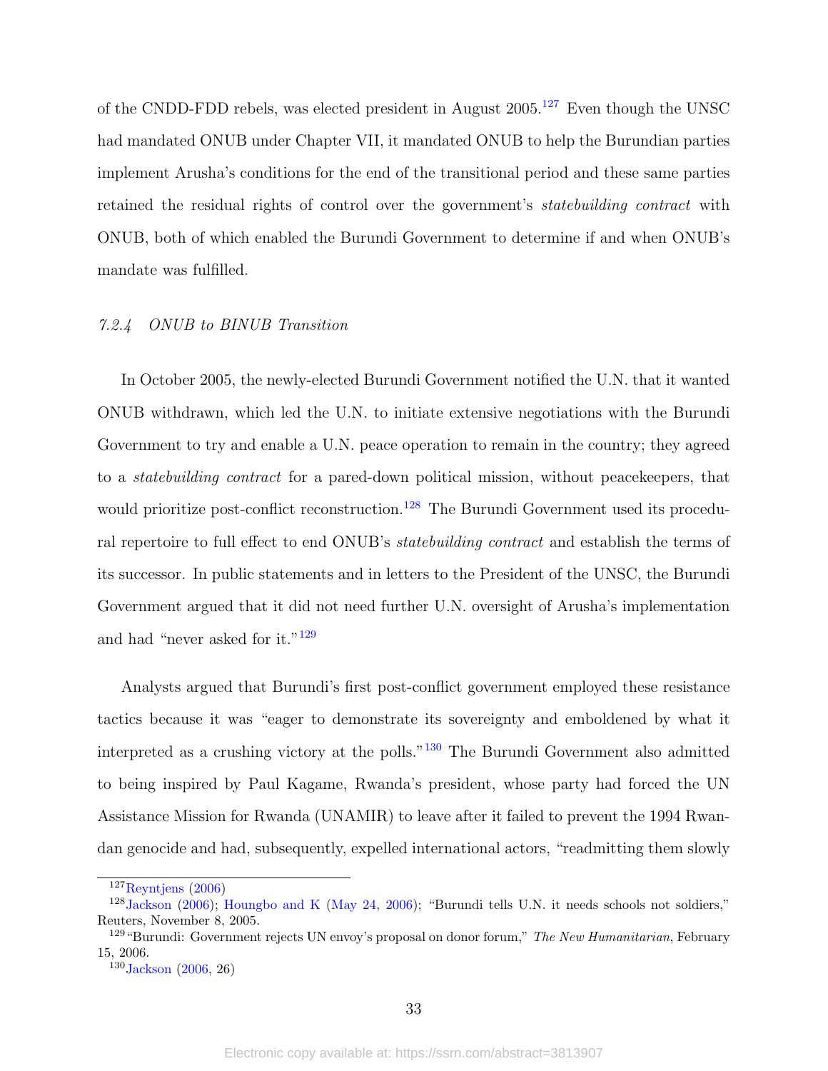of the CNDD-FDD rebels, was elected president in August 2005.[127] Even though the UNSC had mandated ONUB under Chapter VII, it mandated ONUB to help the Burundian parties implement Arusha's conditions for the end of the transitional period and these same parties retained the residual rights of control over the government's *statebuilding contract* with ONUB, both of which enabled the Burundi Government to determine if and when ONUB's mandate was fulfilled.

### *7.2.4 ONUB to BINUB Transition*

In October 2005, the newly-elected Burundi Government notified the U.N. that it wanted ONUB withdrawn, which led the U.N. to initiate extensive negotiations with the Burundi Government to try and enable a U.N. peace operation to remain in the country; they agreed to a *statebuilding contract* for a pared-down political mission, without peacekeepers, that would prioritize post-conflict reconstruction.[128] The Burundi Government used its procedural repertoire to full effect to end ONUB's *statebuilding contract* and establish the terms of its successor. In public statements and in letters to the President of the UNSC, the Burundi Government argued that it did not need further U.N. oversight of Arusha's implementation and had "never asked for it."[129]

Analysts argued that Burundi's first post-conflict government employed these resistance tactics because it was "eager to demonstrate its sovereignty and emboldened by what it interpreted as a crushing victory at the polls."[130] The Burundi Government also admitted to being inspired by Paul Kagame, Rwanda's president, whose party had forced the UN Assistance Mission for Rwanda (UNAMIR) to leave after it failed to prevent the 1994 Rwandan genocide and had, subsequently, expelled international actors, "readmitting them slowly

---

[127] Reyntjens (2006)

[128] Jackson (2006); Houngbo and K (May 24, 2006); "Burundi tells U.N. it needs schools not soldiers," Reuters, November 8, 2005.

[129] "Burundi: Government rejects UN envoy's proposal on donor forum," *The New Humanitarian*, February 15, 2006.

[130] Jackson (2006, 26)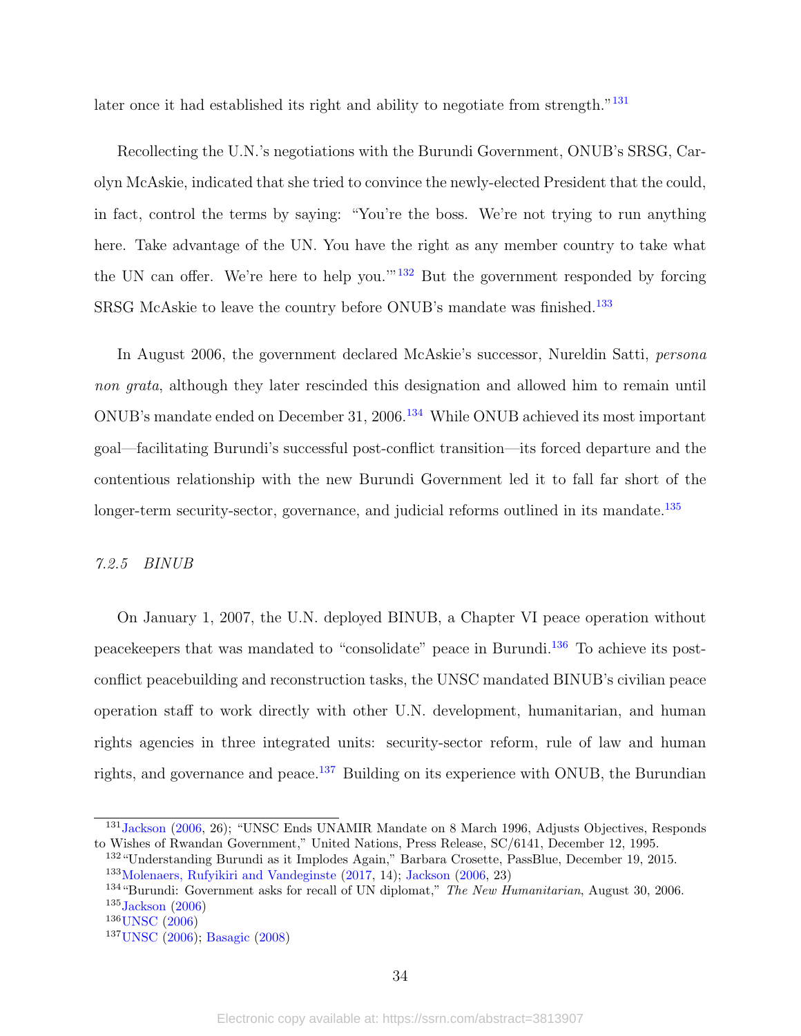later once it had established its right and ability to negotiate from strength."[131]

Recollecting the U.N.'s negotiations with the Burundi Government, ONUB's SRSG, Carolyn McAskie, indicated that she tried to convince the newly-elected President that the could, in fact, control the terms by saying: "You're the boss. We're not trying to run anything here. Take advantage of the UN. You have the right as any member country to take what the UN can offer. We're here to help you.'"[132] But the government responded by forcing SRSG McAskie to leave the country before ONUB's mandate was finished.[133]

In August 2006, the government declared McAskie's successor, Nureldin Satti, *persona non grata*, although they later rescinded this designation and allowed him to remain until ONUB's mandate ended on December 31, 2006.[134] While ONUB achieved its most important goal—facilitating Burundi's successful post-conflict transition—its forced departure and the contentious relationship with the new Burundi Government led it to fall far short of the longer-term security-sector, governance, and judicial reforms outlined in its mandate.[135]

### *7.2.5 BINUB*

On January 1, 2007, the U.N. deployed BINUB, a Chapter VI peace operation without peacekeepers that was mandated to "consolidate" peace in Burundi.[136] To achieve its post-conflict peacebuilding and reconstruction tasks, the UNSC mandated BINUB's civilian peace operation staff to work directly with other U.N. development, humanitarian, and human rights agencies in three integrated units: security-sector reform, rule of law and human rights, and governance and peace.[137] Building on its experience with ONUB, the Burundian

---

[131] Jackson (2006, 26); "UNSC Ends UNAMIR Mandate on 8 March 1996, Adjusts Objectives, Responds to Wishes of Rwandan Government," United Nations, Press Release, SC/6141, December 12, 1995.

[132] "Understanding Burundi as it Implodes Again," Barbara Crosette, PassBlue, December 19, 2015.

[133] Molenaers, Rufyikiri and Vandeginste (2017, 14); Jackson (2006, 23)

[134] "Burundi: Government asks for recall of UN diplomat," *The New Humanitarian*, August 30, 2006.

[135] Jackson (2006)

[136] UNSC (2006)

[137] UNSC (2006); Basagic (2008)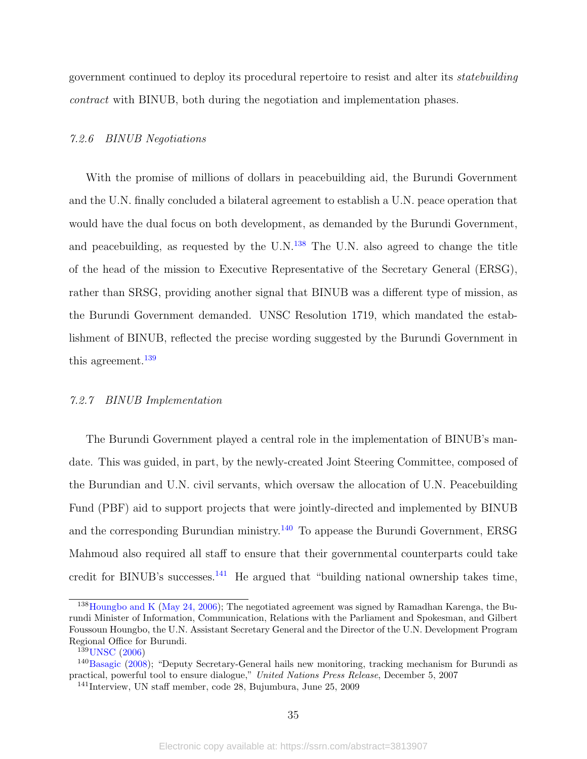government continued to deploy its procedural repertoire to resist and alter its *statebuilding contract* with BINUB, both during the negotiation and implementation phases.

### *7.2.6 BINUB Negotiations*

With the promise of millions of dollars in peacebuilding aid, the Burundi Government and the U.N. finally concluded a bilateral agreement to establish a U.N. peace operation that would have the dual focus on both development, as demanded by the Burundi Government, and peacebuilding, as requested by the U.N.[138] The U.N. also agreed to change the title of the head of the mission to Executive Representative of the Secretary General (ERSG), rather than SRSG, providing another signal that BINUB was a different type of mission, as the Burundi Government demanded. UNSC Resolution 1719, which mandated the establishment of BINUB, reflected the precise wording suggested by the Burundi Government in this agreement.[139]

### *7.2.7 BINUB Implementation*

The Burundi Government played a central role in the implementation of BINUB's mandate. This was guided, in part, by the newly-created Joint Steering Committee, composed of the Burundian and U.N. civil servants, which oversaw the allocation of U.N. Peacebuilding Fund (PBF) aid to support projects that were jointly-directed and implemented by BINUB and the corresponding Burundian ministry.[140] To appease the Burundi Government, ERSG Mahmoud also required all staff to ensure that their governmental counterparts could take credit for BINUB's successes.[141] He argued that "building national ownership takes time,

---

[138] Houngbo and K (May 24, 2006); The negotiated agreement was signed by Ramadhan Karenga, the Burundi Minister of Information, Communication, Relations with the Parliament and Spokesman, and Gilbert Foussoun Houngbo, the U.N. Assistant Secretary General and the Director of the U.N. Development Program Regional Office for Burundi.

[139] UNSC (2006)

[140] Basagic (2008); "Deputy Secretary-General hails new monitoring, tracking mechanism for Burundi as practical, powerful tool to ensure dialogue," *United Nations Press Release*, December 5, 2007

[141] Interview, UN staff member, code 28, Bujumbura, June 25, 2009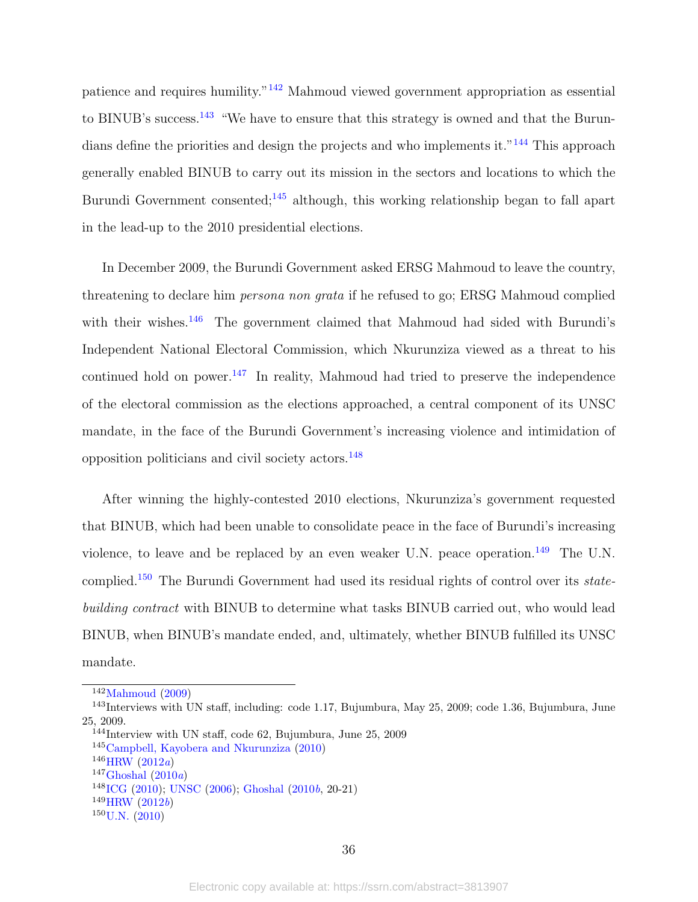patience and requires humility."[142] Mahmoud viewed government appropriation as essential to BINUB's success.[143] "We have to ensure that this strategy is owned and that the Burundians define the priorities and design the projects and who implements it."[144] This approach generally enabled BINUB to carry out its mission in the sectors and locations to which the Burundi Government consented;[145] although, this working relationship began to fall apart in the lead-up to the 2010 presidential elections.

In December 2009, the Burundi Government asked ERSG Mahmoud to leave the country, threatening to declare him *persona non grata* if he refused to go; ERSG Mahmoud complied with their wishes.[146] The government claimed that Mahmoud had sided with Burundi's Independent National Electoral Commission, which Nkurunziza viewed as a threat to his continued hold on power.[147] In reality, Mahmoud had tried to preserve the independence of the electoral commission as the elections approached, a central component of its UNSC mandate, in the face of the Burundi Government's increasing violence and intimidation of opposition politicians and civil society actors.[148]

After winning the highly-contested 2010 elections, Nkurunziza's government requested that BINUB, which had been unable to consolidate peace in the face of Burundi's increasing violence, to leave and be replaced by an even weaker U.N. peace operation.[149] The U.N. complied.[150] The Burundi Government had used its residual rights of control over its *state-building contract* with BINUB to determine what tasks BINUB carried out, who would lead BINUB, when BINUB's mandate ended, and, ultimately, whether BINUB fulfilled its UNSC mandate.

---

[142] Mahmoud (2009)

[143] Interviews with UN staff, including: code 1.17, Bujumbura, May 25, 2009; code 1.36, Bujumbura, June 25, 2009.

[144] Interview with UN staff, code 62, Bujumbura, June 25, 2009

[145] Campbell, Kayobera and Nkurunziza (2010)

[146] HRW (2012*a*)

[147] Ghoshal (2010*a*)

[148] ICG (2010); UNSC (2006); Ghoshal (2010*b*, 20-21)

[149] HRW (2012*b*)

[150] U.N. (2010)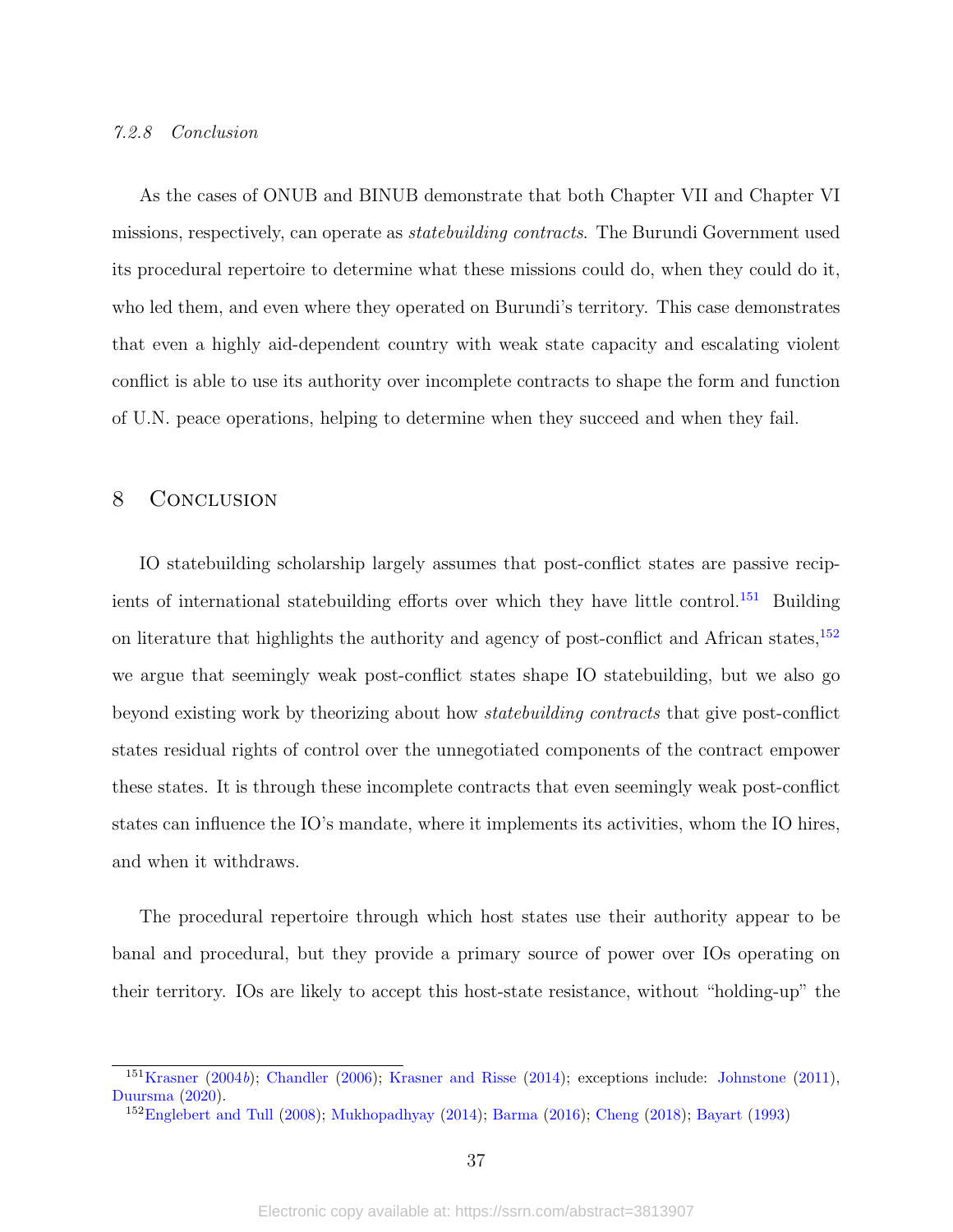#### 7.2.8 Conclusion

As the cases of ONUB and BINUB demonstrate that both Chapter VII and Chapter VI missions, respectively, can operate as *statebuilding contracts*. The Burundi Government used its procedural repertoire to determine what these missions could do, when they could do it, who led them, and even where they operated on Burundi's territory. This case demonstrates that even a highly aid-dependent country with weak state capacity and escalating violent conflict is able to use its authority over incomplete contracts to shape the form and function of U.N. peace operations, helping to determine when they succeed and when they fail.

## 8 Conclusion

IO statebuilding scholarship largely assumes that post-conflict states are passive recipients of international statebuilding efforts over which they have little control.[151] Building on literature that highlights the authority and agency of post-conflict and African states,[152] we argue that seemingly weak post-conflict states shape IO statebuilding, but we also go beyond existing work by theorizing about how *statebuilding contracts* that give post-conflict states residual rights of control over the unnegotiated components of the contract empower these states. It is through these incomplete contracts that even seemingly weak post-conflict states can influence the IO's mandate, where it implements its activities, whom the IO hires, and when it withdraws.

The procedural repertoire through which host states use their authority appear to be banal and procedural, but they provide a primary source of power over IOs operating on their territory. IOs are likely to accept this host-state resistance, without "holding-up" the

[151] Krasner (2004b); Chandler (2006); Krasner and Risse (2014); exceptions include: Johnstone (2011), Duursma (2020).

[152] Englebert and Tull (2008); Mukhopadhyay (2014); Barma (2016); Cheng (2018); Bayart (1993)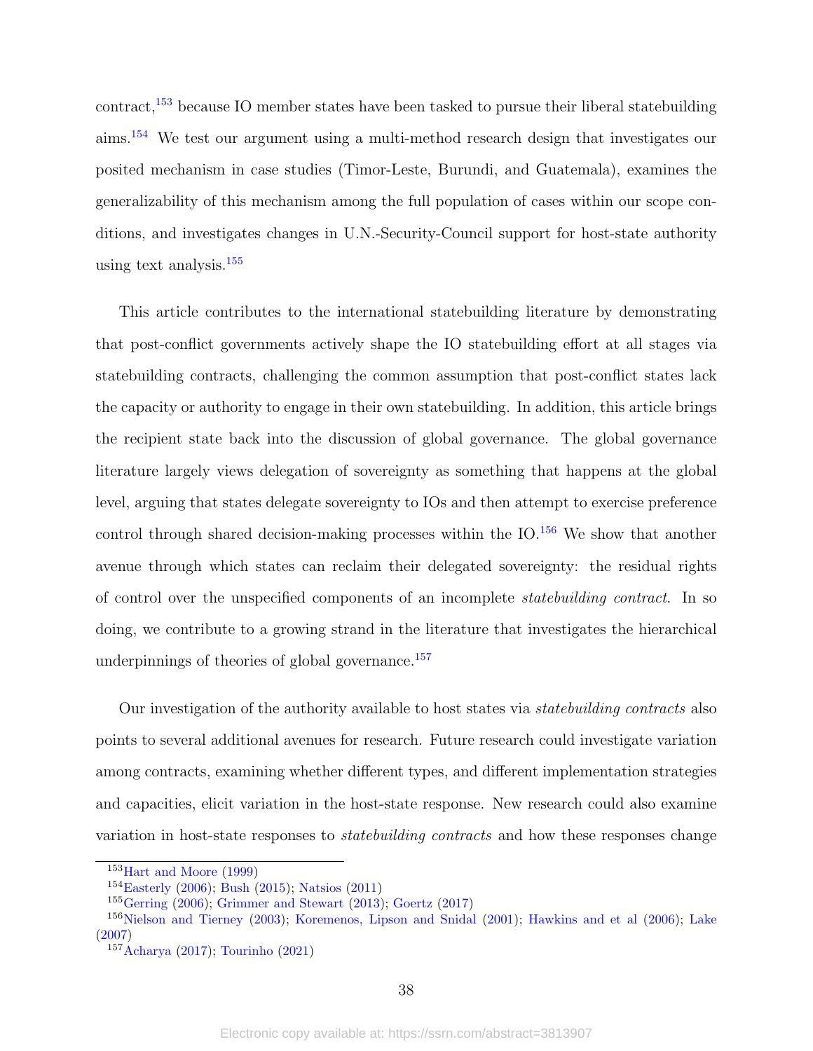contract,[153] because IO member states have been tasked to pursue their liberal statebuilding aims.[154] We test our argument using a multi-method research design that investigates our posited mechanism in case studies (Timor-Leste, Burundi, and Guatemala), examines the generalizability of this mechanism among the full population of cases within our scope conditions, and investigates changes in U.N.-Security-Council support for host-state authority using text analysis.[155]

This article contributes to the international statebuilding literature by demonstrating that post-conflict governments actively shape the IO statebuilding effort at all stages via statebuilding contracts, challenging the common assumption that post-conflict states lack the capacity or authority to engage in their own statebuilding. In addition, this article brings the recipient state back into the discussion of global governance. The global governance literature largely views delegation of sovereignty as something that happens at the global level, arguing that states delegate sovereignty to IOs and then attempt to exercise preference control through shared decision-making processes within the IO.[156] We show that another avenue through which states can reclaim their delegated sovereignty: the residual rights of control over the unspecified components of an incomplete *statebuilding contract*. In so doing, we contribute to a growing strand in the literature that investigates the hierarchical underpinnings of theories of global governance.[157]

Our investigation of the authority available to host states via *statebuilding contracts* also points to several additional avenues for research. Future research could investigate variation among contracts, examining whether different types, and different implementation strategies and capacities, elicit variation in the host-state response. New research could also examine variation in host-state responses to *statebuilding contracts* and how these responses change

---

[153] Hart and Moore (1999)

[154] Easterly (2006); Bush (2015); Natsios (2011)

[155] Gerring (2006); Grimmer and Stewart (2013); Goertz (2017)

[156] Nielson and Tierney (2003); Koremenos, Lipson and Snidal (2001); Hawkins and et al (2006); Lake (2007)

[157] Acharya (2017); Tourinho (2021)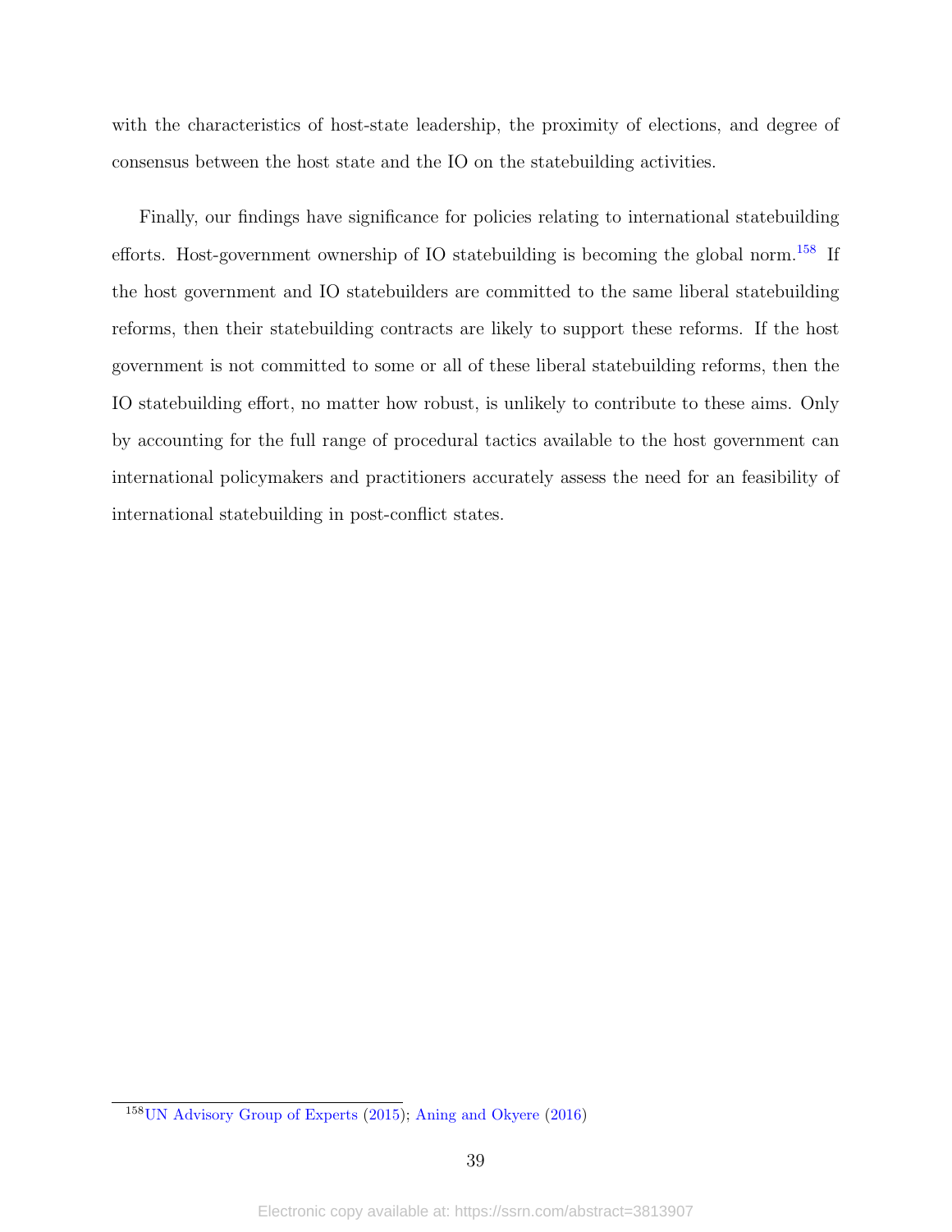with the characteristics of host-state leadership, the proximity of elections, and degree of consensus between the host state and the IO on the statebuilding activities.

Finally, our findings have significance for policies relating to international statebuilding efforts. Host-government ownership of IO statebuilding is becoming the global norm.[158] If the host government and IO statebuilders are committed to the same liberal statebuilding reforms, then their statebuilding contracts are likely to support these reforms. If the host government is not committed to some or all of these liberal statebuilding reforms, then the IO statebuilding effort, no matter how robust, is unlikely to contribute to these aims. Only by accounting for the full range of procedural tactics available to the host government can international policymakers and practitioners accurately assess the need for an feasibility of international statebuilding in post-conflict states.

[158] UN Advisory Group of Experts (2015); Aning and Okyere (2016)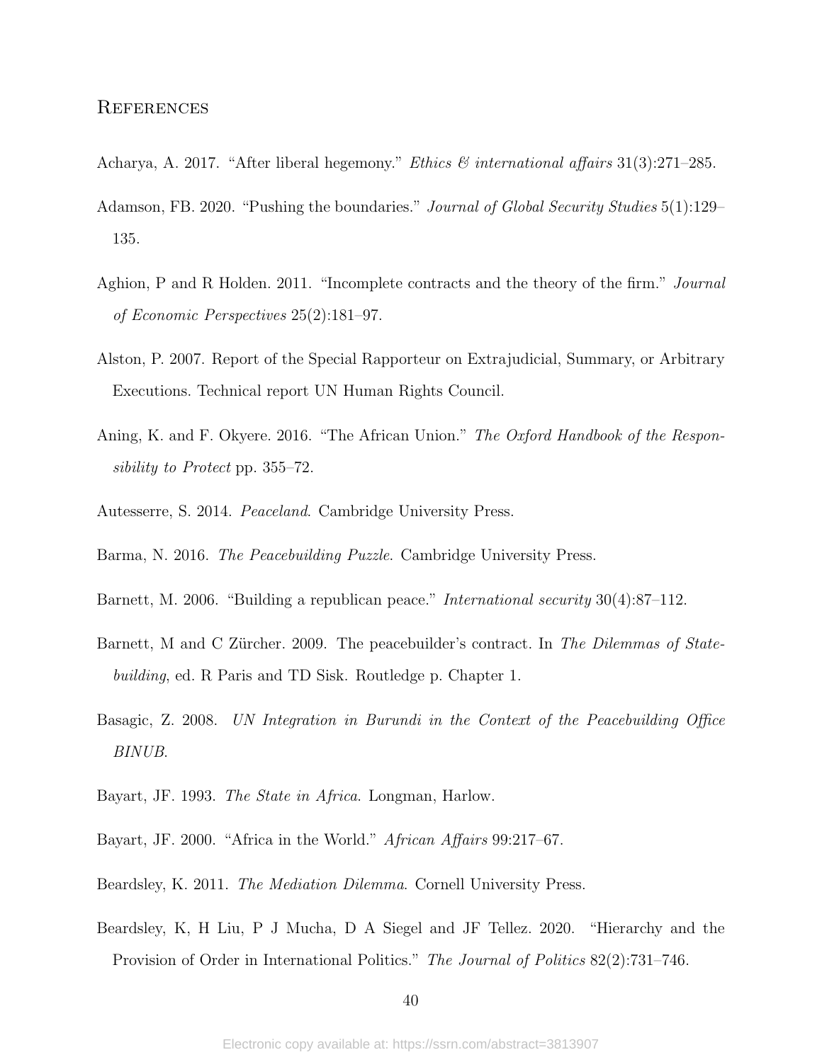## References

Acharya, A. 2017. "After liberal hegemony." *Ethics & international affairs* 31(3):271–285.

Adamson, FB. 2020. "Pushing the boundaries." *Journal of Global Security Studies* 5(1):129–135.

Aghion, P and R Holden. 2011. "Incomplete contracts and the theory of the firm." *Journal of Economic Perspectives* 25(2):181–97.

Alston, P. 2007. Report of the Special Rapporteur on Extrajudicial, Summary, or Arbitrary Executions. Technical report UN Human Rights Council.

Aning, K. and F. Okyere. 2016. "The African Union." *The Oxford Handbook of the Responsibility to Protect* pp. 355–72.

Autesserre, S. 2014. *Peaceland*. Cambridge University Press.

Barma, N. 2016. *The Peacebuilding Puzzle*. Cambridge University Press.

Barnett, M. 2006. "Building a republican peace." *International security* 30(4):87–112.

Barnett, M and C Zürcher. 2009. The peacebuilder's contract. In *The Dilemmas of Statebuilding*, ed. R Paris and TD Sisk. Routledge p. Chapter 1.

Basagic, Z. 2008. *UN Integration in Burundi in the Context of the Peacebuilding Office BINUB*.

Bayart, JF. 1993. *The State in Africa*. Longman, Harlow.

Bayart, JF. 2000. "Africa in the World." *African Affairs* 99:217–67.

Beardsley, K. 2011. *The Mediation Dilemma*. Cornell University Press.

Beardsley, K, H Liu, P J Mucha, D A Siegel and JF Tellez. 2020. "Hierarchy and the Provision of Order in International Politics." *The Journal of Politics* 82(2):731–746.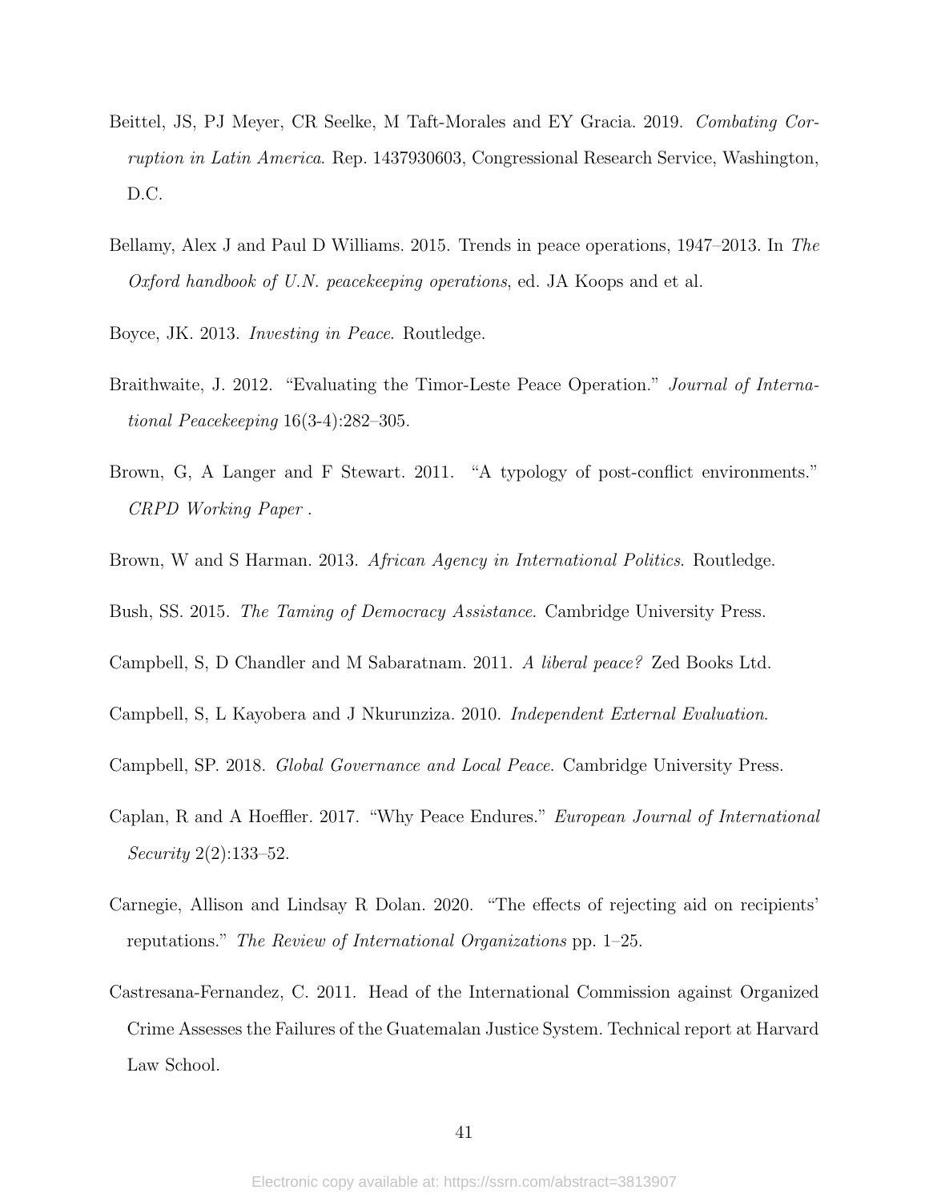Beittel, JS, PJ Meyer, CR Seelke, M Taft-Morales and EY Gracia. 2019. *Combating Corruption in Latin America*. Rep. 1437930603, Congressional Research Service, Washington, D.C.

Bellamy, Alex J and Paul D Williams. 2015. Trends in peace operations, 1947–2013. In *The Oxford handbook of U.N. peacekeeping operations*, ed. JA Koops and et al.

Boyce, JK. 2013. *Investing in Peace*. Routledge.

Braithwaite, J. 2012. "Evaluating the Timor-Leste Peace Operation." *Journal of International Peacekeeping* 16(3-4):282–305.

Brown, G, A Langer and F Stewart. 2011. "A typology of post-conflict environments." *CRPD Working Paper* .

Brown, W and S Harman. 2013. *African Agency in International Politics*. Routledge.

Bush, SS. 2015. *The Taming of Democracy Assistance*. Cambridge University Press.

Campbell, S, D Chandler and M Sabaratnam. 2011. *A liberal peace?* Zed Books Ltd.

Campbell, S, L Kayobera and J Nkurunziza. 2010. *Independent External Evaluation*.

Campbell, SP. 2018. *Global Governance and Local Peace*. Cambridge University Press.

Caplan, R and A Hoeffler. 2017. "Why Peace Endures." *European Journal of International Security* 2(2):133–52.

Carnegie, Allison and Lindsay R Dolan. 2020. "The effects of rejecting aid on recipients' reputations." *The Review of International Organizations* pp. 1–25.

Castresana-Fernandez, C. 2011. Head of the International Commission against Organized Crime Assesses the Failures of the Guatemalan Justice System. Technical report at Harvard Law School.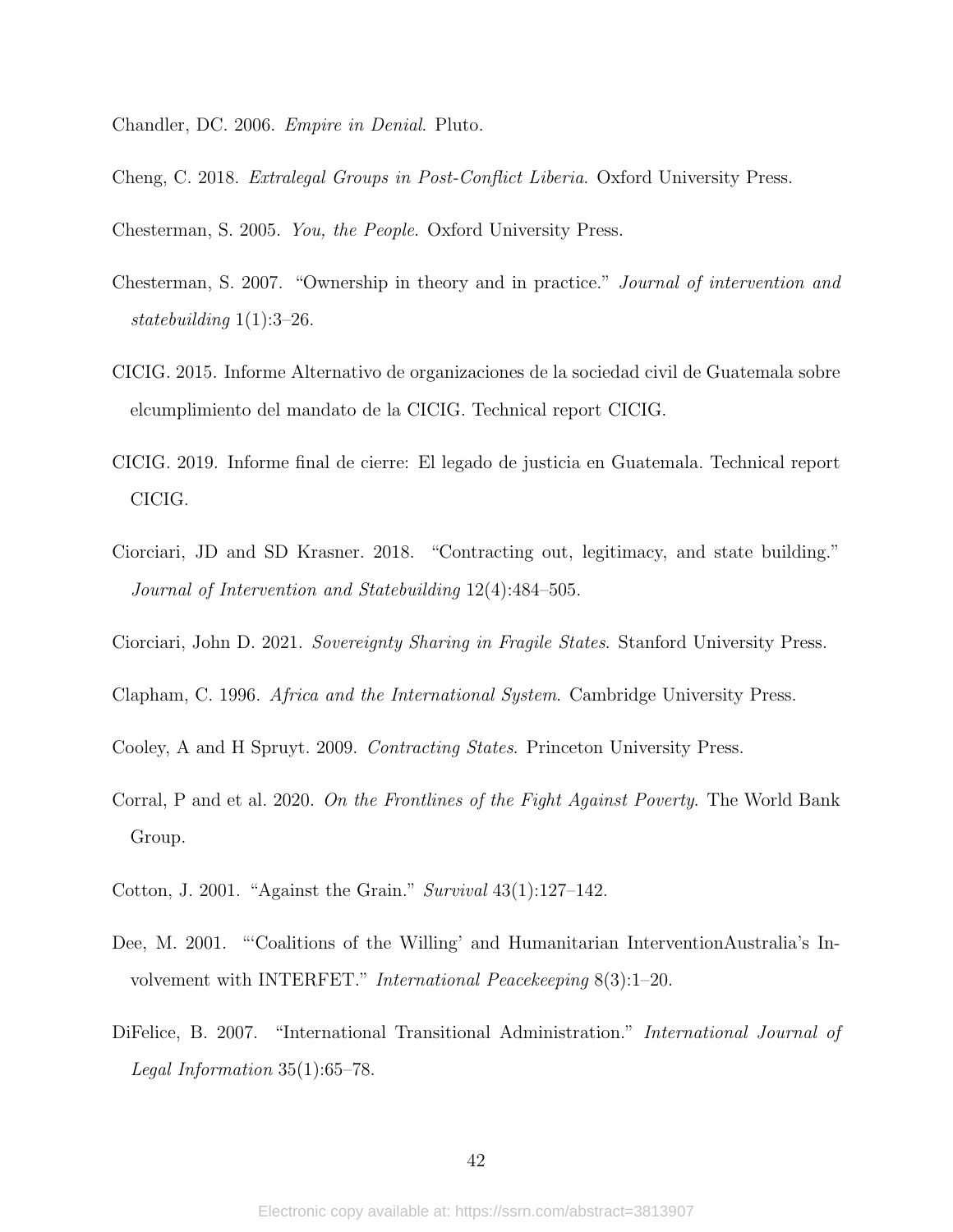Chandler, DC. 2006. *Empire in Denial*. Pluto.

Cheng, C. 2018. *Extralegal Groups in Post-Conflict Liberia*. Oxford University Press.

Chesterman, S. 2005. *You, the People*. Oxford University Press.

Chesterman, S. 2007. "Ownership in theory and in practice." *Journal of intervention and statebuilding* 1(1):3–26.

CICIG. 2015. Informe Alternativo de organizaciones de la sociedad civil de Guatemala sobre elcumplimiento del mandato de la CICIG. Technical report CICIG.

CICIG. 2019. Informe final de cierre: El legado de justicia en Guatemala. Technical report CICIG.

Ciorciari, JD and SD Krasner. 2018. "Contracting out, legitimacy, and state building." *Journal of Intervention and Statebuilding* 12(4):484–505.

Ciorciari, John D. 2021. *Sovereignty Sharing in Fragile States*. Stanford University Press.

Clapham, C. 1996. *Africa and the International System*. Cambridge University Press.

Cooley, A and H Spruyt. 2009. *Contracting States*. Princeton University Press.

Corral, P and et al. 2020. *On the Frontlines of the Fight Against Poverty*. The World Bank Group.

Cotton, J. 2001. "Against the Grain." *Survival* 43(1):127–142.

Dee, M. 2001. "'Coalitions of the Willing' and Humanitarian InterventionAustralia's Involvement with INTERFET." *International Peacekeeping* 8(3):1–20.

DiFelice, B. 2007. "International Transitional Administration." *International Journal of Legal Information* 35(1):65–78.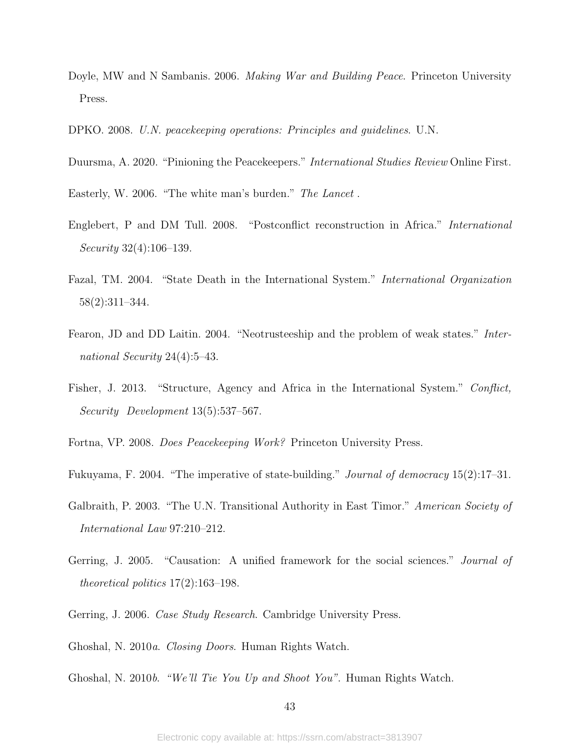Doyle, MW and N Sambanis. 2006. *Making War and Building Peace*. Princeton University Press.

DPKO. 2008. *U.N. peacekeeping operations: Principles and guidelines*. U.N.

Duursma, A. 2020. "Pinioning the Peacekeepers." *International Studies Review* Online First.

Easterly, W. 2006. "The white man's burden." *The Lancet* .

Englebert, P and DM Tull. 2008. "Postconflict reconstruction in Africa." *International Security* 32(4):106–139.

Fazal, TM. 2004. "State Death in the International System." *International Organization* 58(2):311–344.

Fearon, JD and DD Laitin. 2004. "Neotrusteeship and the problem of weak states." *International Security* 24(4):5–43.

Fisher, J. 2013. "Structure, Agency and Africa in the International System." *Conflict, Security Development* 13(5):537–567.

Fortna, VP. 2008. *Does Peacekeeping Work?* Princeton University Press.

Fukuyama, F. 2004. "The imperative of state-building." *Journal of democracy* 15(2):17–31.

Galbraith, P. 2003. "The U.N. Transitional Authority in East Timor." *American Society of International Law* 97:210–212.

Gerring, J. 2005. "Causation: A unified framework for the social sciences." *Journal of theoretical politics* 17(2):163–198.

Gerring, J. 2006. *Case Study Research*. Cambridge University Press.

Ghoshal, N. 2010*a*. *Closing Doors*. Human Rights Watch.

Ghoshal, N. 2010*b*. *"We'll Tie You Up and Shoot You"*. Human Rights Watch.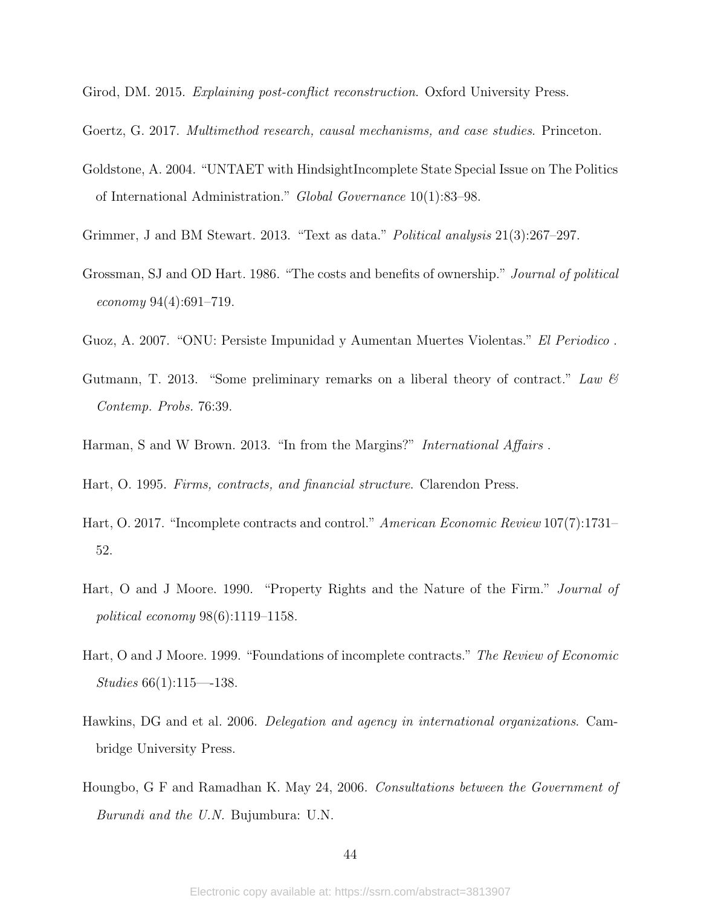Girod, DM. 2015. *Explaining post-conflict reconstruction*. Oxford University Press.

Goertz, G. 2017. *Multimethod research, causal mechanisms, and case studies*. Princeton.

Goldstone, A. 2004. "UNTAET with HindsightIncomplete State Special Issue on The Politics of International Administration." *Global Governance* 10(1):83–98.

Grimmer, J and BM Stewart. 2013. "Text as data." *Political analysis* 21(3):267–297.

Grossman, SJ and OD Hart. 1986. "The costs and benefits of ownership." *Journal of political economy* 94(4):691–719.

Guoz, A. 2007. "ONU: Persiste Impunidad y Aumentan Muertes Violentas." *El Periodico* .

Gutmann, T. 2013. "Some preliminary remarks on a liberal theory of contract." *Law & Contemp. Probs.* 76:39.

Harman, S and W Brown. 2013. "In from the Margins?" *International Affairs* .

Hart, O. 1995. *Firms, contracts, and financial structure*. Clarendon Press.

Hart, O. 2017. "Incomplete contracts and control." *American Economic Review* 107(7):1731–52.

Hart, O and J Moore. 1990. "Property Rights and the Nature of the Firm." *Journal of political economy* 98(6):1119–1158.

Hart, O and J Moore. 1999. "Foundations of incomplete contracts." *The Review of Economic Studies* 66(1):115—-138.

Hawkins, DG and et al. 2006. *Delegation and agency in international organizations*. Cambridge University Press.

Houngbo, G F and Ramadhan K. May 24, 2006. *Consultations between the Government of Burundi and the U.N.* Bujumbura: U.N.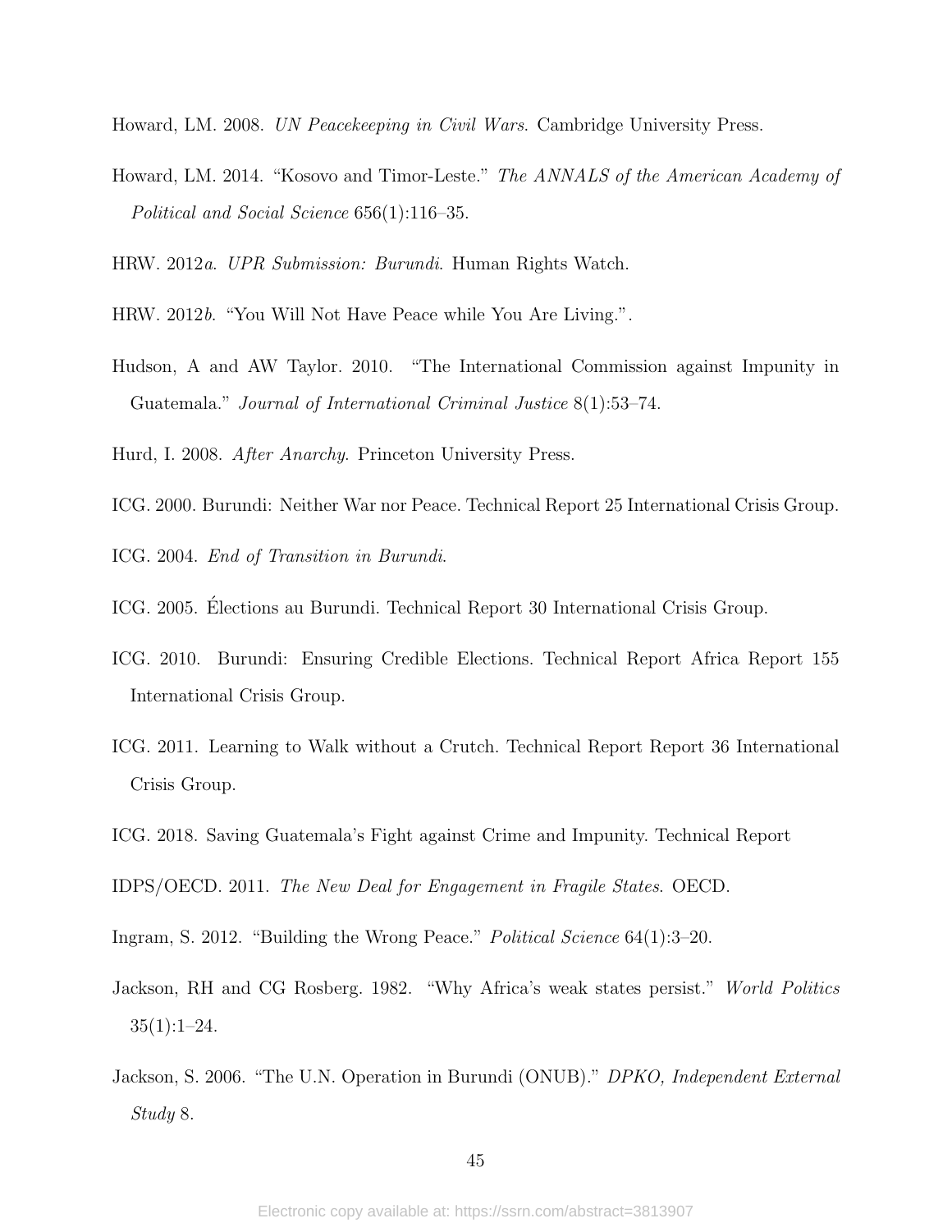Howard, LM. 2008. *UN Peacekeeping in Civil Wars.* Cambridge University Press.

Howard, LM. 2014. "Kosovo and Timor-Leste." *The ANNALS of the American Academy of Political and Social Science* 656(1):116–35.

HRW. 2012*a*. *UPR Submission: Burundi*. Human Rights Watch.

HRW. 2012*b*. "You Will Not Have Peace while You Are Living.".

Hudson, A and AW Taylor. 2010. "The International Commission against Impunity in Guatemala." *Journal of International Criminal Justice* 8(1):53–74.

Hurd, I. 2008. *After Anarchy*. Princeton University Press.

ICG. 2000. Burundi: Neither War nor Peace. Technical Report 25 International Crisis Group.

ICG. 2004. *End of Transition in Burundi*.

ICG. 2005. Élections au Burundi. Technical Report 30 International Crisis Group.

ICG. 2010. Burundi: Ensuring Credible Elections. Technical Report Africa Report 155 International Crisis Group.

ICG. 2011. Learning to Walk without a Crutch. Technical Report Report 36 International Crisis Group.

ICG. 2018. Saving Guatemala's Fight against Crime and Impunity. Technical Report

IDPS/OECD. 2011. *The New Deal for Engagement in Fragile States*. OECD.

Ingram, S. 2012. "Building the Wrong Peace." *Political Science* 64(1):3–20.

Jackson, RH and CG Rosberg. 1982. "Why Africa's weak states persist." *World Politics* 35(1):1–24.

Jackson, S. 2006. "The U.N. Operation in Burundi (ONUB)." *DPKO, Independent External Study* 8.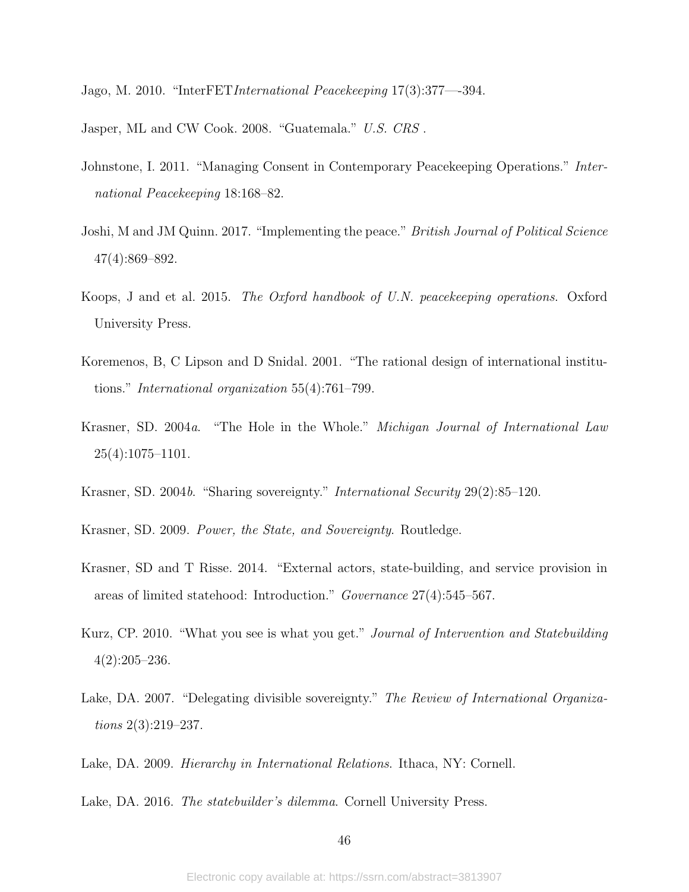Jago, M. 2010. "InterFET*International Peacekeeping* 17(3):377—-394.

Jasper, ML and CW Cook. 2008. "Guatemala." *U.S. CRS* .

Johnstone, I. 2011. "Managing Consent in Contemporary Peacekeeping Operations." *International Peacekeeping* 18:168–82.

Joshi, M and JM Quinn. 2017. "Implementing the peace." *British Journal of Political Science* 47(4):869–892.

Koops, J and et al. 2015. *The Oxford handbook of U.N. peacekeeping operations*. Oxford University Press.

Koremenos, B, C Lipson and D Snidal. 2001. "The rational design of international institutions." *International organization* 55(4):761–799.

Krasner, SD. 2004*a*. "The Hole in the Whole." *Michigan Journal of International Law* 25(4):1075–1101.

Krasner, SD. 2004*b*. "Sharing sovereignty." *International Security* 29(2):85–120.

Krasner, SD. 2009. *Power, the State, and Sovereignty*. Routledge.

Krasner, SD and T Risse. 2014. "External actors, state-building, and service provision in areas of limited statehood: Introduction." *Governance* 27(4):545–567.

Kurz, CP. 2010. "What you see is what you get." *Journal of Intervention and Statebuilding* 4(2):205–236.

Lake, DA. 2007. "Delegating divisible sovereignty." *The Review of International Organizations* 2(3):219–237.

Lake, DA. 2009. *Hierarchy in International Relations*. Ithaca, NY: Cornell.

Lake, DA. 2016. *The statebuilder's dilemma*. Cornell University Press.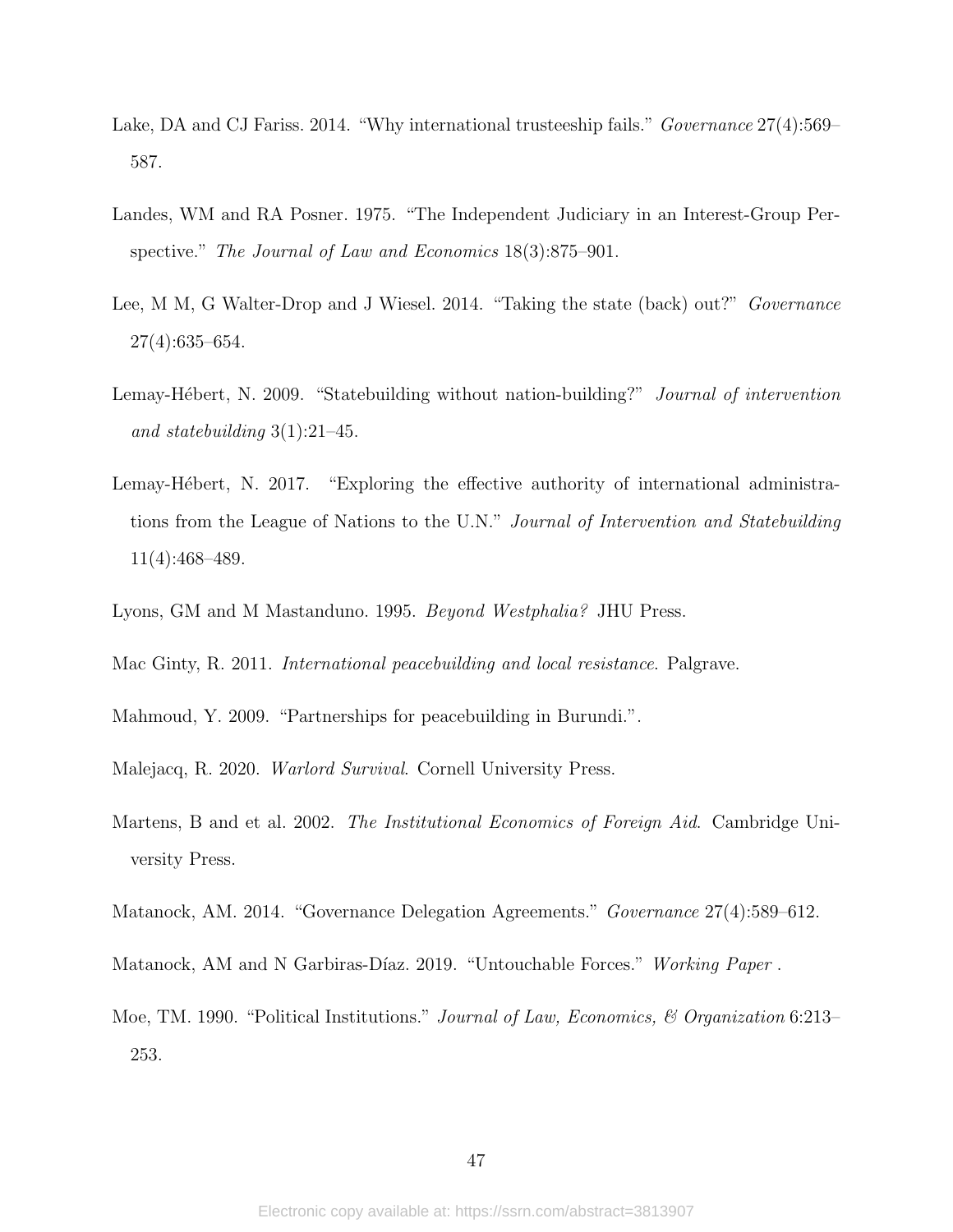Lake, DA and CJ Fariss. 2014. "Why international trusteeship fails." *Governance* 27(4):569–587.

Landes, WM and RA Posner. 1975. "The Independent Judiciary in an Interest-Group Perspective." *The Journal of Law and Economics* 18(3):875–901.

Lee, M M, G Walter-Drop and J Wiesel. 2014. "Taking the state (back) out?" *Governance* 27(4):635–654.

Lemay-Hébert, N. 2009. "Statebuilding without nation-building?" *Journal of intervention and statebuilding* 3(1):21–45.

Lemay-Hébert, N. 2017. "Exploring the effective authority of international administrations from the League of Nations to the U.N." *Journal of Intervention and Statebuilding* 11(4):468–489.

Lyons, GM and M Mastanduno. 1995. *Beyond Westphalia?* JHU Press.

Mac Ginty, R. 2011. *International peacebuilding and local resistance*. Palgrave.

Mahmoud, Y. 2009. "Partnerships for peacebuilding in Burundi.".

Malejacq, R. 2020. *Warlord Survival*. Cornell University Press.

Martens, B and et al. 2002. *The Institutional Economics of Foreign Aid*. Cambridge University Press.

Matanock, AM. 2014. "Governance Delegation Agreements." *Governance* 27(4):589–612.

Matanock, AM and N Garbiras-Díaz. 2019. "Untouchable Forces." *Working Paper* .

Moe, TM. 1990. "Political Institutions." *Journal of Law, Economics, & Organization* 6:213–253.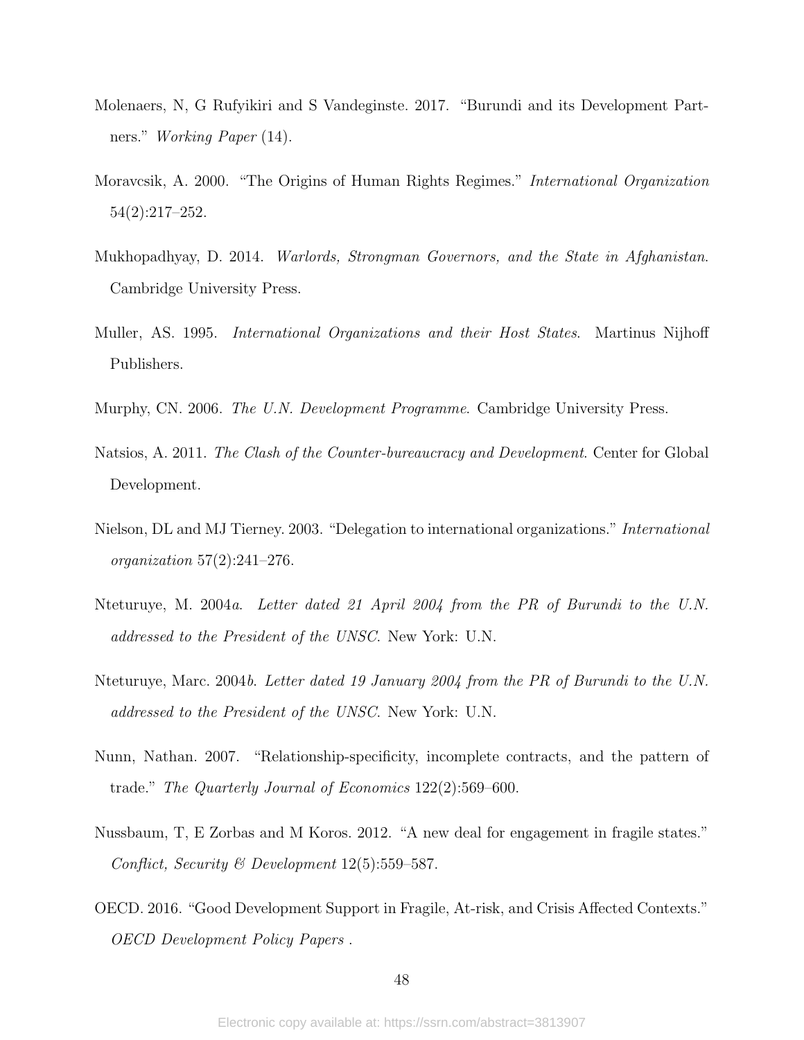Molenaers, N, G Rufyikiri and S Vandeginste. 2017. "Burundi and its Development Partners." *Working Paper* (14).

Moravcsik, A. 2000. "The Origins of Human Rights Regimes." *International Organization* 54(2):217–252.

Mukhopadhyay, D. 2014. *Warlords, Strongman Governors, and the State in Afghanistan*. Cambridge University Press.

Muller, AS. 1995. *International Organizations and their Host States*. Martinus Nijhoff Publishers.

Murphy, CN. 2006. *The U.N. Development Programme*. Cambridge University Press.

Natsios, A. 2011. *The Clash of the Counter-bureaucracy and Development*. Center for Global Development.

Nielson, DL and MJ Tierney. 2003. "Delegation to international organizations." *International organization* 57(2):241–276.

Nteturuye, M. 2004*a*. *Letter dated 21 April 2004 from the PR of Burundi to the U.N. addressed to the President of the UNSC*. New York: U.N.

Nteturuye, Marc. 2004*b*. *Letter dated 19 January 2004 from the PR of Burundi to the U.N. addressed to the President of the UNSC*. New York: U.N.

Nunn, Nathan. 2007. "Relationship-specificity, incomplete contracts, and the pattern of trade." *The Quarterly Journal of Economics* 122(2):569–600.

Nussbaum, T, E Zorbas and M Koros. 2012. "A new deal for engagement in fragile states." *Conflict, Security & Development* 12(5):559–587.

OECD. 2016. "Good Development Support in Fragile, At-risk, and Crisis Affected Contexts." *OECD Development Policy Papers* .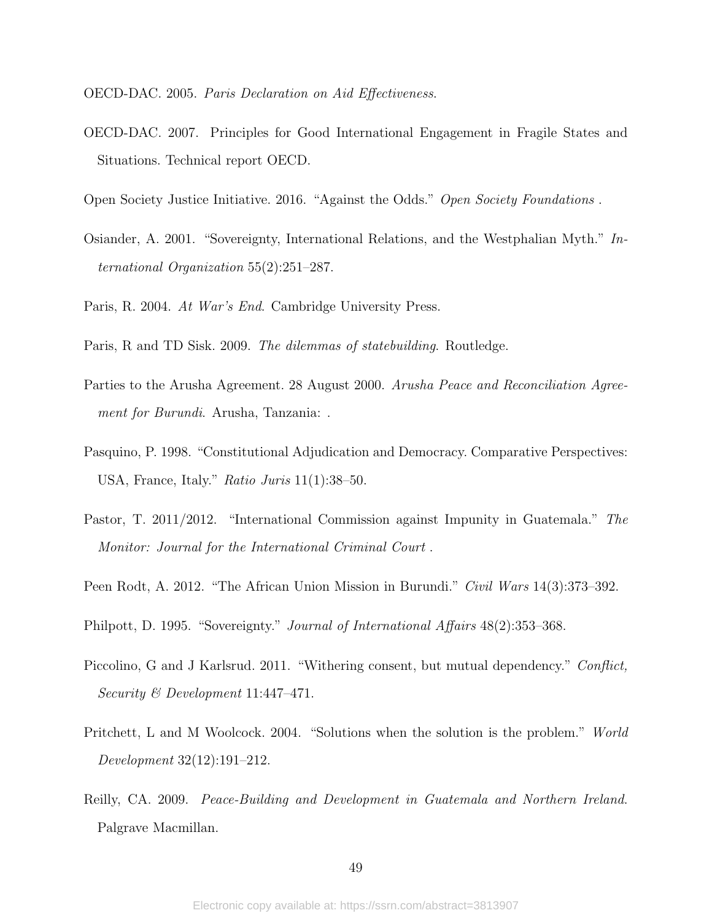OECD-DAC. 2005. *Paris Declaration on Aid Effectiveness*.

OECD-DAC. 2007. Principles for Good International Engagement in Fragile States and Situations. Technical report OECD.

Open Society Justice Initiative. 2016. "Against the Odds." *Open Society Foundations* .

Osiander, A. 2001. "Sovereignty, International Relations, and the Westphalian Myth." *International Organization* 55(2):251–287.

Paris, R. 2004. *At War's End*. Cambridge University Press.

Paris, R and TD Sisk. 2009. *The dilemmas of statebuilding*. Routledge.

Parties to the Arusha Agreement. 28 August 2000. *Arusha Peace and Reconciliation Agreement for Burundi*. Arusha, Tanzania: .

Pasquino, P. 1998. "Constitutional Adjudication and Democracy. Comparative Perspectives: USA, France, Italy." *Ratio Juris* 11(1):38–50.

Pastor, T. 2011/2012. "International Commission against Impunity in Guatemala." *The Monitor: Journal for the International Criminal Court* .

Peen Rodt, A. 2012. "The African Union Mission in Burundi." *Civil Wars* 14(3):373–392.

Philpott, D. 1995. "Sovereignty." *Journal of International Affairs* 48(2):353–368.

Piccolino, G and J Karlsrud. 2011. "Withering consent, but mutual dependency." *Conflict, Security & Development* 11:447–471.

Pritchett, L and M Woolcock. 2004. "Solutions when the solution is the problem." *World Development* 32(12):191–212.

Reilly, CA. 2009. *Peace-Building and Development in Guatemala and Northern Ireland*. Palgrave Macmillan.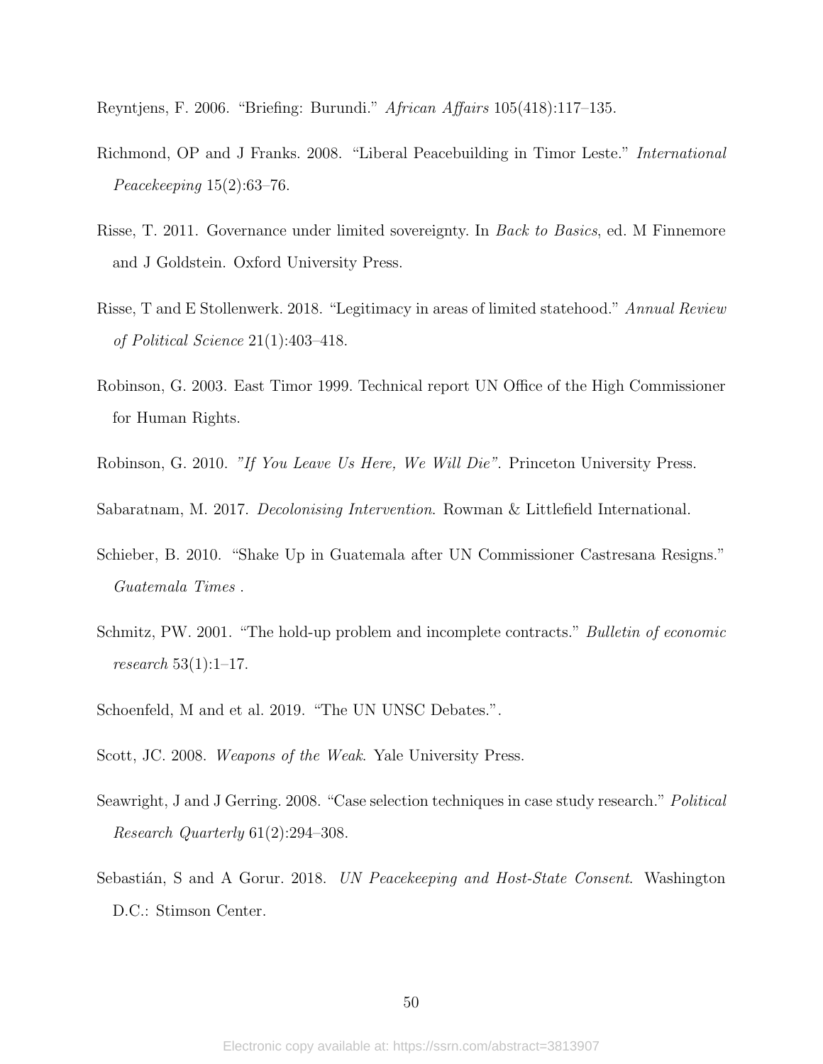Reyntjens, F. 2006. "Briefing: Burundi." *African Affairs* 105(418):117–135.

Richmond, OP and J Franks. 2008. "Liberal Peacebuilding in Timor Leste." *International Peacekeeping* 15(2):63–76.

Risse, T. 2011. Governance under limited sovereignty. In *Back to Basics*, ed. M Finnemore and J Goldstein. Oxford University Press.

Risse, T and E Stollenwerk. 2018. "Legitimacy in areas of limited statehood." *Annual Review of Political Science* 21(1):403–418.

Robinson, G. 2003. East Timor 1999. Technical report UN Office of the High Commissioner for Human Rights.

Robinson, G. 2010. *"If You Leave Us Here, We Will Die"*. Princeton University Press.

Sabaratnam, M. 2017. *Decolonising Intervention*. Rowman & Littlefield International.

Schieber, B. 2010. "Shake Up in Guatemala after UN Commissioner Castresana Resigns." *Guatemala Times* .

Schmitz, PW. 2001. "The hold-up problem and incomplete contracts." *Bulletin of economic research* 53(1):1–17.

Schoenfeld, M and et al. 2019. "The UN UNSC Debates.".

Scott, JC. 2008. *Weapons of the Weak*. Yale University Press.

Seawright, J and J Gerring. 2008. "Case selection techniques in case study research." *Political Research Quarterly* 61(2):294–308.

Sebastián, S and A Gorur. 2018. *UN Peacekeeping and Host-State Consent*. Washington D.C.: Stimson Center.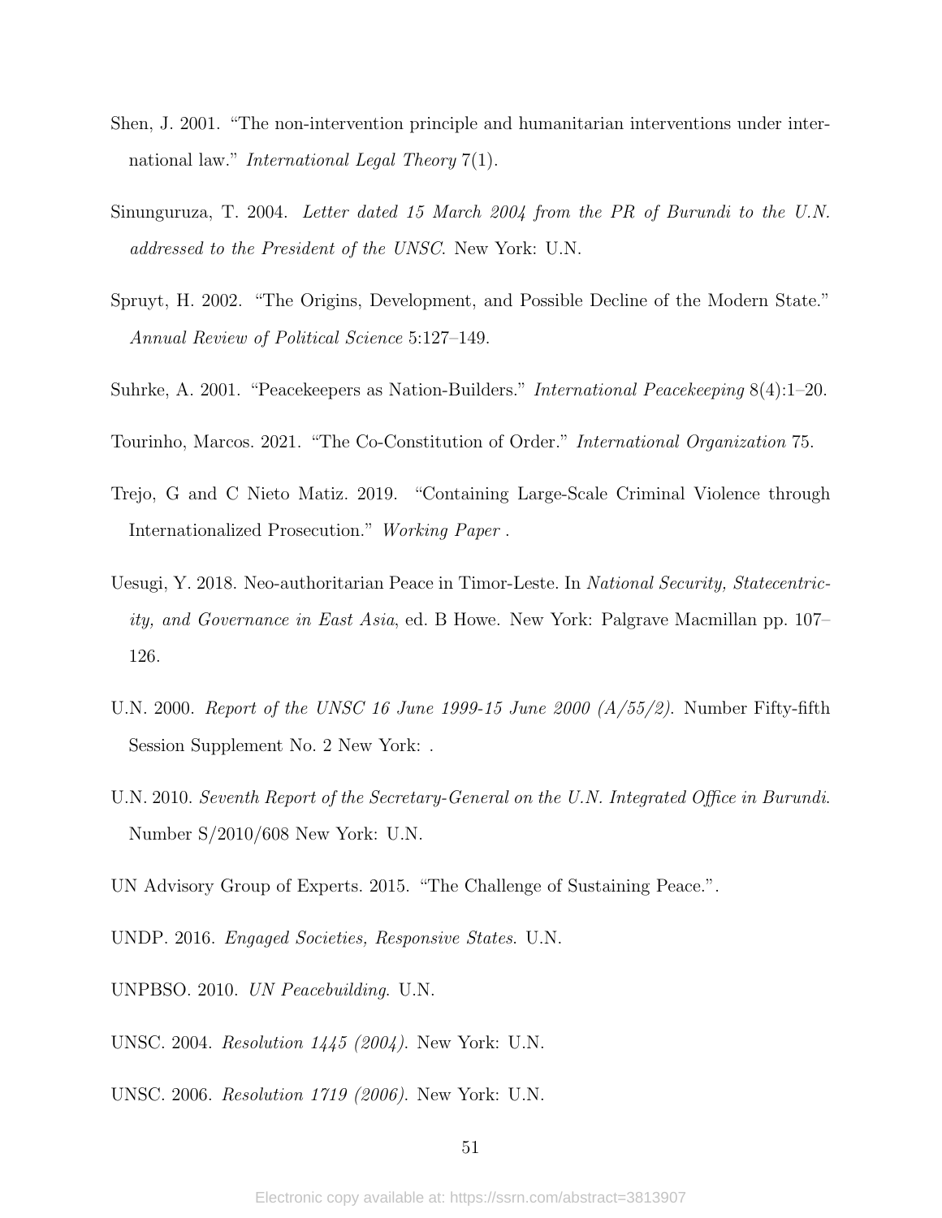Shen, J. 2001. "The non-intervention principle and humanitarian interventions under international law." *International Legal Theory* 7(1).

Sinunguruza, T. 2004. *Letter dated 15 March 2004 from the PR of Burundi to the U.N. addressed to the President of the UNSC*. New York: U.N.

Spruyt, H. 2002. "The Origins, Development, and Possible Decline of the Modern State." *Annual Review of Political Science* 5:127–149.

Suhrke, A. 2001. "Peacekeepers as Nation-Builders." *International Peacekeeping* 8(4):1–20.

Tourinho, Marcos. 2021. "The Co-Constitution of Order." *International Organization* 75.

Trejo, G and C Nieto Matiz. 2019. "Containing Large-Scale Criminal Violence through Internationalized Prosecution." *Working Paper* .

Uesugi, Y. 2018. Neo-authoritarian Peace in Timor-Leste. In *National Security, Statecentricity, and Governance in East Asia*, ed. B Howe. New York: Palgrave Macmillan pp. 107–126.

U.N. 2000. *Report of the UNSC 16 June 1999-15 June 2000 (A/55/2)*. Number Fifty-fifth Session Supplement No. 2 New York: .

U.N. 2010. *Seventh Report of the Secretary-General on the U.N. Integrated Office in Burundi*. Number S/2010/608 New York: U.N.

UN Advisory Group of Experts. 2015. "The Challenge of Sustaining Peace.".

UNDP. 2016. *Engaged Societies, Responsive States*. U.N.

UNPBSO. 2010. *UN Peacebuilding*. U.N.

UNSC. 2004. *Resolution 1445 (2004)*. New York: U.N.

UNSC. 2006. *Resolution 1719 (2006)*. New York: U.N.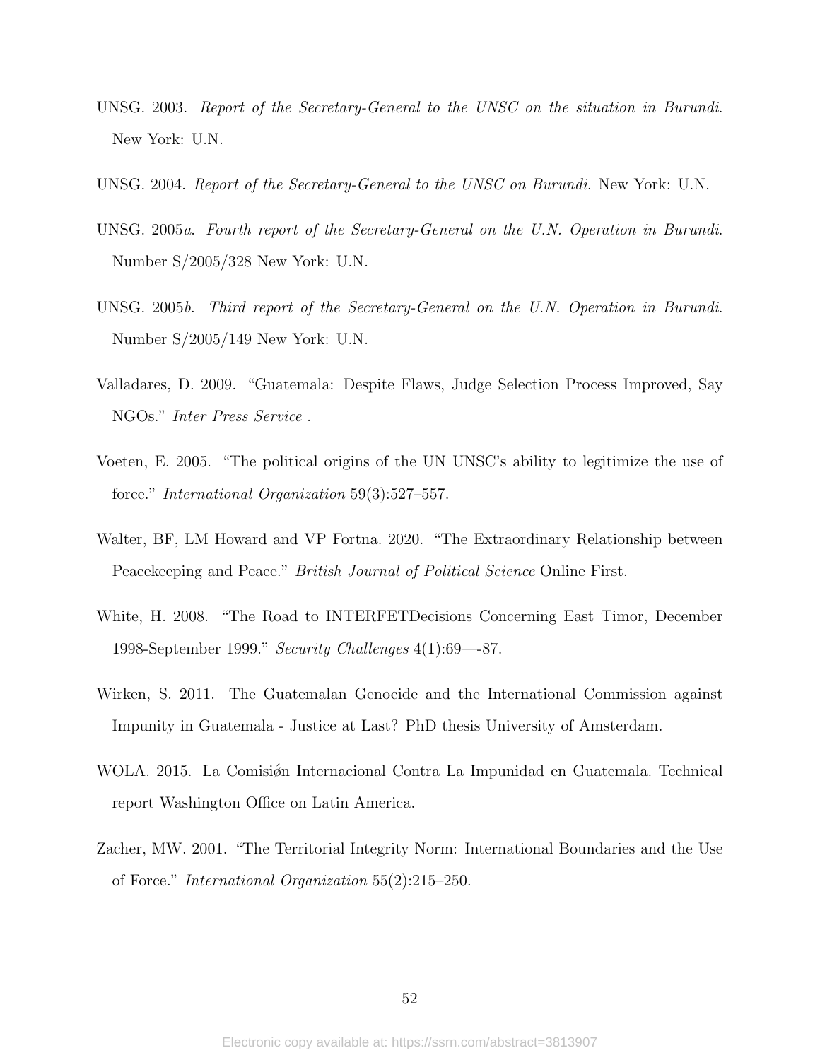UNSG. 2003. *Report of the Secretary-General to the UNSC on the situation in Burundi*. New York: U.N.

UNSG. 2004. *Report of the Secretary-General to the UNSC on Burundi*. New York: U.N.

UNSG. 2005*a*. *Fourth report of the Secretary-General on the U.N. Operation in Burundi*. Number S/2005/328 New York: U.N.

UNSG. 2005*b*. *Third report of the Secretary-General on the U.N. Operation in Burundi*. Number S/2005/149 New York: U.N.

Valladares, D. 2009. "Guatemala: Despite Flaws, Judge Selection Process Improved, Say NGOs." *Inter Press Service* .

Voeten, E. 2005. "The political origins of the UN UNSC's ability to legitimize the use of force." *International Organization* 59(3):527–557.

Walter, BF, LM Howard and VP Fortna. 2020. "The Extraordinary Relationship between Peacekeeping and Peace." *British Journal of Political Science* Online First.

White, H. 2008. "The Road to INTERFETDecisions Concerning East Timor, December 1998-September 1999." *Security Challenges* 4(1):69—-87.

Wirken, S. 2011. The Guatemalan Genocide and the International Commission against Impunity in Guatemala - Justice at Last? PhD thesis University of Amsterdam.

WOLA. 2015. La Comisión Internacional Contra La Impunidad en Guatemala. Technical report Washington Office on Latin America.

Zacher, MW. 2001. "The Territorial Integrity Norm: International Boundaries and the Use of Force." *International Organization* 55(2):215–250.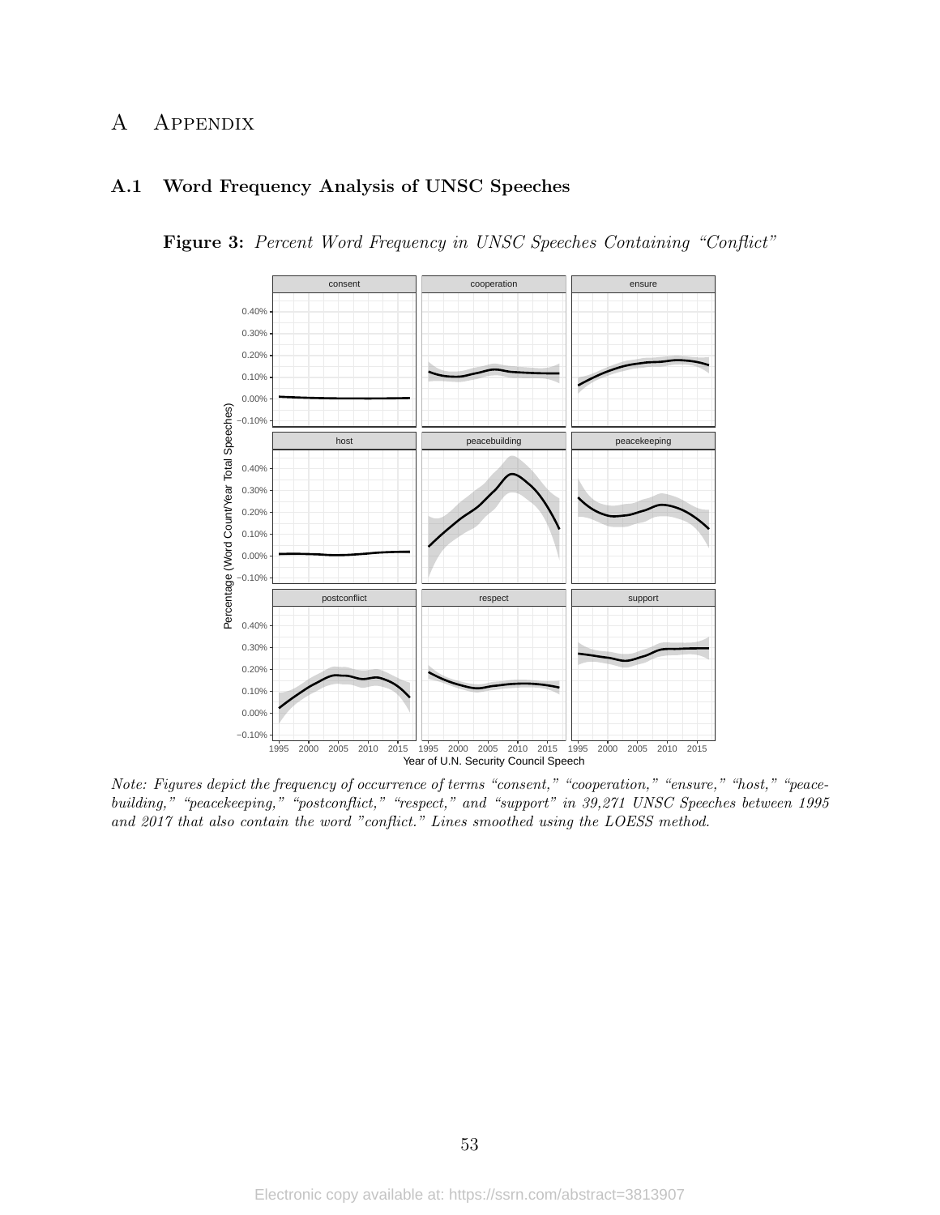# A Appendix

## A.1 Word Frequency Analysis of UNSC Speeches

**Figure 3:** *Percent Word Frequency in UNSC Speeches Containing "Conflict"*

*Note: Figures depict the frequency of occurrence of terms "consent," "cooperation," "ensure," "host," "peacebuilding," "peacekeeping," "postconflict," "respect," and "support" in 39,271 UNSC Speeches between 1995 and 2017 that also contain the word "conflict." Lines smoothed using the LOESS method.*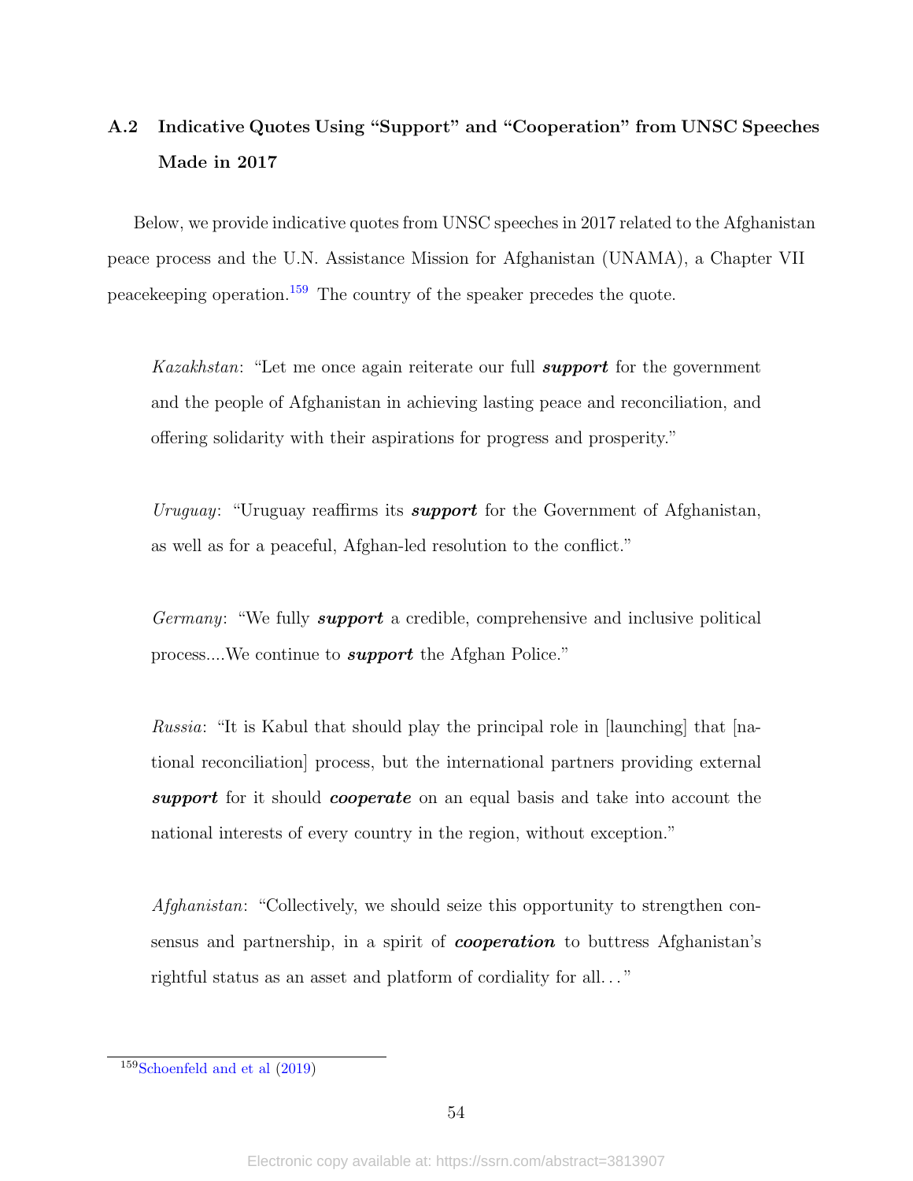### A.2 Indicative Quotes Using "Support" and "Cooperation" from UNSC Speeches Made in 2017

Below, we provide indicative quotes from UNSC speeches in 2017 related to the Afghanistan peace process and the U.N. Assistance Mission for Afghanistan (UNAMA), a Chapter VII peacekeeping operation.[159] The country of the speaker precedes the quote.

> *Kazakhstan*: "Let me once again reiterate our full ***support*** for the government and the people of Afghanistan in achieving lasting peace and reconciliation, and offering solidarity with their aspirations for progress and prosperity."

> *Uruguay*: "Uruguay reaffirms its ***support*** for the Government of Afghanistan, as well as for a peaceful, Afghan-led resolution to the conflict."

> *Germany*: "We fully ***support*** a credible, comprehensive and inclusive political process....We continue to ***support*** the Afghan Police."

> *Russia*: "It is Kabul that should play the principal role in [launching] that [national reconciliation] process, but the international partners providing external ***support*** for it should ***cooperate*** on an equal basis and take into account the national interests of every country in the region, without exception."

> *Afghanistan*: "Collectively, we should seize this opportunity to strengthen consensus and partnership, in a spirit of ***cooperation*** to buttress Afghanistan's rightful status as an asset and platform of cordiality for all…"

[159] Schoenfeld and et al (2019)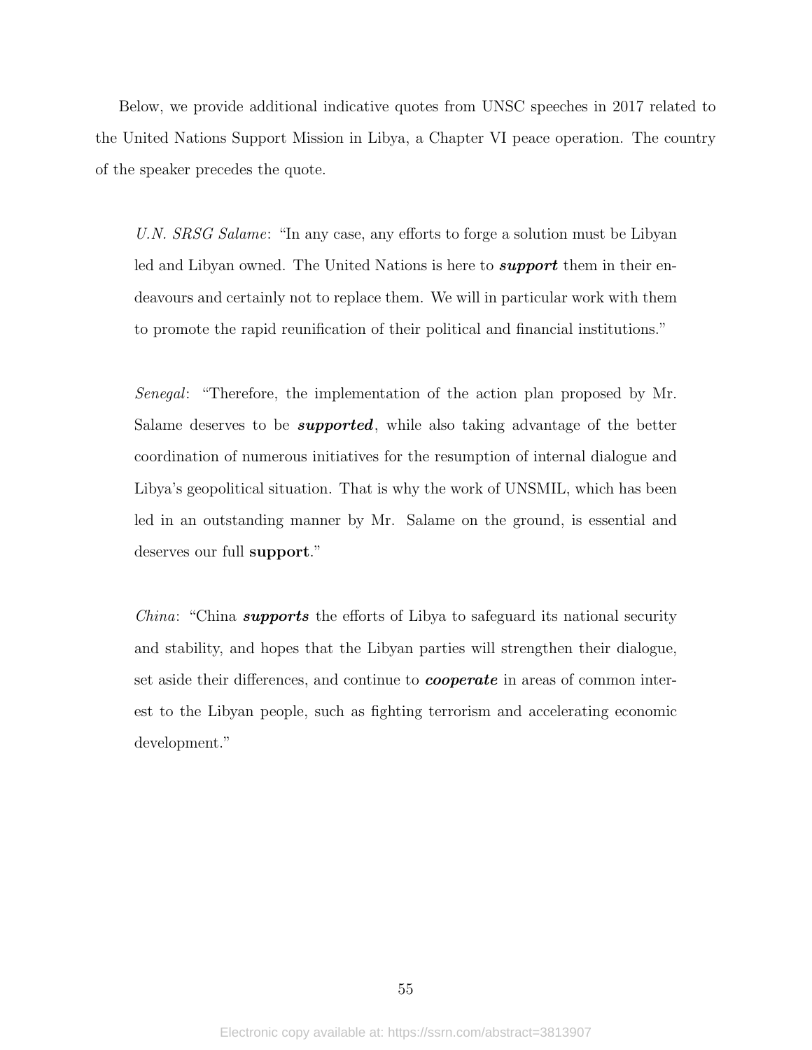Below, we provide additional indicative quotes from UNSC speeches in 2017 related to the United Nations Support Mission in Libya, a Chapter VI peace operation. The country of the speaker precedes the quote.

> *U.N. SRSG Salame*: "In any case, any efforts to forge a solution must be Libyan led and Libyan owned. The United Nations is here to ***support*** them in their endeavours and certainly not to replace them. We will in particular work with them to promote the rapid reunification of their political and financial institutions."

> *Senegal*: "Therefore, the implementation of the action plan proposed by Mr. Salame deserves to be ***supported***, while also taking advantage of the better coordination of numerous initiatives for the resumption of internal dialogue and Libya's geopolitical situation. That is why the work of UNSMIL, which has been led in an outstanding manner by Mr. Salame on the ground, is essential and deserves our full **support**."

> *China*: "China ***supports*** the efforts of Libya to safeguard its national security and stability, and hopes that the Libyan parties will strengthen their dialogue, set aside their differences, and continue to ***cooperate*** in areas of common interest to the Libyan people, such as fighting terrorism and accelerating economic development."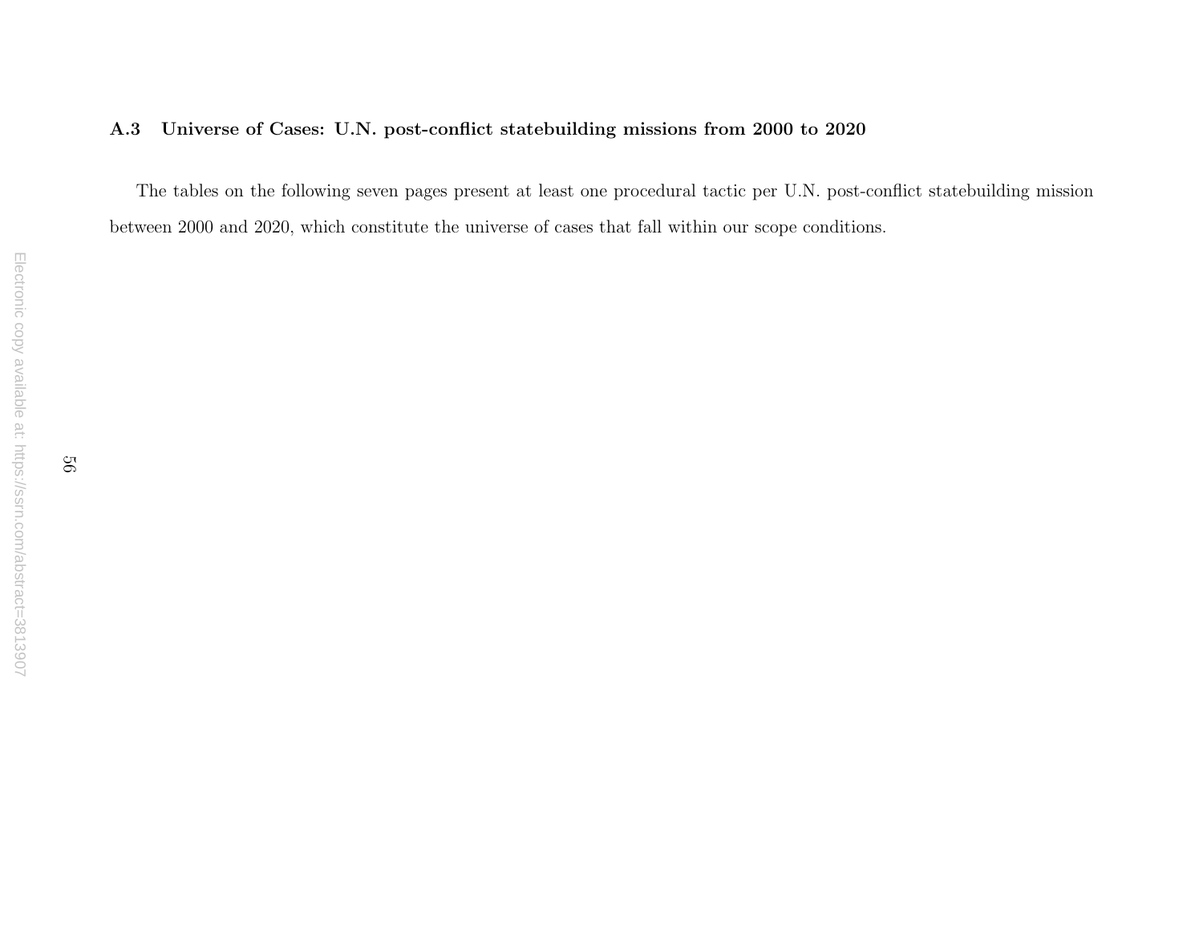### A.3 Universe of Cases: U.N. post-conflict statebuilding missions from 2000 to 2020

The tables on the following seven pages present at least one procedural tactic per U.N. post-conflict statebuilding mission between 2000 and 2020, which constitute the universe of cases that fall within our scope conditions.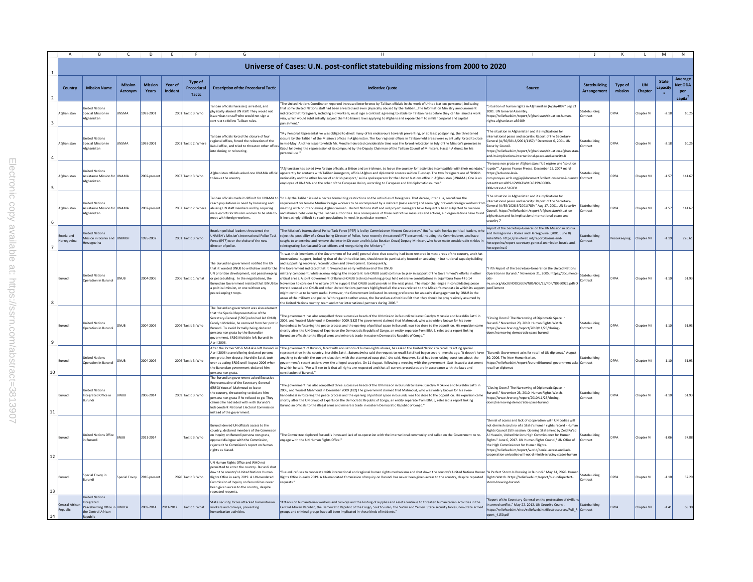# Universe of Cases: U.N. post-conflict statebuilding missions from 2000 to 2020

| Country | Mission Name | Mission Acronym | Mission Years | Year of Incident | Type of Procedural Tactic | Description of the Procedural Tactic | Indicative Quote | Source | Statebuilding Arrangement | Type of mission | UN Chapter | State capacity[1] | Average Net ODA per capita[2] |
|---|---|---|---|---|---|---|---|---|---|---|---|---|---|
| Afghanistan | United Nations Special Mission in Afghanistan | UNSMA | 1993-2001 | 2001 | Tactic 3: Who | Taliban officials harassed, arrested, and physically abused UN staff. They would not issue visas to staff who would not sign a contract to follow Taliban rules. | "The United Nations Coordinator reported increased interference by Taliban officials in the work of United Nations personnel, indicating that some United Nations staff had been arrested and even physically abused by the Taliban...The Information Ministry announcement indicated that foreigners, including aid workers, must sign a contract agreeing to abide by Taliban rules before they can be issued a work visa, which would substantially subject them to Islamic laws applying to Afghans and expose them to similar corporal and capital punishment." | "Situation of human rights in Afghanistan (A/56/409)." Sep 21 2001. UN General Assembly. https://reliefweb.int/report/afghanistan/situation-human-rights-afghanistan-a56409 | Statebuilding Contract | DPPA | Chapter VI | -2.18 | 10.25 |
| Afghanistan | United Nations Special Mission in Afghanistan | UNSMA | 1993-2001 | 2001 | Tactic 2: Where | Taliban officials forced the closure of four regional offices, forced the relocation of the Kabul office, and tried to threaten other offices into closing or relocating. | "My Personal Representative was obliged to direct many of his endeavours towards preventing, or at least postponing, the threatened closure by the Taliban of the Mission's offices in Afghanistan. The four regional offices in Taliban-held areas were eventually forced to close in mid-May. Another issue to which Mr. Vendrell devoted considerable time was the forced relocation in July of the Mission's premises in Kabul following the repossession of its compound by the Deputy Chairman of the Taliban Council of Ministers, Hassan Akhund, for his personal use." | "The situation in Afghanistan and its implications for international peace and security: Report of the Secretary-General (A/56/681-S/2001/1157)." December 6, 2001. UN Security Council. https://reliefweb.int/report/afghanistan/situation-afghanistan-and-its-implications-international-peace-and-security-8 | Statebuilding Contract | DPPA | Chapter VI | -2.18 | 10.25 |
| Afghanistan | United Nations Assistance Mission for Afghanistan | UNAMA | 2002-present | 2007 | Tactic 3: Who | Afghanistan officials asked one UNAMA official to leave the country. | "Afghanistan has asked two foreign officials, a Briton and an Irishman, to leave the country for 'activities incompatible with their mandate,' apparently for contacts with Taliban insurgents, official Afghan and diplomatic sources said on Tuesday. The two foreigners are of "British nationality and the other holder of an Irish passport,' said a spokesperson for the United Nations office in Afghanistan (UNAMA). One is an employee of UNAMA and the other of the European Union, according to European and UN diplomatic sources." | "Persona non grata en Afghanistan: l'UE espère une "solution rapide"" . Agence France Presse. December 25, 2007 mardi. https://advance-lexis-com.proxyau.wrlc.org/api/document?collection=news&id=urn:contentItem:4RF9-12W0-TWMD-5199-00000-00&context=1516831. | Statebuilding Contract | DPPA | Chapter VII | -1.57 | 141.67 |
| Afghanistan | United Nations Assistance Mission for Afghanistan | UNAMA | 2002-present | 2007 | Tactic 2: Where | Taliban officials made it difficult for UNAMA to reach populations in need by harassing and abusing UN staff members and by requiring male escorts for Muslim women to be able to meet with foreign workers. | "In July the Taliban issued a decree formalizing restrictions on the activities of foreigners. That decree, inter alia, reconfirms the requirement for female Muslim foreign workers to be accompanied by a mahram (male escort) and seemingly prevents foreign workers from meeting with or interviewing Afghan women...United Nations staff and aid project managers have frequently been subjected to coercion and abusive behaviour by the Taliban authorities. As a consequence of those restrictive measures and actions, aid organizations have found it increasingly difficult to reach populations in need, in particular women." | "The situation in Afghanistan and its implications for international peace and security: Report of the Secretary-General (A/55/1028-S/2001/789)." Aug 17, 2001. UN Security Council. https://reliefweb.int/report/afghanistan/situation-afghanistan-and-its-implications-international-peace-and-security-7 | Statebuilding Contract | DPPA | Chapter VII | -1.57 | 141.67 |
| Bosnia and Herzegovina | United Nations Mission in Bosnia and Herzegovina | UNMIBH | 1995-2002 | 2001 | Tactic 3: Who | Bosnian political leaders threatened the UNMIBH's Mission's International Police Task Force (IPTF) over the choice of the new director of police. | "The Mission's International Police Task Force (IPTF) is led by Commissioner Vincent Coeurderoy." But "certain Bosniac political leaders, who reject the possibility of a Croat being Director of Police, have recently threatened IPTF personnel, including the Commissioner, and have sought to undermine and remove the Interim Director and his (also Bosnian-Croat) Deputy Minister, who have made considerable strides in reintegrating Bosniac and Croat officers and reorganizing the Ministry." | Report of the Secretary-General on the UN Mission in Bosnia and Herzegovina - Bosnia and Herzegovina. (2001, June 8). ReliefWeb. https://reliefweb.int/report/bosnia-and-herzegovina/report-secretary-general-un-mission-bosnia-and-herzegovina-0 | Statebuilding Contract | Peacekeeping | Chapter VII | -1.19 | 226.61 |
| Burundi | United Nations Operation in Burundi | ONUB | 2004-2006 | 2006 | Tactic 1: What | The Burundian government notified the UN that it wanted ONUB to withdraw and for the UN prioritize development, not peacekeeping or peacebuilding. In the negotiations, the Burundian Government insisted that BINUB be a political mission, or one without any peacekeeping troops. | "It was their [members of the Government of Burundi] general view that security had been restored in most areas of the country, and that international support, including that of the United Nations, should now be particularly focused on assisting in institutional capacity building and supporting recovery, reconstruction and development. Consequently, the Government indicated that it favoured an early withdrawal of the ONUB military component, while acknowledging the important role ONUB could continue to play in support of the Government's efforts in other critical areas. A joint Government of Burundi-ONUB technical working group held extensive consultations in Bujumbura from 4 to 14 November to consider the nature of the support that ONUB could provide in the next phase. The major challenges in consolidating peace were discussed and ONUB and other United Nations partners highlighted all the areas related to the Mission's mandate in which its support might continue to be very useful. However, the Government indicated its strong preference for an early disengagement by ONUB in the areas of the military and police. With regard to other areas, the Burundian authorities felt that they should be progressively assumed by the United Nations country team and other international partners during 2006." | "Fifth Report of the Secretary-General on the United Nations Operation in Burundi." November 21, 2005. https://documents-dds-ny.un.org/doc/UNDOC/GEN/N05/609/25/PDF/N0560925.pdf?OpenElement | Statebuilding Contract | DPPA | Chapter VII | -1.10 | 61.93 |
| Burundi | United Nations Operation in Burundi | ONUB | 2004-2006 | 2006 | Tactic 3: Who | The Burundian government was also adamant that the Special Representative of the Secretary-General (SRSG) who had led ONUB, Carolyn McAskie, be removed from her post in Burundi. To avoid formally being declared persona non grata by the Burundian government, SRSG McAskie left Burundi in April 2006. | "The government has also compelled three successive heads of the UN mission in Burundi to leave: Carolyn McAskie and Nureldin Satti in 2006, and Youssef Mahmoud in December 2009.[182] The government claimed that Mahmoud, who was widely known for his even-handedness in fostering the peace process and the opening of political space in Burundi, was too close to the opposition. His expulsion came shortly after the UN Group of Experts on the Democratic Republic of Congo, an entity separate from BINUB, released a report linking Burundian officials to the illegal arms and minerals trade in eastern Democratic Republic of Congo." | "Closing Doors? The Narrowing of Diplomatic Space in Burundi." November 23, 2010. Human Rights Watch. https://www.hrw.org/report/2010/11/23/closing-doors/narrowing-democratic-space-burundi | Statebuilding Contract | DPPA | Chapter VII | -1.10 | 61.93 |
| Burundi | United Nations Operation in Burundi | ONUB | 2004-2006 | 2006 | Tactic 3: Who | After the former SRSG McAskie left Burundi in April 2006 to avoid being declared persona non grata, her deputy, Nureldin Satti, took over as acting SRSG until August 2006 when the Burundian government declared him persona non grata. | "The government of Burundi, faced with accusations of human-rights abuses, has asked the United Nations to recall its acting special representative in the country, Nureldin Satti....Batumubwira said the request to recall Satti had begun several months ago. 'It doesn't have anything to do with the current situation, with the attempted coup plot,' she said. However, Satti has been raising questions about the government's recent actions over the alleged coup plot. On 11 August, following a meeting with the government, Satti issued a statement in which he said, 'We will see to it that all rights are respected and that all current procedures are in accordance with the laws and constitution of Burundi.'" | "Burundi: Government asks for recall of UN diplomat." August 30, 2006. The New Humanitarian. https://reliefweb.int/report/burundi/burundi-government-asks-recall-un-diplomat | Statebuilding Contract | DPPA | Chapter VII | -1.10 | 61.93 |
| Burundi | United Nations Integrated Office in Burundi | BINUB | 2006-2014 | 2009 | Tactic 3: Who | The Burundian government asked Executive Representative of the Secretary General (ERSG) Youssef Mahmoud to leave the country, threatening to declare him persona non grata if he refused to go. They claimed he had sided with with Burundi's independent National Electoral Commission instead of the government. | "The government has also compelled three successive heads of the UN mission in Burundi to leave: Carolyn McAskie and Nureldin Satti in 2006, and Youssef Mahmoud in December 2009.[182] The government claimed that Mahmoud, who was widely known for his even-handedness in fostering the peace process and the opening of political space in Burundi, was too close to the opposition. His expulsion came shortly after the UN Group of Experts on the Democratic Republic of Congo, an entity separate from BINUB, released a report linking Burundian officials to the illegal arms and minerals trade in eastern Democratic Republic of Congo." | "Closing Doors? The Narrowing of Diplomatic Space in Burundi." November 23, 2010. Human Rights Watch. https://www.hrw.org/report/2010/11/23/closing-doors/narrowing-democratic-space-burundi | Statebuilding Contract | DPPA | Chapter VI | -1.10 | 61.93 |
| Burundi | United Nations Office in Burundi | BNUB | 2011-2014 | | Tactic 3: Who | Burundi denied UN officials access to the country, declared members of the Commission on Inquiry on Burundi persona non grata, opposed dialogue with the Commission, rejected the Commission's report on human rights as biased. | "The Committee deplored Burundi's increased lack of co-operation with the international community and called on the Government to re-engage with the UN Human Rights Office." | "Denial of access and lack of cooperation with UN bodies will not diminish scrutiny of a State's human rights record - Human Rights Council 35th session: Opening Statement by Zeid Ra'ad Al Hussein, United Nations High Commissioner for Human Rights." June 6, 2017. UN Human Rights Council/ UN Office of the High Commissioner for Human Rights. https://reliefweb.int/report/world/denial-access-and-lack-cooperation-un-bodies-will-not-diminish-scrutiny-states-human | Statebuilding Contract | DPPA | Chapter VI | -1.06 | 57.88 |
| Burundi | Special Envoy in Burundi | Special Envoy | 2016-present | 2020 | Tactic 3: Who | UN Human Rights Office and WHO not permitted to enter the country. Burundi shut down the country's United Nations Human Rights Office in early 2019. A UN-mandated Commission of Inquiry on Burundi has never been given access to the country, despite repeated requests. | "Burundi refuses to cooperate with international and regional human rights mechanisms and shut down the country's United Nations Human Rights Office in early 2019. A UN-mandated Commission of Inquiry on Burundi has never been given access to the country, despite repeated requests." | "A Perfect Storm Is Brewing in Burundi." May 14, 2020. Human Rights Watch. https://reliefweb.int/report/burundi/perfect-storm-brewing-burundi | Statebuilding Contract | DPPA | Chapter VI | -1.10 | 57.29 |
| Central African Republic | United Nations Integrated Peacebuilding Office in the Central African Republic | BINUCA | 2009-2014 | 2011-2012 | Tactic 1: What | State security forces attacked humanitarian workers and convoys, preventing humanitarian activities. | "Attacks on humanitarian workers and convoys and the looting of supplies and assets continue to threaten humanitarian activities in the Central African Republic, the Democratic Republic of the Congo, South Sudan, the Sudan and Yemen. State security forces, non-State armed groups and criminal groups have all been implicated in these kinds of incidents." | "Report of the Secretary-General on the protection of civilians in armed conflict." May 22, 2012. UN Security Council. https://reliefweb.int/sites/reliefweb.int/files/resources/Full_Report_4150.pdf | Statebuilding Contract | DPPA | Chapter VII | -1.41 | 68.30 |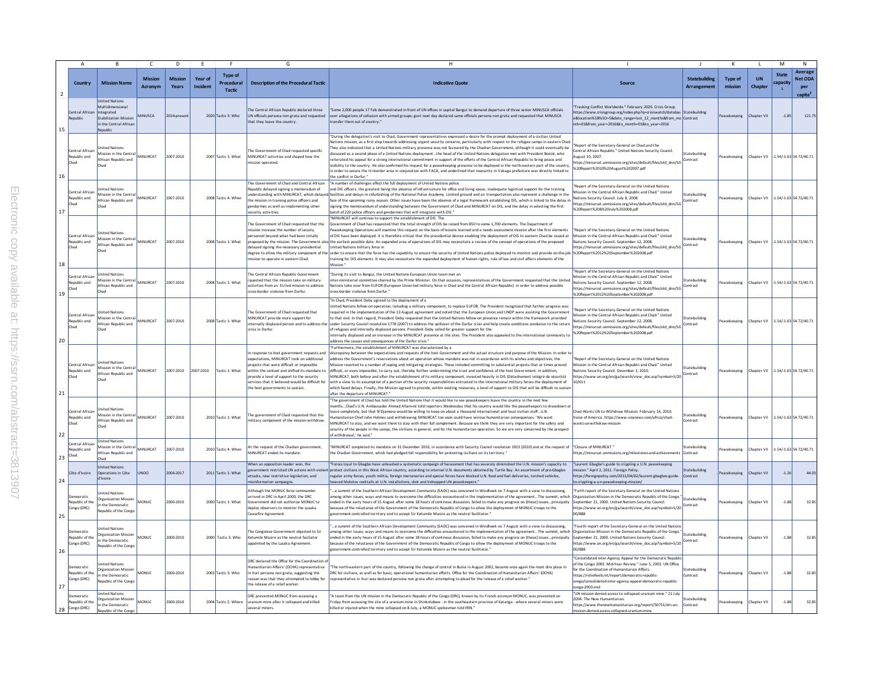| Country | Mission Name | Mission Acronym | Mission Years | Year of Incident | Type of Procedural Tactic | Description of the Procedural Tactic | Indicative Quote | Source | Statebuilding Arrangement | Type of mission | UN Chapter | State capacity [1] | Average Net ODA per capita [2] |
|---|---|---|---|---|---|---|---|---|---|---|---|---|---|
| Central African Republic | United Nations Multidimensional Integrated Stabilization Mission in the Central African Republic | MINUSCA | 2014-present | 2020 | Tactic 3: Who | The Central African Republic declared three UN officials persona non grata and requested that they leave the country. | "Some 2,000 people 17 Feb demonstrated in front of UN offices in capital Bangui to demand departure of three senior MINUSCA officials over allegations of collusion with armed groups; govt next day declared same officials persona non grata and requested that MINUSCA transfer them out of country." | "Tracking Conflict Worldwide." February 2020. Crisis Group. https://www.crisisgroup.org/index.php?q=crisiswatch/database&location%5B%5D=5&date_range=last_12_months&from_month=01&from_year=2016&to_month=01&to_year=2016 | Statebuilding Contract | Peacekeeping | Chapter VII | -1.85 | 121.75 |
| Central African Republic and Chad | United Nations Mission in the Central African Republic and Chad | MINURCAT | 2007-2010 | 2007 | Tactic 1: What | The Government of Chad requested specific MINURCAT activities and shaped how the mission operated. | "During the delegation's visit to Chad, Government representatives expressed a desire for the prompt deployment of a civilian United Nations mission, as a first step towards addressing urgent security concerns, particularly with respect to the refugee camps in eastern Chad. They also indicated that a United Nations military presence was not favoured by the Chadian Government, although it could eventually be discussed as a second phase of a United Nations deployment...the head of the United Nations delegation met with President Bozizé, who reiterated his appeal for a strong international commitment in support of the efforts of the Central African Republic to bring peace and stability to the country. He also confirmed his request for a peacekeeping presence to be deployed in the north-eastern part of the country, in order to secure the tri-border area in conjunction with FACA, and underlined that insecurity in Vakaga prefecture was directly linked to the conflict in Darfur." | "Report of the Secretary-General on Chad and the Central African Republic." United Nations Security Council. August 10, 2007. https://minurcat.unmissions.org/sites/default/files/old_dnn/SG%20Report%2010%20August%202007.pdf | Statebuilding Contract | Peacekeeping | Chapter VII | -1.54/-1.63 | 54.72/40.71 |
| Central African Republic and Chad | United Nations Mission in the Central African Republic and Chad | MINURCAT | 2007-2010 | 2008 | Tactic 4: When | The Government of Chad and Central African Republic delayed signing a memorandum of understanding with MINURCAT, which delayed the mission in training police officers and gendarmes as well as implementing other security activities. | "A number of challenges affect the full deployment of United Nations police and DIS officers, the greatest being the absence of infrastructure for office and living space, inadequate logistical support for the training facilities and delays in refurbishing of the National Police Academy. Limited ground and air transportation also represent a challenge in the face of the upcoming rainy season. Other issues have been the absence of a legal framework establishing DIS, which is linked to the delay in signing the memorandum of understanding between the Government of Chad and MINURCAT on DIS, and the delay in selecting the first batch of 220 police officers and gendarmes that will integrate with DIS." | "Report of the Secretary-General on the United Nations Mission in the Central African Republic and Chad." United Nations Security Council. July 8, 2008. https://minurcat.unmissions.org/sites/default/files/old_dnn/SG%20Report%208%20July%202008.pdf | Statebuilding Contract | Peacekeeping | Chapter VII | -1.54/-1.63 | 54.72/40.71 |
| Central African Republic and Chad | United Nations Mission in the Central African Republic and Chad | MINURCAT | 2007-2010 | 2008 | Tactic 1: What | The Government of Chad requested that the mission increase the number of secuity personnel beyond what had been initally proposed by the mission. The Government also delayed signing the necessary presidential degree to allow the military component of the mission to operate in eastern Chad. | "MINURCAT will continue to support the establishment of DIS. The Government of Chad has requested that the total strength of DIS be raised from 850 to some 1,700 elements. The Department of Peacekeeping Operations will examine this request on the basis of lessons learned and a needs assessment mission after the first elements of DIS have been deployed. It is therefore critical that the presidential decree enabling the deployment of DIS to eastern Chad be issued at the earliest possible date. An expanded area of operations of DIS may necessitate a review of the concept of operations of the proposed United Nations military force in order to ensure that the force has the capability to ensure the security of United Nations police deployed to monitor and provide on-the-job training for DIS elements. It may also necessitate the expanded deployment of human rights, rule of law and civil affairs elements of the Mission." | "Report of the Secretary-General on the United Nations Mission in the Central African Republic and Chad." United Nations Security Council. September 12, 2008. https://minurcat.unmissions.org/sites/default/files/old_dnn/SG%20Report%2012%20September%202008.pdf | Statebuilding Contract | Peacekeeping | Chapter VII | -1.54/-1.63 | 54.72/40.71 |
| Central African Republic and Chad | United Nations Mission in the Central African Republic and Chad | MINURCAT | 2007-2010 | 2008 | Tactic 1: What | The Central African Republic Government requested that the mission take on military activities from an EU-led mission to address cross-border violence from Darfur. | "During its visit to Bangui, the United Nations-European Union team met an inter-ministerial committee chaired by the Prime Minister. On that occasion, representatives of the Government requested that the United Nations take over from EUFOR (European Union-led military force in Chad and the Central African Republic) in order to address possible cross-border violence from Darfur." | "Report of the Secretary-General on the United Nations Mission in the Central African Republic and Chad." United Nations Security Council. September 12, 2008. https://minurcat.unmissions.org/sites/default/files/old_dnn/SG%20Report%2012%20September%202008.pdf | Statebuilding Contract | Peacekeeping | Chapter VII | -1.54/-1.63 | 54.72/40.71 |
| Central African Republic and Chad | United Nations Mission in the Central African Republic and Chad | MINURCAT | 2007-2010 | 2008 | Tactic 1: What | The Government of Chad requested that MINURCAT provide more support for internally displaced person and to address the crisis in Darfur. | "In Chad, President Deby agreed to the deployment of a United Nations follow-on operation, including a military component, to replace EUFOR. The President recognized that further progress was required in the implementation of the 13 August agreement and noted that the European Union and UNDP were assisting the Government to that end. In that regard, President Deby requested that the United Nations follow-on presence remain within the framework provided under Security Council resolution 1778 (2007) to address the spillover of the Darfur crisis and help create conditions conducive to the return of refugees and internally displaced persons. President Deby called for greater support for the internally displaced and an increase in the MINURCAT presence at the sites. The President also appealed to the international community to address the causes and consequences of the Darfur crisis." | "Report of the Secretary-General on the United Nations Mission in the Central African Republic and Chad." United Nations Security Council. September 12, 2008. https://minurcat.unmissions.org/sites/default/files/old_dnn/SG%20Report%2012%20September%202008.pdf | Statebuilding Contract | Peacekeeping | Chapter VII | -1.54/-1.63 | 54.72/40.71 |
| Central African Republic and Chad | United Nations Mission in the Central African Republic and Chad | MINURCAT | 2007-2010 | 2007-2010 | Tactic 1: What | In response to host government requests and expectations, MINURCAT took on additional projects that were difficult or impossible within the context and shifted its mandate to provide a level of support to the security services that it believed would be difficult for the host governments to sustain. | "Furthermore, the establishment of MINURCAT was characterized by a discrepancy between the expectations and requests of the host Government and the actual structure and purpose of the Mission. In order to address the Government's reservations about an operation whose mandate was not in accordance with its wishes and objectives, the Mission resorted to a number of coping and mitigating strategies. These included committing to substantial projects that at times proved difficult, or even impossible, to carry out, thereby further undermining the trust and confidence of the host Government. In addition, MINURCAT, both before and after the establishment of its military component, invested heavily in DIS (Détachement intégré de sécurité) with a view to its assumption of a portion of the security responsibilities entrusted to the international military forces the deployment of which faced delays. Finally, the Mission agreed to provide, within existing resources, a level of support to DIS that will be difficult to sustain after the departure of MINURCAT." | "Report of the Secretary-General on the United Nations Mission in the Central African Republic and Chad." United Nations Security Council. December 1, 2010. https://www.un.org/en/ga/search/view_doc.asp?symbol=S/2010/611 | Statebuilding Contract | Peacekeeping | Chapter VII | -1.54/-1.63 | 54.72/40.71 |
| Central African Republic and Chad | United Nations Mission in the Central African Republic and Chad | MINURCAT | 2007-2010 | 2010 | Tactic 1: What | The government of Chad requested that the military component of the mission withdraw. | "The government of Chad has told the United Nations that it would like to see peacekeepers leave the country in the next few months...Chad's U.N. Ambassador Ahmad Allam-mi told reporters Wednesday that his country would like the peacekeepers to drawdown or leave completely, but that N'Djamena would be willing to keep on about a thousand international and local civilian staff...U.N. Humanitarian Chief John Holmes said withdrawing MINURCAT too soon could have serious humanitarian consequences. 'We want MINURCAT to stay, and we want them to stay with their full complement. Because we think they are very important for the safety and security of the people in the camps, the civilians in general, and for the humanitarian operation. So we are very concerned by the prospect of withdrawal,' he said." | Chad Wants UN to Withdraw Mission. February 16, 2010. Voice of America. https://www.voanews.com/africa/chad-wants-un-withdraw-mission | Statebuilding Contract | Peacekeeping | Chapter VII | -1.54/-1.63 | 54.72/40.71 |
| Central African Republic and Chad | United Nations Mission in the Central African Republic and Chad | MINURCAT | 2007-2010 | 2010 | Tactic 4: When | At the request of the Chadian government, MINURCAT ended its mandate. | "MINURCAT completed its mandate on 31 December 2010, in accordance with Security Council resolution 1923 (2010) and at the request of the Chadian Government, which had pledged full responsibility for protecting civilians on its territory." | "Closure of MINURCAT." https://minurcat.unmissions.org/milestones-and-achievements | Statebuilding Contract | Peacekeeping | Chapter VII | -1.54/-1.63 | 54.72/40.71 |
| Côte d'Ivoire | United Nations Operations in Côte d'Ivoire | UNOCI | 2004-2017 | 2011 | Tactic 1: What | When an opposition leader won, the government restricted UN actions with violent attacks, new restrictive legislation, and misinformation campaigns. | "Forces loyal to Gbagbo have unleashed a systematic campaign of harassment that has severely diminished the U.N. mission's capacity to protect civilians in this West African country, according to internal U.N. documents obtained by Turtle Bay. An assortment of pro-Gbagbo regular army forces, youth militia, foreign mercenaries and special forces have blocked U.N. food and fuel deliveries, torched vehicles, heaved Molotov cocktails at U.N. installations, shot and kidnapped UN peacekeepers." | "Laurent Gbagbo's guide to crippling a U.N. peacekeeping mission." April 2, 2011. Foreign Policy. https://foreignpolicy.com/2011/04/02/laurent-gbagbos-guide-to-crippling-a-u-n-peacekeeping-mission/ | Statebuilding Contract | Peacekeeping | Chapter VII | -1.26 | 44.03 |
| Democratic Republic of the Congo (DRC) | United Nations Organization Mission in the Democratic Republic of the Congo | MONUC | 2000-2010 | 2000 | Tactic 1: What | Although the MONUC force commander arrived in DRC in April 2000, the DRC Government did not authorize MONUC to deploy observers to monitor the Lusaka Ceasefire Agreement. | "...a summit of the Southern African Development Community (SADC) was convened in Windhoek on 7 August with a view to discussing, among other issues, ways and means to overcome the difficulties encountered in the implementation of the agreement...The summit, which ended in the early hours of 15 August after some 18 hours of continuous discussion, failed to make any progress on [these] issues...principally because of the reluctance of the Government of the Democratic Republic of Congo to allow the deploymnet of MONUC troops to the government-controlled territory and to accept Sir Ketumile Masire as the neutral facilitator." | "Forth report of the Secretary-General on the United Nations Organization Mission in the Democratic Republic of the Congo." September 21, 2000. United Nations Security Council. https://www.un.org/en/ga/search/view_doc.asp?symbol=S/2000/888 | Statebuilding Contract | Peacekeeping | Chapter VII | -1.88 | 32.85 |
| Democratic Republic of the Congo (DRC) | United Nations Organization Mission in the Democratic Republic of the Congo | MONUC | 2000-2010 | 2000 | Tactic 3: Who | The Congolese Government objected to Sir Ketumile Masire as the neutral faciliator appointed by the Lusaka Agreement. | "...a summit of the Southern African Development Community (SADC) was convened in Windhoek on 7 August with a view to discussing, among other issues, ways and means to overcome the difficulties encountered in the implementation of the agreement...The summit, which ended in the early hours of 15 August after some 18 hours of continuous discussion, failed to make any progress on [these] issues...principally because of the reluctance of the Government of the Democratic Republic of Congo to allow the deploymnet of MONUC troops to the government-controlled territory and to accept Sir Ketumile Masire as the neutral facilitator." | "Fourth report of the Secretary-General on the United Nations Organization Mission in the Democratic Republic of the Congo." September 21, 2000. United Nations Security Council. https://www.un.org/en/ga/search/view_doc.asp?symbol=S/2000/888 | Statebuilding Contract | Peacekeeping | Chapter VII | -1.88 | 32.85 |
| Democratic Republic of the Congo (DRC) | United Nations Organization Mission in the Democratic Republic of the Congo | MONUC | 2000-2010 | 2003 | Tactic 3: Who | DRC declared the Office for the Coordination of Humanitarian Affairs' (OCHA) representative in Ituri persona non grata, suggesting the reason was that they attempted to lobby for the release of a relief worker. | "The north-eastern part of the country, following the change of control in Bunia in August 2002, became once again the most dire place in DRC for civilians, as well as for basic, operational humanitarian efforts. Office for the Coordination of Humanitarian Affairs' (OCHA) representative in Ituri was declared persona non grata after attempting to plead for the release of a relief worker." | "Consolidated Inter-Agency Appeal for the Democratic Republic of the Congo 2003: Mid-Year Review." June 3, 2003. UN Office for the Coordination of Humanitarian Affairs. https://reliefweb.int/report/democratic-republic-congo/consolidated-inter-agency-appeal-democratic-republic-congo-2003-mid | Statebuilding Contract | Peacekeeping | Chapter VII | -1.88 | 32.85 |
| Democratic Republic of the Congo (DRC) | United Nations Organization Mission in the Democratic Republic of the Congo | MONUC | 2000-2010 | 2004 | Tactic 2: Where | DRC prevented MONUC from accessing a uranium mine after it collapsed and killed several miners. | "A team from the UN mission in the Democratic Republic of the Congo (DRC), known by its French acronym MONUC, was prevented on Friday from accessing the site of a uranium mine in Shinkolobwe - in the southeastern province of Katanga - where several miners were killed or injured when the mine collapsed on 8 July, a MONUC spokesman told IRIN." | "UN mission denied access to collapsed uranium mine." 21 July 2004. The New Humanitarian. https://www.thenewhumanitarian.org/report/50751/drc-un-mission-denied-access-collapsed-uranium-mine | Statebuilding Contract | Peacekeeping | Chapter VII | -1.88 | 32.85 |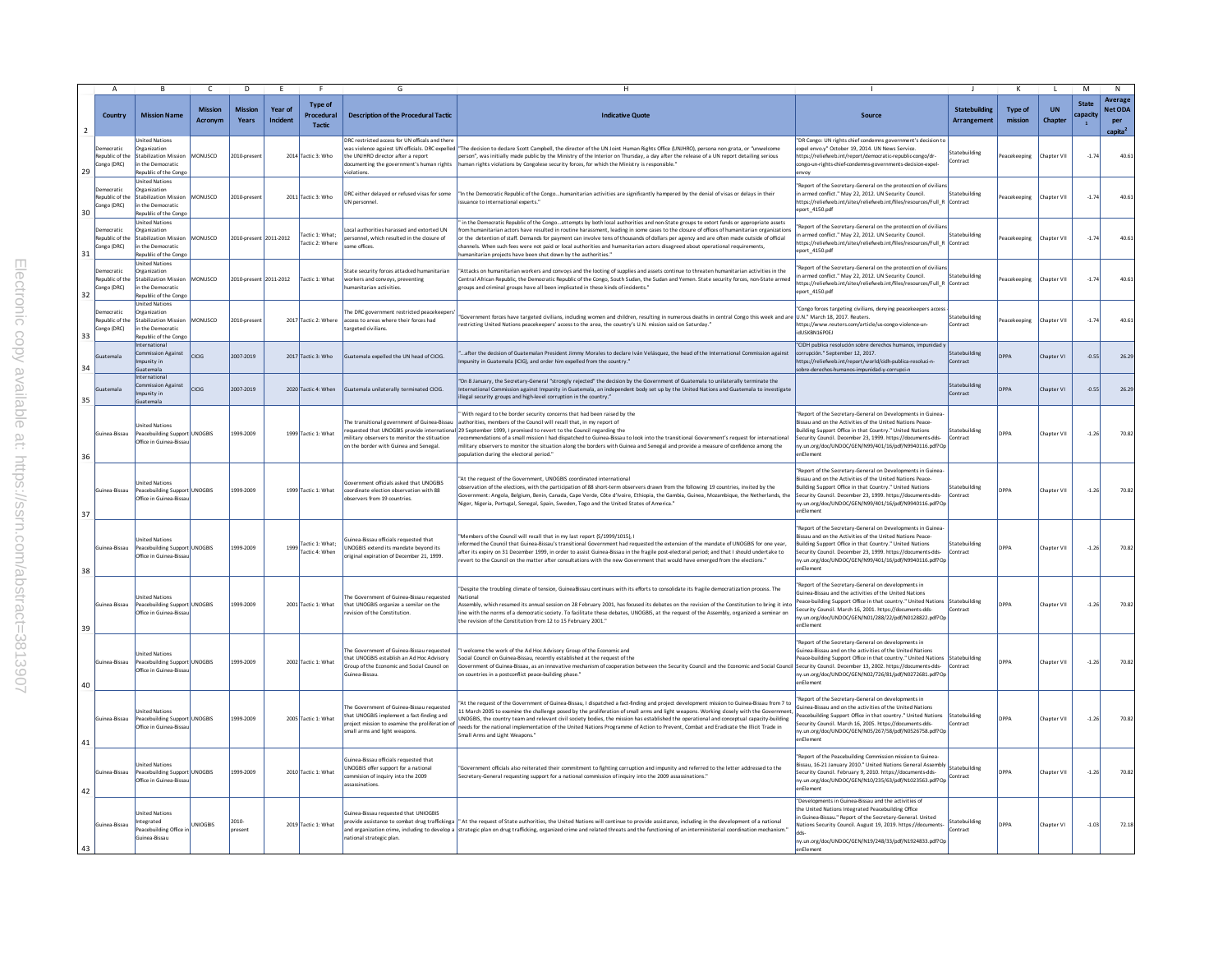| Country | Mission Name | Mission Acronym | Mission Years | Year of Incident | Type of Procedural Tactic | Description of the Procedural Tactic | Indicative Quote | Source | Statebuilding Arrangement | Type of mission | UN Chapter | State capacity[1] | Average Net ODA per capita[2] |
|---|---|---|---|---|---|---|---|---|---|---|---|---|---|
| Democratic Republic of the Congo (DRC) | United Nations Organization Stabilization Mission in the Democratic Republic of the Congo | MONUSCO | 2010-present | 2014 | Tactic 3: Who | DRC restricted access for UN officals and there was violence against UN officials. DRC expelled the UNJHRO director after a report documenting the government's human rights violations. | "The decision to declare Scott Campbell, the director of the UN Joint Human Rights Office (UNJHRO), persona non grata, or "unwelcome person", was initially made public by the Ministry of the Interior on Thursday, a day after the release of a UN report detailing serious human rights violations by Congolese security forces, for which the Ministry is responsible." | "DR Congo: UN rights chief condemns government's decision to expel envoy." October 19, 2014. UN News Service. https://reliefweb.int/report/democratic-republic-congo/dr-congo-un-rights-chief-condemns-governments-decision-expel-envoy | Statebuilding Contract | Peacekeeping | Chapter VII | -1.74 | 40.61 |
| Democratic Republic of the Congo (DRC) | United Nations Organization Stabilization Mission in the Democratic Republic of the Congo | MONUSCO | 2010-present | 2011 | Tactic 3: Who | DRC either delayed or refused visas for some UN personnel. | "In the Democratic Republic of the Congo...humanitarian activities are significantly hampered by the denial of visas or delays in their issuance to international experts." | "Report of the Secretary-General on the protecction of civilians in armed conflict." May 22, 2012. UN Security Council. https://reliefweb.int/sites/reliefweb.int/files/resources/Full_Report_4150.pdf | Statebuilding Contract | Peacekeeping | Chapter VII | -1.74 | 40.61 |
| Democratic Republic of the Congo (DRC) | United Nations Organization Stabilization Mission in the Democratic Republic of the Congo | MONUSCO | 2010-present | 2011-2012 | Tactic 1: What; Tactic 2: Where | Local authorities harassed and extorted UN personnel, which resulted in the closure of some offices. | " in the Democratic Republic of the Congo...attempts by both local authorities and non-State groups to extort funds or appropriate assets from humanitarian actors have resulted in routine harassment, leading in some cases to the closure of offices of humanitarian organizations or the detention of staff. Demands for payment can involve tens of thousands of dollars per agency and are often made outside of official channels. When such fees were not paid or local authorities and humanitarian actors disagreed about operational requirements, humanitarian projects have been shut down by the authorities." | "Report of the Secretary-General on the protecction of civilians in armed conflict." May 22, 2012. UN Security Council. https://reliefweb.int/sites/reliefweb.int/files/resources/Full_Report_4150.pdf | Statebuilding Contract | Peacekeeping | Chapter VII | -1.74 | 40.61 |
| Democratic Republic of the Congo (DRC) | United Nations Organization Stabilization Mission in the Democratic Republic of the Congo | MONUSCO | 2010-present | 2011-2012 | Tactic 1: What | State security forces attacked humanitarian workers and convoys, preventing humanitarian activities. | "Attacks on humanitarian workers and convoys and the looting of supplies and assets continue to threaten humanitarian activities in the Central African Republic, the Democratic Republic of the Congo, South Sudan, the Sudan and Yemen. State security forces, non-State armed groups and criminal groups have all been implicated in these kinds of incidents." | "Report of the Secretary-General on the protecction of civilians in armed conflict." May 22, 2012. UN Security Council. https://reliefweb.int/sites/reliefweb.int/files/resources/Full_Report_4150.pdf | Statebuilding Contract | Peacekeeping | Chapter VII | -1.74 | 40.61 |
| Democratic Republic of the Congo (DRC) | United Nations Organization Stabilization Mission in the Democratic Republic of the Congo | MONUSCO | 2010-present | 2017 | Tactic 2: Where | The DRC government restricted peacekeepers' access to areas where their forces had targeted civilians. | "Government forces have targeted civilians, including women and children, resulting in numerous deaths in central Congo this week and are restricting United Nations peacekeepers' access to the area, the country's U.N. mission said on Saturday." | "Congo forces targeting civilians, denying peacekeepers access - U.N." March 18, 2017. Reuters. https://www.reuters.com/article/us-congo-violence-un-idUSKBN16P0EJ | Statebuilding Contract | Peacekeeping | Chapter VII | -1.74 | 40.61 |
| Guatemala | International Commission Against Impunity in Guatemala | CICIG | 2007-2019 | 2017 | Tactic 3: Who | Guatemala expelled the UN head of CICIG. | "...after the decision of Guatemalan President Jimmy Morales to declare Iván Velásquez, the head of the International Commission against Impunity in Guatemala (CICIG), and order him expelled from the country." | "CIDH publica resolución sobre derechos humanos, impunidad y corrupción." September 12, 2017. https://reliefweb.int/report/world/cidh-publica-resoluci-n-sobre-derechos-humanos-impunidad-y-corrupci-n | Statebuilding Contract | DPPA | Chapter VI | -0.55 | 26.29 |
| Guatemala | International Commission Against Impunity in Guatemala | CICIG | 2007-2019 | 2020 | Tactic 4: When | Guatemala unilaterally terminated CICIG. | "On 8 January, the Secretary-General "strongly rejected" the decision by the Government of Guatemala to unilaterally terminate the International Commission against Impunity in Guatemala, an independent body set up by the United Nations and Guatemala to investigate illegal security groups and high-level corruption in the country." | | Statebuilding Contract | DPPA | Chapter VI | -0.55 | 26.29 |
| Guinea-Bissau | United Nations Peacebuilding Support Office in Guinea-Bissau | UNOGBIS | 1999-2009 | 1999 | Tactic 1: What | The transitional government of Guinea-Bissau requested that UNOGBIS provide international military observers to monitor the situation on the border with Guinea and Senegal. | " With regard to the border security concerns that had been raised by the authorities, members of the Council will recall that, in my report of 29 September 1999, I promised to revert to the Council regarding the recommendations of a small mission I had dispatched to Guinea-Bissau to look into the transitional Government's request for international military observers to monitor the situation along the borders with Guinea and Senegal and provide a measure of confidence among the population during the electoral period." | "Report of the Secretary-General on Developments in Guinea-Bissau and on the Activities of the United Nations Peace-Building Support Office in that Country." United Nations Security Council. December 23, 1999. https://documents-dds-ny.un.org/doc/UNDOC/GEN/N99/401/16/pdf/N9940116.pdf?OpenElement | Statebuilding Contract | DPPA | Chapter VII | -1.26 | 70.82 |
| Guinea-Bissau | United Nations Peacebuilding Support Office in Guinea-Bissau | UNOGBIS | 1999-2009 | 1999 | Tactic 1: What | Government officials asked that UNOGBIS coordinate election observation with 88 observers from 19 countries. | "At the request of the Government, UNOGBIS coordinated international observation of the elections, with the participation of 88 short-term observers drawn from the following 19 countries, invited by the Government: Angola, Belgium, Benin, Canada, Cape Verde, Côte d'Ivoire, Ethiopia, the Gambia, Guinea, Mozambique, the Netherlands, the Niger, Nigeria, Portugal, Senegal, Spain, Sweden, Togo and the United States of America." | "Report of the Secretary-General on Developments in Guinea-Bissau and on the Activities of the United Nations Peace-Building Support Office in that Country." United Nations Security Council. December 23, 1999. https://documents-dds-ny.un.org/doc/UNDOC/GEN/N99/401/16/pdf/N9940116.pdf?OpenElement | Statebuilding Contract | DPPA | Chapter VII | -1.26 | 70.82 |
| Guinea-Bissau | United Nations Peacebuilding Support Office in Guinea-Bissau | UNOGBIS | 1999-2009 | 1999 | Tactic 1: What; Tactic 4: When | Guinea-Bissau officials requested that UNOGBIS extend its mandate beyond its original expiration of December 21, 1999. | "Members of the Council will recall that in my last report (S/1999/1015), I informed the Council that Guinea-Bissau's transitional Government had requested the extension of the mandate of UNOGBIS for one year, after its expiry on 31 December 1999, in order to assist Guinea-Bissau in the fragile post-electoral period; and that I should undertake to revert to the Council on the matter after consultations with the new Government that would have emerged from the elections." | "Report of the Secretary-General on Developments in Guinea-Bissau and on the Activities of the United Nations Peace-Building Support Office in that Country." United Nations Security Council. December 23, 1999. https://documents-dds-ny.un.org/doc/UNDOC/GEN/N99/401/16/pdf/N9940116.pdf?OpenElement | Statebuilding Contract | DPPA | Chapter VII | -1.26 | 70.82 |
| Guinea-Bissau | United Nations Peacebuilding Support Office in Guinea-Bissau | UNOGBIS | 1999-2009 | 2001 | Tactic 1: What | The Government of Guinea-Bissau requested that UNOGBIS organize a seminar on the revision of the Constitution. | "Despite the troubling climate of tension, GuineaBissau continues with its efforts to consolidate its fragile democratization process. The National Assembly, which resumed its annual session on 28 February 2001, has focused its debates on the revision of the Constitution to bring it into line with the norms of a democratic society. To facilitate these debates, UNOGBIS, at the request of the Assembly, organized a seminar on the revision of the Constitution from 12 to 15 February 2001." | "Report of the Secretary-General on developments in Guinea-Bissau and the activities of the United Nations Peace-building Support Office in that country." United Nations Security Council. March 16, 2001. https://documents-dds-ny.un.org/doc/UNDOC/GEN/N01/288/22/pdf/N0128822.pdf?OpenElement | Statebuilding Contract | DPPA | Chapter VII | -1.26 | 70.82 |
| Guinea-Bissau | United Nations Peacebuilding Support Office in Guinea-Bissau | UNOGBIS | 1999-2009 | 2002 | Tactic 1: What | The Government of Guinea-Bissau requested that UNOGBIS establish an Ad Hoc Advisory Group of the Economic and Social Council on Guinea-Bissau. | "I welcome the work of the Ad Hoc Advisory Group of the Economic and Social Council on Guinea-Bissau, recently established at the request of the Government of Guinea-Bissau, as an innovative mechanism of cooperation between the Security Council and the Economic and Social Council on countries in a postconflict peace-building phase." | "Report of the Secretary-General on developments in Guinea-Bissau and on the activities of the United Nations Peace-building Support Office in that country." United Nations Security Council. December 13, 2002. https://documents-dds-ny.un.org/doc/UNDOC/GEN/N02/726/81/pdf/N0272681.pdf?OpenElement | Statebuilding Contract | DPPA | Chapter VII | -1.26 | 70.82 |
| Guinea-Bissau | United Nations Peacebuilding Support Office in Guinea-Bissau | UNOGBIS | 1999-2009 | 2005 | Tactic 1: What | The Government of Guinea-Bissau requested that UNOGBIS implement a fact-finding and project mission to examine the proliferation of small arms and light weapons. | "At the request of the Government of Guinea-Bissau, I dispatched a fact-finding and project development mission to Guinea-Bissau from 7 to 11 March 2005 to examine the challenge posed by the proliferation of small arms and light weapons. Working closely with the Government, UNOGBIS, the country team and relevant civil society bodies, the mission has established the operational and conceptual capacity-building needs for the national implementation of the United Nations Programme of Action to Prevent, Combat and Eradicate the Illicit Trade in Small Arms and Light Weapons." | "Report of the Secretary-General on developments in Guinea-Bissau and on the activities of the United Nations Peacebuilding Support Office in that country." United Nations Security Council. March 16, 2005. https://documents-dds-ny.un.org/doc/UNDOC/GEN/N05/267/58/pdf/N0526758.pdf?OpenElement | Statebuilding Contract | DPPA | Chapter VII | -1.26 | 70.82 |
| Guinea-Bissau | United Nations Peacebuilding Support Office in Guinea-Bissau | UNOGBIS | 1999-2009 | 2010 | Tactic 1: What | Guinea-Bissau officials requested that UNOGBIS offer support for a national commision of inquiry into the 2009 assassinations. | "Government officials also reiterated their commitment to fighting corruption and impunity and referred to the letter addressed to the Secretary-General requesting support for a national commission of inquiry into the 2009 assassinations." | "Report of the Peacebuilding Commission mission to Guinea-Bissau, 16-21 January 2010." United Nations General Assembly Security Council. February 9, 2010. https://documents-dds-ny.un.org/doc/UNDOC/GEN/N10/235/63/pdf/N1023563.pdf?OpenElement | Statebuilding Contract | DPPA | Chapter VII | -1.26 | 70.82 |
| Guinea-Bissau | United Nations Integrated Peacebuilding Office in Guinea-Bissau | UNIOGBIS | 2010-present | 2019 | Tactic 1: What | Guinea-Bissau requested that UNIOGBIS provide assistance to combat drug trafficking and organization crime, including to develop a national strategic plan. | " At the request of State authorities, the United Nations will continue to provide assistance, including in the development of a national strategic plan on drug trafficking, organized crime and related threats and the functioning of an interministerial coordination mechanism." | "Developments in Guinea-Bissau and the activities of the United Nations Integrated Peacebuilding Office in Guinea-Bissau." Report of the Secretary-General. United Nations Security Council. August 19, 2019. https://documents-dds-ny.un.org/doc/UNDOC/GEN/N19/248/33/pdf/N1924833.pdf?OpenElement | Statebuilding Contract | DPPA | Chapter VI | -1.03 | 72.18 |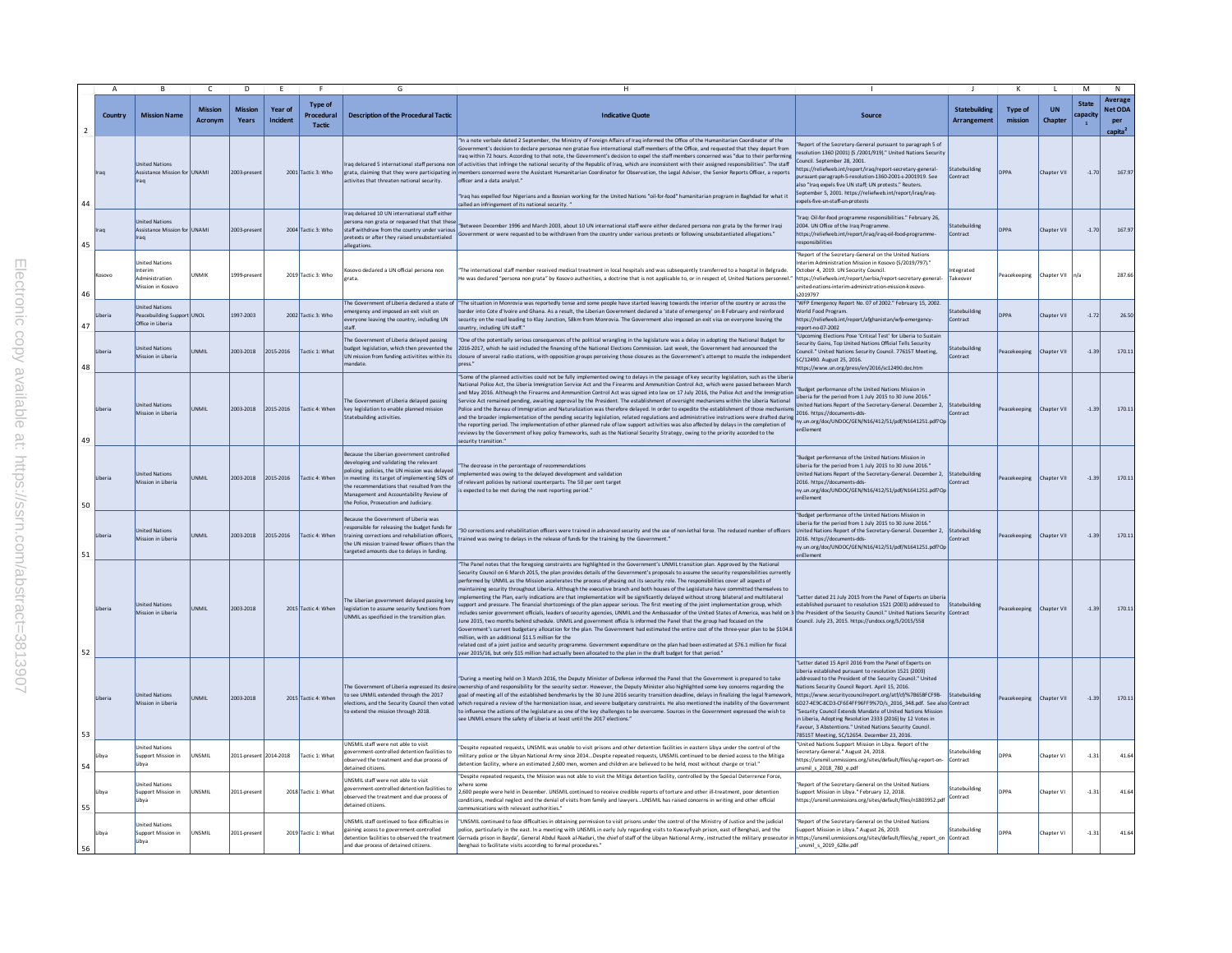| Country | Mission Name | Mission Acronym | Mission Years | Year of Incident | Type of Procedural Tactic | Description of the Procedural Tactic | Indicative Quote | Source | Statebuilding Arrangement | Type of mission | UN Chapter | State capacity[1] | Average Net ODA per capita[2] |
|---|---|---|---|---|---|---|---|---|---|---|---|---|---|
| Iraq | United Nations Assistance Mission for Iraq | UNAMI | 2003-present | 2001 | Tactic 3: Who | Iraq delcared 5 international staff persona non grata, claiming that they were participating in activities that threaten national security. | "In a note verbale dated 2 September, the Ministry of Foreign Affairs of Iraq informed the Office of the Humanitarian Coordinator of the Government's decision to declare personae non gratae five international staff members of the Office, and requested that they depart from Iraq within 72 hours. According to that note, the Government's decision to expel the staff members concerned was "due to their performing of activities that infringe the national security of the Republic of Iraq, which are inconsistent with their assigned responsibilities". The staff members concerned were the Assistant Humanitarian Coordinator for Observation, the Legal Adviser, the Senior Reports Officer, a reports officer and a data analyst." "Iraq has expelled four Nigerians and a Bosnian working for the United Nations "oil-for-food" humanitarian program in Baghdad for what it called an infringement of its national security. " | "Report of the Secretary-General pursuant to paragraph 5 of resolution 1360 (2001) (S /2001/919)." United Nations Security Council. September 28, 2001. https://reliefweb.int/report/iraq/report-secretary-general-pursuant-paragraph-5-resolution-1360-2001-s-2001919. See also "Iraq expels five UN staff; UN protests." Reuters. September 5, 2001. https://reliefweb.int/report/iraq/iraq-expels-five-un-staff-un-protests | Statebuilding Contract | DPPA | Chapter VII | -1.70 | 167.97 |
| Iraq | United Nations Assistance Mission for Iraq | UNAMI | 2003-present | 2004 | Tactic 3: Who | Iraq delcared 10 UN international staff either persona non grata or requesed that that these staff withdraw from the country under various pretexts or after they raised unsubstantialed allegations. | "Between December 1996 and March 2003, about 10 UN international staff were either declared persona non grata by the former Iraqi Government or were requested to be withdrawn from the country under various pretexts or following unsubstantiated allegations." | "Iraq: Oil-for-food programme responsibilities." February 26, 2004. UN Office of the Iraq Programme. https://reliefweb.int/report/iraq/iraq-oil-food-programme-responsibilities | Statebuilding Contract | DPPA | Chapter VII | -1.70 | 167.97 |
| Kosovo | United Nations Interim Administration Mission in Kosovo | UNMIK | 1999-present | 2019 | Tactic 3: Who | Kosovo declared a UN official persona non grata. | "The international staff member received medical treatment in local hospitals and was subsequently transferred to a hospital in Belgrade. He was declared "persona non grata" by Kosovo authorities, a doctrine that is not applicable to, or in respect of, United Nations personnel." | "Report of the Secretary-General on the United Nations Interim Administration Mission in Kosovo (S/2019/797)." October 4, 2019. UN Security Council. https://reliefweb.int/report/serbia/report-secretary-general-united-nations-interim-administration-mission-kosovo-s2019797 | Integrated Takeover | Peacekeeping | Chapter VII | n/a | 287.66 |
| Liberia | United Nations Peacebuilding Support Office in Liberia | UNOL | 1997-2003 | 2002 | Tactic 3: Who | The Government of Liberia declared a state of emergency and imposed an exit visit on everyone leaving the country, including UN staff. | "The situation in Monrovia was reportedly tense and some people have started leaving towards the interior of the country or across the border into Cote d'Ivoire and Ghana. As a result, the Liberian Government declared a 'state of emergency' on 8 February and reinforced security on the road leading to Klay Junction, 58km from Monrovia. The Government also imposed an exit visa on everyone leaving the country, including UN staff." | "WFP Emergency Report No. 07 of 2002." February 15, 2002. World Food Program. https://reliefweb.int/report/afghanistan/wfp-emergency-report-no-07-2002 | Statebuilding Contract | DPPA | Chapter VII | -1.72 | 26.50 |
| Liberia | United Nations Mission in Liberia | UNMIL | 2003-2018 | 2015-2016 | Tactic 1: What | The Government of Liberia delayed passing budget legislation, which then prevented the UN mission from funding activitites within its mandate. | "One of the potentially serious consequences of the political wrangling in the legislature was a delay in adopting the National Budget for 2016-2017, which he said included the financing of the National Elections Commission. Last week, the Government had announced the closure of several radio stations, with opposition groups perceiving those closures as the Government's attempt to muzzle the independent press." | "Upcoming Elections Pose 'Critical Test' for Liberia to Sustain Security Gains, Top United Nations Official Tells Security Council." United Nations Security Council. 7761ST Meeting, SC/12490. August 25, 2016. https://www.un.org/press/en/2016/sc12490.doc.htm | Statebuilding Contract | Peacekeeping | Chapter VII | -1.39 | 170.11 |
| Liberia | United Nations Mission in Liberia | UNMIL | 2003-2018 | 2015-2016 | Tactic 4: When | The Government of Liberia delayed passing key legislation to enable planned mission Statebuilding activities. | "Some of the planned activities could not be fully implemented owing to delays in the passage of key security legislation, such as the Liberia National Police Act, the Liberia Immigration Service Act and the Firearms and Ammunition Control Act, which were passed between March and May 2016. Although the Firearms and Ammunition Control Act was signed into law on 17 July 2016, the Police Act and the Immigration Service Act remained pending, awaiting approval by the President. The establishment of oversight mechanisms within the Liberia National Police and the Bureau of Immigration and Naturalization was therefore delayed. In order to expedite the establishment of those mechanisms and the broader implementation of the pending security legislation, related regulations and administrative instructions were drafted during the reporting period. The implementation of other planned rule of law support activities was also affected by delays in the completion of reviews by the Government of key policy frameworks, such as the National Security Strategy, owing to the priority accorded to the security transition." | "Budget performance of the United Nations Mission in Liberia for the period from 1 July 2015 to 30 June 2016." United Nations Report of the Secretary-General. December 2, 2016. https://documents-dds-ny.un.org/doc/UNDOC/GEN/N16/412/51/pdf/N1641251.pdf?OpenElement | Statebuilding Contract | Peacekeeping | Chapter VII | -1.39 | 170.11 |
| Liberia | United Nations Mission in Liberia | UNMIL | 2003-2018 | 2015-2016 | Tactic 4: When | Because the Liberian government controlled developing and validating the relevant policing policies, the UN mission was delayed in meeting its target of implementing 50% of the recommendations that resulted from the Management and Accountability Review of the Police, Prosecution and Judiciary. | "The decrease in the percentage of recommendations implemented was owing to the delayed development and validation of relevant policies by national counterparts. The 50 per cent target is expected to be met during the next reporting period." | "Budget performance of the United Nations Mission in Liberia for the period from 1 July 2015 to 30 June 2016." United Nations Report of the Secretary-General. December 2, 2016. https://documents-dds-ny.un.org/doc/UNDOC/GEN/N16/412/51/pdf/N1641251.pdf?OpenElement | Statebuilding Contract | Peacekeeping | Chapter VII | -1.39 | 170.11 |
| Liberia | United Nations Mission in Liberia | UNMIL | 2003-2018 | 2015-2016 | Tactic 4: When | Because the Government of Liberia was responsible for releasing the budget funds for training corrections and rehabilitation officers, the UN mission trained fewer officers than the targeted amounts due to delays in funding. | "30 corrections and rehabilitation officers were trained in advanced security and the use of non-lethal force. The reduced number of officers trained was owing to delays in the release of funds for the training by the Government." | "Budget performance of the United Nations Mission in Liberia for the period from 1 July 2015 to 30 June 2016." United Nations Report of the Secretary-General. December 2, 2016. https://documents-dds-ny.un.org/doc/UNDOC/GEN/N16/412/51/pdf/N1641251.pdf?OpenElement | Statebuilding Contract | Peacekeeping | Chapter VII | -1.39 | 170.11 |
| Liberia | United Nations Mission in Liberia | UNMIL | 2003-2018 | 2015 | Tactic 4: When | The Liberian government delayed passing key legislation to assume security functions from UNMIL as specificed in the transition plan. | "The Panel notes that the foregoing constraints are highlighted in the Government's UNMIL transition plan. Approved by the National Security Council on 6 March 2015, the plan provides details of the Government's proposals to assume the security responsibilities currently performed by UNMIL as the Mission accelerates the process of phasing out its security role. The responsibilities cover all aspects of maintaining security throughout Liberia. Although the executive branch and both houses of the Legislature have committed themselves to implementing the Plan, early indications are that implementation will be significantly delayed without strong bilateral and multilateral support and pressure. The financial shortcomings of the plan appear serious. The first meeting of the joint implementation group, which includes senior government officials, leaders of security agencies, UNMIL and the Ambassador of the United States of America, was held on 3 June 2015, two months behind schedule. UNMIL and government officia ls informed the Panel that the group had focused on the Government's current budgetary allocation for the plan. The Government had estimated the entire cost of the three-year plan to be $104.8 million, with an additional $11.5 million for the related cost of a joint justice and security programme. Government expenditure on the plan had been estimated at $76.1 million for fiscal year 2015/16, but only $15 million had actually been allocated to the plan in the draft budget for that period." | "Letter dated 21 July 2015 from the Panel of Experts on Liberia established pursuant to resolution 1521 (2003) addressed to the President of the Security Council." United Nations Security Council. July 23, 2015. https://undocs.org/S/2015/558 | Statebuilding Contract | Peacekeeping | Chapter VII | -1.39 | 170.11 |
| Liberia | United Nations Mission in Liberia | UNMIL | 2003-2018 | 2015 | Tactic 4: When | The Government of Liberia expressed its desire to see UNMIL extended through the 2017 elections, and the Security Council then voted to extend the mission through 2018. | "During a meeting held on 3 March 2016, the Deputy Minister of Defence informed the Panel that the Government is prepared to take ownership of and responsibility for the security sector. However, the Deputy Minister also highlighted some key concerns regarding the goal of meeting all of the established benchmarks by the 30 June 2016 security transition deadline, delays in finalizing the legal framework, which required a review of the harmonization issue, and severe budgetary constraints. He also mentioned the inability of the Government to influence the actions of the legislature as one of the key challenges to be overcome. Sources in the Government expressed the wish to see UNMIL ensure the safety of Liberia at least until the 2017 elections." | "Letter dated 15 April 2016 from the Panel of Experts on Liberia established pursuant to resolution 1521 (2003) addressed to the President of the Security Council." United Nations Security Council Report. April 15, 2016. https://www.securitycouncilreport.org/atf/cf/%7B65BFCF9B-6D27-4E9C-8CD3-CF6E4FF96FF9%7D/s_2016_348.pdf. See also "Security Council Extends Mandate of United Nations Mission in Liberia, Adopting Resolution 2333 (2016) by 12 Votes in Favour, 3 Abstentions." United Nations Security Council. 7851ST Meeting, SC/12654. December 23, 2016. | Statebuilding Contract | Peacekeeping | Chapter VII | -1.39 | 170.11 |
| Libya | United Nations Support Mission in Libya | UNSMIL | 2011-present | 2014-2018 | Tactic 1: What | UNSMIL staff were not able to visit government-controlled detention facilities to observed the treatment and due process of detained citizens. | "Despite repeated requests, UNSMIL was unable to visit prisons and other detention facilities in eastern Libya under the control of the military police or the Libyan National Army since 2014...Despite repeated requests, UNSMIL continued to be denied access to the Mitiga detention facility, where an estimated 2,600 men, women and children are believed to be held, most without charge or trial." | "United Nations Support Mission in Libya. Report of the Secretary-General." August 24, 2018. https://unsmil.unmissions.org/sites/default/files/sg-report-on-unsmil_s_2018_780_e.pdf | Statebuilding Contract | DPPA | Chapter VI | -1.31 | 41.64 |
| Libya | United Nations Support Mission in Libya | UNSMIL | 2011-present | 2018 | Tactic 1: What | UNSMIL staff were not able to visit government-controlled detention facilities to observed the treatment and due process of detained citizens. | "Despite repeated requests, the Mission was not able to visit the Mitiga detention facility, controlled by the Special Deterrence Force, where some 2,600 people were held in December. UNSMIL continued to receive credible reports of torture and other ill-treatment, poor detention conditions, medical neglect and the denial of visits from family and lawyers...UNSMIL has raised concerns in writing and other official communications with relevant authorities." | "Report of the Secretary-General on the United Nations Support Mission in Libya." February 12, 2018. https://unsmil.unmissions.org/sites/default/files/n1803952.pdf | Statebuilding Contract | DPPA | Chapter VI | -1.31 | 41.64 |
| Libya | United Nations Support Mission in Libya | UNSMIL | 2011-present | 2019 | Tactic 1: What | UNSMIL staff continued to face difficulties in gaining access to government-controlled detention facilities to observed the treatment and due process of detained citizens. | "UNSMIL continued to face difficulties in obtaining permission to visit prisons under the control of the Ministry of Justice and the judicial police, particularly in the east. In a meeting with UNSMIL in early July regarding visits to Kuwayfiyah prison, east of Benghazi, and the Gernada prison in Bayda', General Abdul Razek al-Naduri, the chief of staff of the Libyan National Army, instructed the military prosecutor in Benghazi to facilitate visits according to formal procedures." | "Report of the Secretary-General on the United Nations Support Mission in Libya." August 26, 2019. https://unsmil.unmissions.org/sites/default/files/sg_report_on_unsmil_s_2019_628e.pdf | Statebuilding Contract | DPPA | Chapter VI | -1.31 | 41.64 |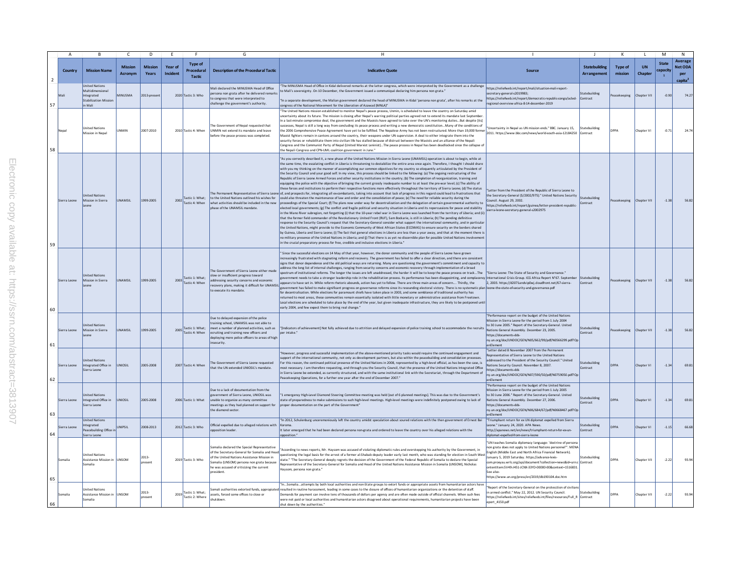| | A | B | C | D | E | F | G | H | I | J | K | L | M | N |
|---|---|---|---|---|---|---|---|---|---|---|---|---|---|---|
| 2 | Country | Mission Name | Mission Acronym | Mission Years | Year of Incident | Type of Procedural Tactic | Description of the Procedural Tactic | Indicative Quote | Source | Statebuilding Arrangement | Type of mission | UN Chapter | State capacity[1] | Average Net ODA per capita[2] |
| 57 | Mali | United Nations Multidimensional Integrated Stabilization Mission in Mali | MINUSMA | 2013-present | 2020 | Tactic 3: Who | Mali declared the MINUSMA Head of Office persona non grata after he delivered remarks to congress that were interpreted to challenge the government's authority. | "The MINUSMA Head of Office in Kidal delivered remarks at the latter congress, which were interpreted by the Government as a challenge to Mali's sovereignty. On 10 December, the Government issued a communiqué declaring him persona non grata." "In a separate development, the Malian government declared the head of MINUSMA in Kidal 'persona non grata', after his remarks at the congress of the National Movement for the Liberation of Azawad (MNLA)" | https://reliefweb.int/report/mali/situation-mali-report-secretary-general-s2019983; https://reliefweb.int/report/democratic-republic-congo/acled-regional-overview-africa-8-14-december-2019 | Statebuilding Contract | Peacekeeping | Chapter VII | -0.90 | 74.27 |
| 58 | Nepal | United Nations Mission in Nepal | UNMIN | 2007-2010 | 2010 | Tactic 4: When | The Government of Nepal requested that UNMIN not extend its mandate and leave before the peace process was completed. | "The United Nations mission established to monitor Nepal's peace process, Unmin, is scheduled to leave the country on Saturday amid uncertainty about its future. The mission is closing after Nepal's warring political parties agreed not to extend its mandate last September. In a last-minute compromise deal, the government and the Maoists have agreed to take over the UN's monitoring duties...But despite [its] successes, Nepal is still a long way from concluding its peace process and writing a new democratic constitution...Many of the conditions of the 2006 Comprehensive Peace Agreement have yet to be fulfilled. The Nepalese Army has not been restructured. More than 19,000 former Maoist fighters remain in cantons around the country, their weapons under UN supervision. A deal to either integrate them into the security forces or rehabilitate them into civilian life has stalled because of distrust between the Maoists and an alliance of the Nepali Congress and the Communist Party of Nepal (United Marxist Leninist)...The peace process in Nepal has been deadlocked since the collapse of the Nepali Congress and CPN-UML coalition government in June." | "Uncertainty in Nepal as UN mission ends." BBC. January 15, 2011. https://www.bbc.com/news/world-south-asia-12184250 | Statebuilding Contract | DPPA | Chapter VI | -0.71 | 24.74 |
| 59 | Sierra Leone | United Nations Mission in Sierra Leone | UNAMSIL | 1999-2005 | 2002 | Tactic 1: What; Tactic 4: When | The Permanent Representative of Sierra Leone to the United Nations outlined his wishes for what activities should be included in the new phase of the UNAMSIL mandate. | "As you correctly described it, a new phase of the United Nations Mission in Sierra Leone (UNAMSIL) operation is about to begin, while at the same time, the escalating conflict in Liberia is threatening to destabilize the entire area once again. Therefore, I thought I should share with you my thinking on the manner of accomplishing our common objectives for my country so eloquently articulated by the President of the Security Council and your good self. In my view, this process should be linked to the following: (a) The ongoing restructuring of the Republic of Sierra Leone Armed Forces and other security institutions in the country; (b) The completion of reorganization, training and equipping the police with the objective of bringing the current grossly inadequate number to at least the pre-war level; (c) The ability of these forces and institutions to perform their respective functions more effectively throughout the territory of Sierra Leone; (d) The status of, and prospects for, integrating all ex-combatants, taking into account that lack of progress in this regard could lead to frustrations that could also threaten the maintenance of law and order and the consolidation of peace; (e) The need for reliable security during the proceedings of the Special Court; (f) The plans now under way for decentralization and the delegation of certain governmental authority to elected local governments; (g) The conflict and fragile political and security situation in Liberia and its repercussions for peace and stability in the Mano River subregion, not forgetting (i) that the 10-year rebel war in Sierra Leone was launched from the territory of Liberia; and (ii) that the former field commander of the Revolutionary United Front (RUF), Sam Bockarie, is still in Liberia; (h) The pending definitive response to the Security Council's request that the Secretary-General consider what support the international community, and in particular the United Nations, might provide to the Economic Community of West African States (ECOWAS) to ensure security on the borders shared by Guinea, Liberia and Sierra Leone; (i) The fact that general elections in Liberia are less than a year away, and that at the moment there is no military presence of the United Nations in Liberia; and (j) That there is as yet no discernible plan for possible United Nations involvement in the crucial preparatory process for free, credible and inclusive elections in Liberia." | "Letter from the President of the Republic of Sierra Leone to the Secretary-General (S/2002/975)." United Nations Security Council. August 29, 2002. https://reliefweb.int/report/guinea/letter-president-republic-sierra-leone-secretary-general-s2002975 | Statebuilding Contract | Peacekeeping | Chapter VII | -1.38 | 56.82 |
| 60 | Sierra Leone | United Nations Mission in Sierra Leone | UNAMSIL | 1999-2005 | 2003 | Tactic 1: What; Tactic 4: When | The Government of Sierra Leone either made slow or insufficient progress toward addressing security concerns and economic recovery plans, making it difficult for UNAMSIL to execute its mandate. | " Since the successful elections on 14 May of that year, however, the donor community and the people of Sierra Leone have grown increasingly frustrated with stagnating reform and recovery. The government has failed to offer a clear direction, and there are consistent signs that donor dependence and the old political ways are returning. Many are questioning the government's commitment and capacity to address the long list of internal challenges, ranging from security concerns and economic recovery through implementation of a broad spectrum of institutional reforms. The longer the issues are left unaddressed, the harder it will be to keep the peace process on track...The government needs to take a stronger leadership role in the rehabilitation process. Its performance has been disappointing, and complacency appears to have set in. While reform rhetoric abounds, action has yet to follow. There are three main areas of concern.... Thirdly, the government has failed to make significant progress on governance reforms since its resounding electoral victory. There is no systematic plan for decentralisation. While elections for paramount chiefs have taken place in 2003, and some semblance of traditional authority has returned to most areas, these communities remain essentially isolated with little monetary or administrative assistance from Freetown. Local elections are scheduled to take place by the end of the year, but given inadequate infrastructure, they are likely to be postponed until early 2004, and few expect them to bring real change." | "Sierra Leone: The State of Security and Governance." International Crisis Group. ICG Africa Report N°67. September 2, 2003. https://d2071andvip0wj.cloudfront.net/67-sierra-leone-the-state-of-security-and-governance.pdf | Statebuilding Contract | Peacekeeping | Chapter VII | -1.38 | 56.82 |
| 61 | Sierra Leone | United Nations Mission in Sierra Leone | UNAMSIL | 1999-2005 | 2005 | Tactic 1: What; Tactic 4: When | Due to delayed expansion of the police training school, UNAMSIL was not able to meet a number of planned activities, such as recruiting and training new officers and deploying more police officers to areas of high insecurity. | "[Indicators of achievement] Not fully achieved due to attrition and delayed expansion of police training school to accommodate the recruits per intake." | "Performance report on the budget of the United Nations Mission in Sierra Leone for the period from 1 July 2004 to 30 June 2005." Report of the Secretary-General. United Nations General Assembly. December 23, 2005. https://documents-dds-ny.un.org/doc/UNDOC/GEN/N05/662/99/pdf/N0566299.pdf?OpenElement | Statebuilding Contract | Peacekeeping | Chapter VII | -1.38 | 56.82 |
| 62 | Sierra Leone | United Nations Integrated Office in Sierra Leone | UNIOSIL | 2005-2008 | 2007 | Tactic 4: When | The Government of Sierra Leone requested that the UN extended UNIOSIL's mandate. | "However, progress and successful implementation of the above-mentioned priority tasks would require the continued engagement and support of the international community, not only as development partners, but also within the peacebuilding and consolidation processes. For this reason, the continued political presence of the United Nations in 2008, represented by a high-level official, as has been the case, is most necessary. I am therefore requesting, and through you the Security Council, that the presence of the United Nations Integrated Office in Sierra Leone be extended, as currently structured, and with the same institutional link with the Secretariat, through the Department of Peacekeeping Operations, for a further one year after the end of December 2007." | "Letter dated 8 November 2007 from the Permanent Representative of Sierra Leone to the United Nations addressed to the President of the Security Council." United Nations Security Council. November 8, 2007. https://documents-dds-ny.un.org/doc/UNDOC/GEN/N07/590/50/pdf/N0759050.pdf?OpenElement | Statebuilding Contract | DPPA | Chapter VI | -1.34 | 69.81 |
| 63 | Sierra Leone | United Nations Integrated Office in Sierra Leone | UNIOSIL | 2005-2008 | 2006 | Tactic 1: What | Due to a lack of documentation from the government of Sierra Leone, UNIOSIL was unable to organize as many committee meetings as they had planned on for support for the diamond sector. | "1 emergency High-Level Diamond Steering Committee meeting was held (out of 6 planned meetings). This was due to the Government's state of preparedness to make submissions to such high-level meetings. High-level meetings were indefinitely postponed owing to lack of proper documentation on the part of the Government" | "Performance report on the budget of the United Nations Mission in Sierra Leone for the period from 1 July 2005 to 30 June 2006." Report of the Secretary-General. United Nations General Assembly. December 27, 2006. https://documents-dds-ny.un.org/doc/UNDOC/GEN/N06/684/67/pdf/N0668467.pdf?OpenElement | Statebuilding Contract | DPPA | Chapter VI | -1.34 | 69.81 |
| 64 | Sierra Leone | United Nations Integrated Peacebuilding Office in Sierra Leone | UNIPSIL | 2008-2013 | 2012 | Tactic 3: Who | Official expelled due to alleged relations with opposition leader. | "In 2012, Schulenburg unceremoniously left the country amidst speculation about soured relations with the then government of Ernest Bai Koroma. It later emerged that he had been declared persona non-grata and ordered to leave the country over his alleged relations with the opposition." | "Triumphant return for ex UN diplomat expelled from Sierra Leone." January 24, 2020. APA News. http://apanews.net/en/news/triumphant-return-for-ex-un-diplomat-expelled-from-sierra-leone | Statebuilding Contract | DPPA | Chapter VI | -1.15 | 66.68 |
| 65 | Somalia | United Nations Assistance Mission in Somalia | UNSOM | 2013-present | 2019 | Tactic 3: Who | Somalia declared the Special Representative of the Secretary-General for Somalia and Head of the United Nations Assistance Mission in Somalia (UNSOM) persona non grata because he was accused of criticizing the current president. | "According to news reports, Mr. Haysom was accused of violating diplomatic rules and overstepping his authority by the Government, in questioning the legal basis for the arrest of a former al-Shabab deputy leader early last month, who was standing for election in South West state." "The Secretary-General deeply regrets the decision of the Government of the Federal Republic of Somalia to declare the Special Representative of the Secretary-General for Somalia and Head of the United Nations Assistance Mission in Somalia (UNSOM), Nicholas Haysom, persona non grata." | "UN teaches Somalia diplomacy language: 'doctrine of persona non grata does not apply to United Nations personnel'". MENA English (Middle East and North Africa Financial Network). January 5, 2019 Saturday. https://advance-lexis-com.proxyau.wrlc.org/api/document?collection=news&id=urn:contentItem:5V49-J451-JCNX-33YD-00000-00&context=1516831. See also-https://www.un.org/press/en/2019/db190104.doc.htm | Statebuilding Contract | DPPA | Chapter VII | -2.22 | 93.94 |
| 66 | Somalia | United Nations Assistance Mission in Somalia | UNSOM | 2013-present | 2019 | Tactic 1: What; Tactic 2: Where | Somali authorities extorted funds, appropriated assets, forced some offices to close or shutdown. | "In...Somalia...attempts by both local authorities and non-State groups to extort funds or appropriate assets from humanitarian actors have resulted in routine harassment, leading in some cases to the closure of offices of humanitarian organizations or the detention of staff. Demands for payment can involve tens of thousands of dollars per agency and are often made outside of official channels. When such fees were not paid or local authorities and humanitarian actors disagreed about operational requirements, humanitarian projects have been shut down by the authorities." | "Report of the Secretary-General on the protection of civilians in armed conflict." May 22, 2012. UN Security Council. https://reliefweb.int/sites/reliefweb.int/files/resources/Full_Report_4150.pdf | Statebuilding Contract | DPPA | Chapter VII | -2.22 | 93.94 |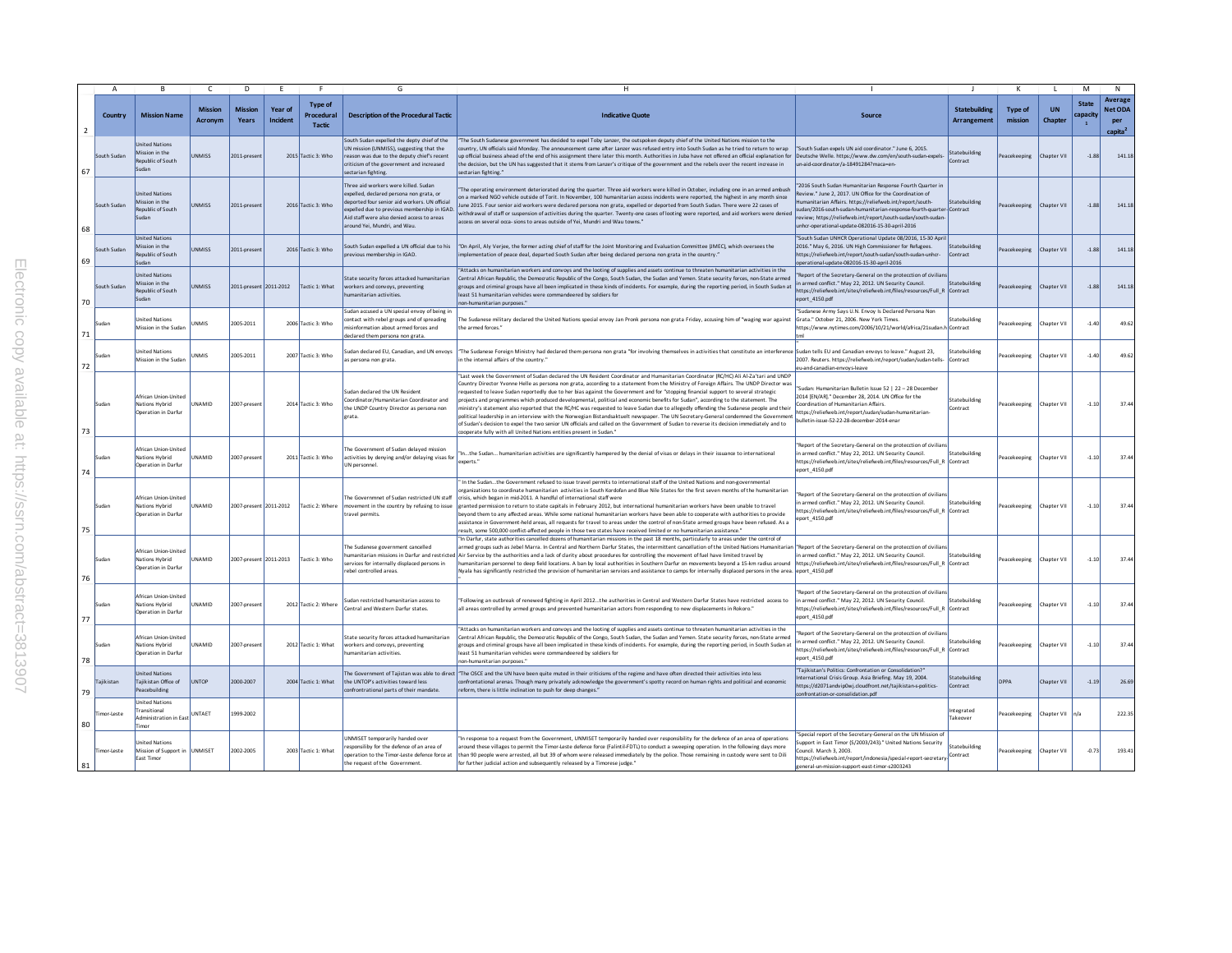| Country | Mission Name | Mission Acronym | Mission Years | Year of Incident | Type of Procedural Tactic | Description of the Procedural Tactic | Indicative Quote | Source | Statebuilding Arrangement | Type of mission | UN Chapter | State capacity [1] | Average Net ODA per capita [2] |
|---|---|---|---|---|---|---|---|---|---|---|---|---|---|
| South Sudan | United Nations Mission in the Republic of South Sudan | UNMISS | 2011-present | 2015 | Tactic 3: Who | South Sudan expelled the depty chief of the UN mission (UNMISS), suggesting that the reason was due to the deputy chief's recent criticism of the government and increased sectarian fighting. | "The South Sudanese government has decided to expel Toby Lanzer, the outspoken deputy chief of the United Nations mission to the country, UN officials said Monday. The announcement came after Lanzer was refused entry into South Sudan as he tried to return to wrap up official business ahead of the end of his assignment there later this month. Authorities in Juba have not offered an official explanation for the decision, but the UN has suggested that it stems from Lanzer's critique of the government and the rebels over the recent increase in sectarian fighting." | "South Sudan expels UN aid coordinator." June 6, 2015. Deutsche Welle. https://www.dw.com/en/south-sudan-expels-un-aid-coordinator/a-18491284?maca=en- | Statebuilding Contract | Peacekeeping | Chapter VII | -1.88 | 141.18 |
| South Sudan | United Nations Mission in the Republic of South Sudan | UNMISS | 2011-present | 2016 | Tactic 3: Who | Three aid workers were killed. Sudan expelled, declared persona non grata, or deported four senior aid workers. UN official expelled due to previous membership in IGAD. Aid staff were also denied access to areas around Yei, Mundri, and Wau. | "The operating environment deteriorated during the quarter. Three aid workers were killed in October, including one in an armed ambush on a marked NGO vehicle outside of Torit. In November, 100 humanitarian access incidents were reported, the highest in any month since June 2015. Four senior aid workers were declared persona non grata, expelled or deported from South Sudan. There were 22 cases of withdrawal of staff or suspension of activities during the quarter. Twenty-one cases of looting were reported, and aid workers were denied access on several occa- sions to areas outside of Yei, Mundri and Wau towns." | "2016 South Sudan Humanitarian Response Fourth Quarter in Review." June 2, 2017. UN Office for the Coordination of Humanitarian Affairs. https://reliefweb.int/report/south-sudan/2016-south-sudan-humanitarian-response-fourth-quarter-review; https://reliefweb.int/report/south-sudan/south-sudan-unhcr-operational-update-082016-15-30-april-2016 | Statebuilding Contract | Peacekeeping | Chapter VII | -1.88 | 141.18 |
| South Sudan | United Nations Mission in the Republic of South Sudan | UNMISS | 2011-present | 2016 | Tactic 3: Who | South Sudan expelled a UN official due to his previous membership in IGAD. | "On April, Aly Verjee, the former acting chief of staff for the Joint Monitoring and Evaluation Committee (JMEC), which oversees the implementation of peace deal, departed South Sudan after being declared persona non grata in the country." | "South Sudan UNHCR Operational Update 08/2016, 15-30 April 2016." May 6, 2016. UN High Commissioner for Refugees. https://reliefweb.int/report/south-sudan/south-sudan-unhcr-operational-update-082016-15-30-april-2016 | Statebuilding Contract | Peacekeeping | Chapter VII | -1.88 | 141.18 |
| South Sudan | United Nations Mission in the Republic of South Sudan | UNMISS | 2011-present | 2011-2012 | Tactic 1: What | State security forces attacked humanitarian workers and convoys, preventing humanitarian activities. | "Attacks on humanitarian workers and convoys and the looting of supplies and assets continue to threaten humanitarian activities in the Central African Republic, the Democratic Republic of the Congo, South Sudan, the Sudan and Yemen. State security forces, non-State armed groups and criminal groups have all been implicated in these kinds of incidents. For example, during the reporting period, in South Sudan at least 51 humanitarian vehicles were commandeered by soldiers for non-humanitarian purposes." | "Report of the Secretary-General on the protecction of civilians in armed conflict." May 22, 2012. UN Security Council. https://reliefweb.int/sites/reliefweb.int/files/resources/Full_Report_4150.pdf | Statebuilding Contract | Peacekeeping | Chapter VII | -1.88 | 141.18 |
| Sudan | United Nations Mission in the Sudan | UNMIS | 2005-2011 | 2006 | Tactic 3: Who | Sudan accused a UN special envoy of being in contact with rebel groups and of spreading misinformation about armed forces and declared them persona non grata. | The Sudanese military declared the United Nations special envoy Jan Pronk persona non grata Friday, accusing him of "waging war against the armed forces." | "Sudanese Army Says U.N. Envoy Is Declared Persona Non Grata." October 21, 2006. New York Times. https://www.nytimes.com/2006/10/21/world/africa/21sudan.html | Statebuilding Contract | Peacekeeping | Chapter VII | -1.40 | 49.62 |
| Sudan | United Nations Mission in the Sudan | UNMIS | 2005-2011 | 2007 | Tactic 3: Who | Sudan declared EU, Canadian, and UN envoys as persona non grata. | "The Sudanese Foreign Ministry had declared them persona non grata "for involving themselves in activities that constitute an interference in the internal affairs of the country." | Sudan tells EU and Canadian envoys to leave." August 23, 2007. Reuters. https://reliefweb.int/report/sudan/sudan-tells-eu-and-canadian-envoys-leave | Statebuilding Contract | Peacekeeping | Chapter VII | -1.40 | 49.62 |
| Sudan | African Union-United Nations Hybrid Operation in Darfur | UNAMID | 2007-present | 2014 | Tactic 3: Who | Sudan declared the UN Resident Coordinator/Humanitarian Coordinator and the UNDP Country Director as persona non grata. | "Last week the Government of Sudan declared the UN Resident Coordinator and Humanitarian Coordinator (RC/HC) Ali Al-Za'tari and UNDP Country Director Yvonne Helle as persona non grata, according to a statement from the Ministry of Foreign Affairs. The UNDP Director was requested to leave Sudan reportedly due to her bias against the Government and for "stopping financial support to several strategic projects and programmes which produced developmental, political and economic benefits for Sudan", according to the statement. The ministry's statement also reported that the RC/HC was requested to leave Sudan due to allegedly offending the Sudanese people and their political leadership in an interview with the Norwegian Bistandsaktuelt newspaper. The UN Secretary-General condemned the Government of Sudan's decision to expel the two senior UN officials and called on the Government of Sudan to reverse its decision immediately and to cooperate fully with all United Nations entities present in Sudan." | "Sudan: Humanitarian Bulletin Issue 52 \| 22 – 28 December 2014 [EN/AR]." December 28, 2014. UN Office for the Coordination of Humanitarian Affairs. https://reliefweb.int/report/sudan/sudan-humanitarian-bulletin-issue-52-22-28-december-2014-enar | Statebuilding Contract | Peacekeeping | Chapter VII | -1.10 | 37.44 |
| Sudan | African Union-United Nations Hybrid Operation in Darfur | UNAMID | 2007-present | 2011 | Tactic 3: Who | The Government of Sudan delayed mission activities by denying and/or delaying visas for UN personnel. | "In...the Sudan... humanitarian activities are significantly hampered by the denial of visas or delays in their issuance to international experts." | "Report of the Secretary-General on the protecction of civilians in armed conflict." May 22, 2012. UN Security Council. https://reliefweb.int/sites/reliefweb.int/files/resources/Full_Report_4150.pdf | Statebuilding Contract | Peacekeeping | Chapter VII | -1.10 | 37.44 |
| Sudan | African Union-United Nations Hybrid Operation in Darfur | UNAMID | 2007-present | 2011-2012 | Tactic 2: Where | The Governmnet of Sudan restricted UN staff movement in the country by refusing to issue travel permits. | " In the Sudan...the Government refused to issue travel permits to international staff of the United Nations and non-governmental organizations to coordinate humanitarian activities in South Kordofan and Blue Nile States for the first seven months of the humanitarian crisis, which began in mid-2011. A handful of international staff were granted permission to return to state capitals in February 2012, but international humanitarian workers have been unable to travel beyond them to any affected areas. While some national humanitarian workers have been able to cooperate with authorities to provide assistance in Government-held areas, all requests for travel to areas under the control of non-State armed groups have been refused. As a result, some 500,000 conflict-affected people in those two states have received limited or no humanitarian assistance." | "Report of the Secretary-General on the protecction of civilians in armed conflict." May 22, 2012. UN Security Council. https://reliefweb.int/sites/reliefweb.int/files/resources/Full_Report_4150.pdf | Statebuilding Contract | Peacekeeping | Chapter VII | -1.10 | 37.44 |
| Sudan | African Union-United Nations Hybrid Operation in Darfur | UNAMID | 2007-present | 2011-2013 | Tactic 3: Who | The Sudanese government cancelled humanitarian missions in Darfur and restricted services for internally displaced persons in rebel controlled areas. | "In Darfur, state authorities cancelled dozens of humanitarian missions in the past 18 months, particularly to areas under the control of armed groups such as Jebel Marra. In Central and Northern Darfur States, the intermittent cancellation of the United Nations Humanitarian Air Service by the authorities and a lack of clarity about procedures for controlling the movement of fuel have limited travel by humanitarian personnel to deep field locations. A ban by local authorities in Southern Darfur on movements beyond a 15-km radius around Nyala has significantly restricted the provision of humanitarian services and assistance to camps for internally displaced persons in the area." | "Report of the Secretary-General on the protecction of civilians in armed conflict." May 22, 2012. UN Security Council. https://reliefweb.int/sites/reliefweb.int/files/resources/Full_Report_4150.pdf | Statebuilding Contract | Peacekeeping | Chapter VII | -1.10 | 37.44 |
| Sudan | African Union-United Nations Hybrid Operation in Darfur | UNAMID | 2007-present | 2012 | Tactic 2: Where | Sudan restricted humanitarian access to Central and Western Darfur states. | "Following an outbreak of renewed fighting in April 2012...the authorities in Central and Western Darfur States have restricted access to all areas controlled by armed groups and prevented humanitarian actors from responding to new displacements in Rokoro." | "Report of the Secretary-General on the protecction of civilians in armed conflict." May 22, 2012. UN Security Council. https://reliefweb.int/sites/reliefweb.int/files/resources/Full_Report_4150.pdf | Statebuilding Contract | Peacekeeping | Chapter VII | -1.10 | 37.44 |
| Sudan | African Union-United Nations Hybrid Operation in Darfur | UNAMID | 2007-present | 2012 | Tactic 1: What | State security forces attacked humanitarian workers and convoys, preventing humanitarian activities. | "Attacks on humanitarian workers and convoys and the looting of supplies and assets continue to threaten humanitarian activities in the Central African Republic, the Democratic Republic of the Congo, South Sudan, the Sudan and Yemen. State security forces, non-State armed groups and criminal groups have all been implicated in these kinds of incidents. For example, during the reporting period, in South Sudan at least 51 humanitarian vehicles were commandeered by soldiers for non-humanitarian purposes." | "Report of the Secretary-General on the protecction of civilians in armed conflict." May 22, 2012. UN Security Council. https://reliefweb.int/sites/reliefweb.int/files/resources/Full_Report_4150.pdf | Statebuilding Contract | Peacekeeping | Chapter VII | -1.10 | 37.44 |
| Tajikistan | United Nations Tajikistan Office of Peacebuilding | UNTOP | 2000-2007 | 2004 | Tactic 1: What | The Government of Tajistan was able to direct the UNTOP's activities toward less confrontational parts of their mandate. | "The OSCE and the UN have been quite muted in their criticisms of the regime and have often directed their activities into less confrontational arenas. Though many privately acknowledge the government's spotty record on human rights and political and economic reform, there is little inclination to push for deep changes." | "Tajikistan's Politics: Confrontation or Consolidation?" International Crisis Group. Asia Briefing. May 19, 2004. https://d2071andvip0wj.cloudfront.net/tajikistan-s-politics-confrontation-or-consolidation.pdf | Statebuilding Contract | DPPA | Chapter VII | -1.19 | 26.69 |
| Timor-Leste | United Nations Transitional Administration in East Timor | UNTAET | 1999-2002 | | | | | | Integrated Takeover | Peacekeeping | Chapter VII | n/a | 222.35 |
| Timor-Leste | United Nations Mission of Support in East Timor | UNMISET | 2002-2005 | 2003 | Tactic 1: What | UNMISET temporarily handed over responsibility for the defence of an area of operation to the Timor-Leste defence force at the request of the Government. | "In response to a request from the Government, UNMISET temporarily handed over responsibility for the defence of an area of operations around these villages to permit the Timor-Leste defence force (Falintil-FDTL) to conduct a sweeping operation. In the following days more than 90 people were arrested, all but 39 of whom were released immediately by the police. Those remaining in custody were sent to Dili for further judicial action and subsequently released by a Timorese judge." | "Special report of the Secretary-General on the UN Mission of Support in East Timor (S/2003/243)." United Nations Security Council. March 3, 2003. https://reliefweb.int/report/indonesia/special-report-secretary-general-un-mission-support-east-timor-s2003243 | Statebuilding Contract | Peacekeeping | Chapter VII | -0.73 | 193.41 |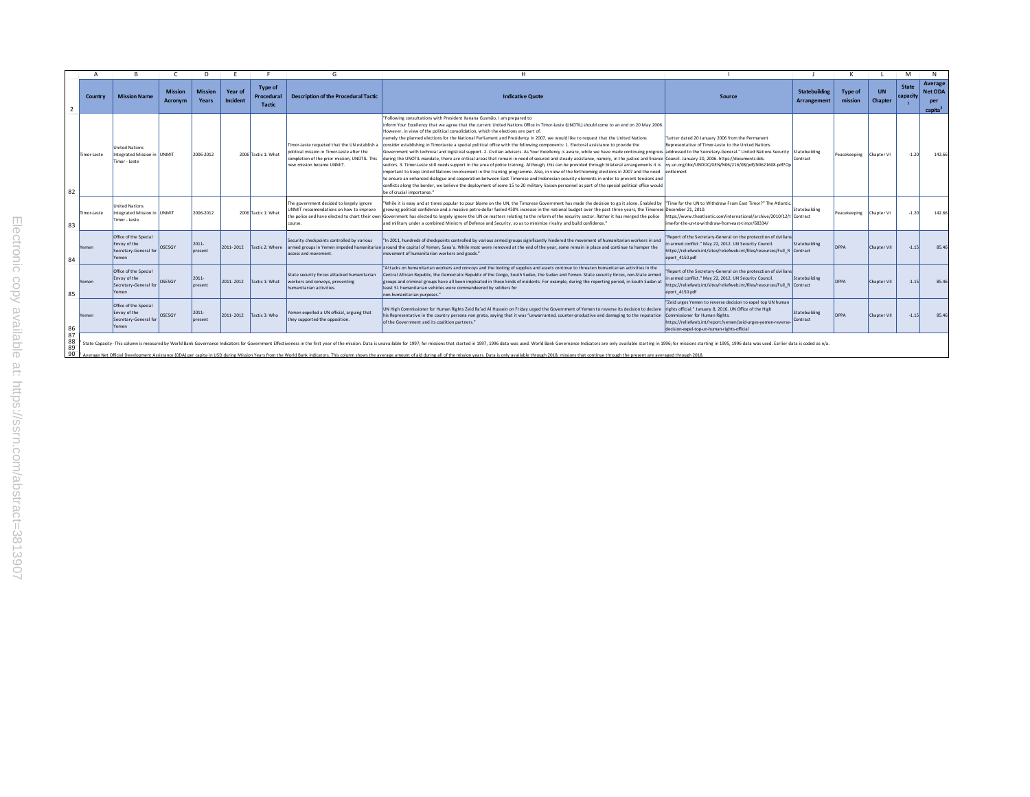| Country | Mission Name | Mission Acronym | Mission Years | Year of Incident | Type of Procedural Tactic | Description of the Procedural Tactic | Indicative Quote | Source | Statebuilding Arrangement | Type of mission | UN Chapter | State capacity[1] | Average Net ODA per capita[2] |
|---|---|---|---|---|---|---|---|---|---|---|---|---|---|
| Timor-Leste | United Nations Integrated Mission in Timor - Leste | UNMIT | 2006-2012 | 2006 | Tactic 1: What | Timor-Leste requeted that the UN establish a political mission in Timor-Leste after the completion of the prior mission, UNOTIL. This new mission became UNMIT. | "Following consultations with President Xanana Gusmão, I am prepared to inform Your Excellency that we agree that the current United Nations Office in Timor-Leste (UNOTIL) should come to an end on 20 May 2006. However, in view of the political consolidation, which the elections are part of, namely the planned elections for the National Parliament and Presidency in 2007, we would like to request that the United Nations consider establishing in TimorLeste a special political office with the following components: 1. Electoral assistance to provide the Government with technical and logistical support. 2. Civilian advisers. As Your Excellency is aware, while we have made continuing progress during the UNOTIL mandate, there are critical areas that remain in need of secured and steady assistance, namely, in the justice and finance sectors. 3. Timor-Leste still needs support in the area of police training. Although, this can be provided through bilateral arrangements it is important to keep United Nations involvement in the training programme. Also, in view of the forthcoming elections in 2007 and the need to ensure an enhanced dialogue and cooperation between East Timorese and Indonesian security elements in order to prevent tensions and conflicts along the border, we believe the deployment of some 15 to 20 military liaison personnel as part of the special political office would be of crucial importance." | "Letter dated 20 January 2006 from the Permanent Representative of Timor-Leste to the United Nations addressed to the Secretary-General." United Nations Security Council. January 20, 2006. https://documents-dds-ny.un.org/doc/UNDOC/GEN/N06/216/08/pdf/N0621608.pdf?OpenElement | Statebuilding Contract | Peacekeeping | Chapter VI | -1.20 | 142.66 |
| Timor-Leste | United Nations Integrated Mission in Timor - Leste | UNMIT | 2006-2012 | 2006 | Tactic 1: What | The government decided to largely ignore UNMIT reccomendations on how to improve the police and have elected to chart their own course. | "While it is easy and at times popular to pour blame on the UN, the Timorese Government has made the decision to go it alone. Enabled by growing political confidence and a massive petro-dollar fueled 450% increase in the national budget over the past three years, the Timorese Government has elected to largely ignore the UN on matters relating to the reform of the security sector. Rather it has merged the police and military under a combined Ministry of Defence and Security, so as to minimize rivalry and build confidence." | "Time for the UN to Withdraw From East Timor?" The Atlantic. December 21, 2010. https://www.theatlantic.com/international/archive/2010/12/time-for-the-un-to-withdraw-from-east-timor/68334/ | Statebuilding Contract | Peacekeeping | Chapter VI | -1.20 | 142.66 |
| Yemen | Office of the Special Envoy of the Secretary-General for Yemen | OSESGY | 2011-present | 2011- 2012 | Tactic 2: Where | Security checkpoints controlled by various armed groups in Yemen impeded humanitarian access and movement. | "In 2011, hundreds of checkpoints controlled by various armed groups significantly hindered the movement of humanitarian workers in and around the capital of Yemen, Sana'a. While most were removed at the end of the year, some remain in place and continue to hamper the movement of humanitarian workers and goods." | "Report of the Secretary-General on the protecction of civilians in armed conflict." May 22, 2012. UN Security Council. https://reliefweb.int/sites/reliefweb.int/files/resources/Full_Report_4150.pdf | Statebuilding Contract | DPPA | Chapter VII | -1.15 | 85.46 |
| Yemen | Office of the Special Envoy of the Secretary-General for Yemen | OSESGY | 2011-present | 2011- 2012 | Tactic 1: What | State security forces attacked humanitarian workers and convoys, preventing humanitarian activities. | "Attacks on humanitarian workers and convoys and the looting of supplies and assets continue to threaten humanitarian activities in the Central African Republic, the Democratic Republic of the Congo, South Sudan, the Sudan and Yemen. State security forces, non-State armed groups and criminal groups have all been implicated in these kinds of incidents. For example, during the reporting period, in South Sudan at least 51 humanitarian vehicles were commandeered by soldiers for non-humanitarian purposes." | "Report of the Secretary-General on the protecction of civilians in armed conflict." May 22, 2012. UN Security Council. https://reliefweb.int/sites/reliefweb.int/files/resources/Full_Report_4150.pdf | Statebuilding Contract | DPPA | Chapter VII | -1.15 | 85.46 |
| Yemen | Office of the Special Envoy of the Secretary-General for Yemen | OSESGY | 2011-present | 2011- 2012 | Tactic 3: Who | Yemen expelled a UN official, arguing that they supported the opposition. | UN High Commissioner for Human Rights Zeid Ra'ad Al Hussein on Friday urged the Government of Yemen to reverse its decision to declare his Representative in the country persona non grata, saying that it was "unwarranted, counter-productive and damaging to the reputation of the Government and its coalition partners." | "Zeid urges Yemen to reverse decision to expel top UN human rights official." January 8, 2016. UN Office of the High Commissioner for Human Rights. https://reliefweb.int/report/yemen/zeid-urges-yemen-reverse-decision-expel-top-un-human-rights-official | Statebuilding Contract | DPPA | Chapter VII | -1.15 | 85.46 |

[1] State Capacity- This column is measured by World Bank Governance Indicators for Government Effectiveness in the first year of the mission. Data is unavailable for 1997; for missions that started in 1997, 1996 data was used. World Bank Governance Indicators are only available starting in 1996; for missions starting in 1995, 1996 data was used. Earlier data is coded as n/a.

[2] Average Net Official Development Assistance (ODA) per capita in USD during Mission Years from the World Bank Indicators. This column shows the average amount of aid during all of the mission years. Data is only available through 2018; missions that continue through the present are averaged through 2018.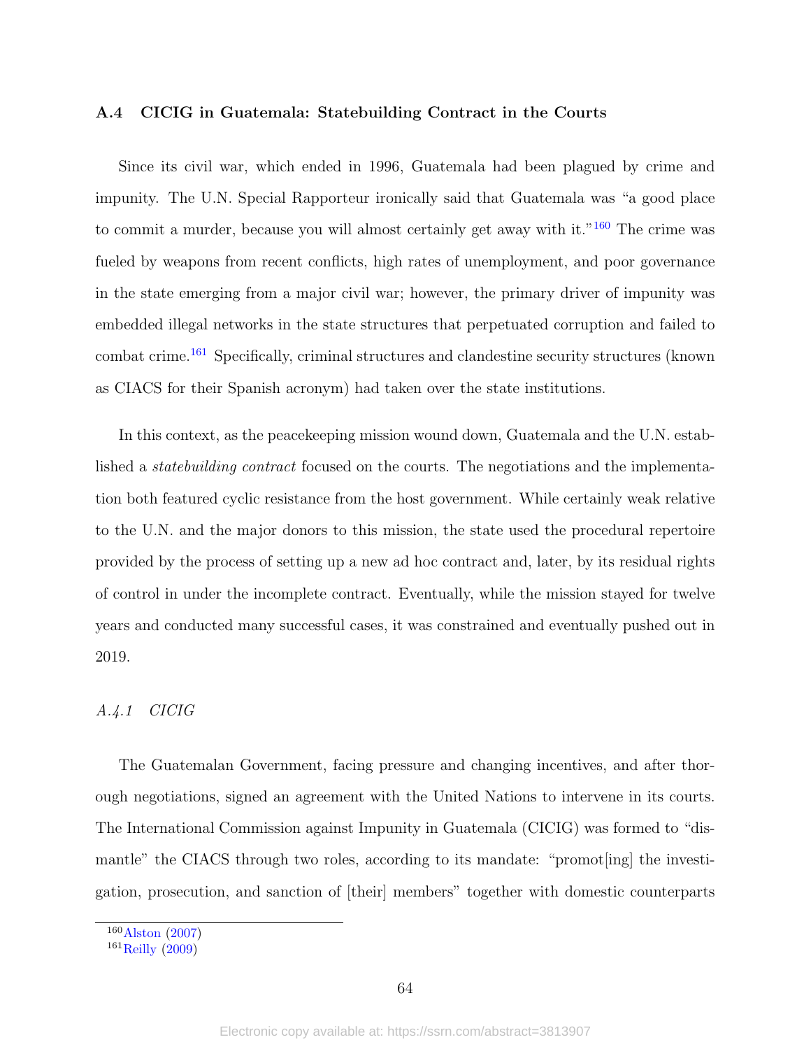### A.4 CICIG in Guatemala: Statebuilding Contract in the Courts

Since its civil war, which ended in 1996, Guatemala had been plagued by crime and impunity. The U.N. Special Rapporteur ironically said that Guatemala was "a good place to commit a murder, because you will almost certainly get away with it."[160] The crime was fueled by weapons from recent conflicts, high rates of unemployment, and poor governance in the state emerging from a major civil war; however, the primary driver of impunity was embedded illegal networks in the state structures that perpetuated corruption and failed to combat crime.[161] Specifically, criminal structures and clandestine security structures (known as CIACS for their Spanish acronym) had taken over the state institutions.

In this context, as the peacekeeping mission wound down, Guatemala and the U.N. established a *statebuilding contract* focused on the courts. The negotiations and the implementation both featured cyclic resistance from the host government. While certainly weak relative to the U.N. and the major donors to this mission, the state used the procedural repertoire provided by the process of setting up a new ad hoc contract and, later, by its residual rights of control in under the incomplete contract. Eventually, while the mission stayed for twelve years and conducted many successful cases, it was constrained and eventually pushed out in 2019.

#### *A.4.1 CICIG*

The Guatemalan Government, facing pressure and changing incentives, and after thorough negotiations, signed an agreement with the United Nations to intervene in its courts. The International Commission against Impunity in Guatemala (CICIG) was formed to "dismantle" the CIACS through two roles, according to its mandate: "promot[ing] the investigation, prosecution, and sanction of [their] members" together with domestic counterparts

---

[160] Alston (2007)

[161] Reilly (2009)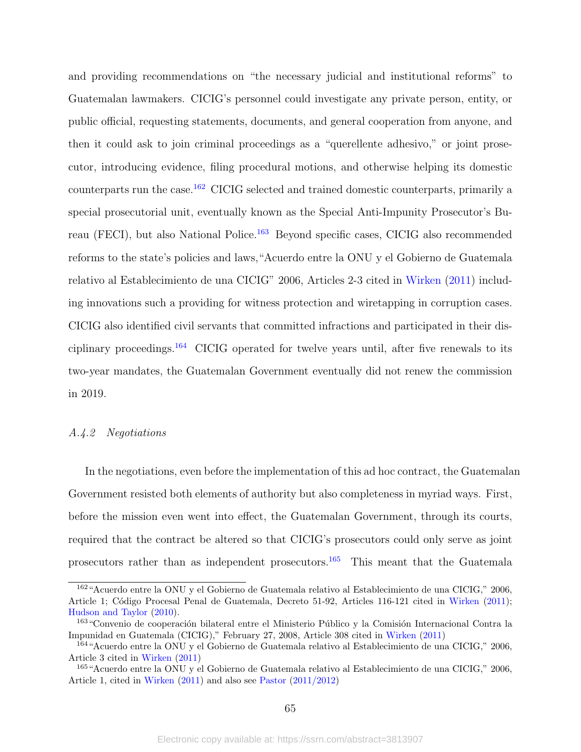and providing recommendations on "the necessary judicial and institutional reforms" to Guatemalan lawmakers. CICIG's personnel could investigate any private person, entity, or public official, requesting statements, documents, and general cooperation from anyone, and then it could ask to join criminal proceedings as a "querellente adhesivo," or joint prosecutor, introducing evidence, filing procedural motions, and otherwise helping its domestic counterparts run the case.[162] CICIG selected and trained domestic counterparts, primarily a special prosecutorial unit, eventually known as the Special Anti-Impunity Prosecutor's Bureau (FECI), but also National Police.[163] Beyond specific cases, CICIG also recommended reforms to the state's policies and laws,"Acuerdo entre la ONU y el Gobierno de Guatemala relativo al Establecimiento de una CICIG" 2006, Articles 2-3 cited in Wirken (2011) including innovations such a providing for witness protection and wiretapping in corruption cases. CICIG also identified civil servants that committed infractions and participated in their disciplinary proceedings.[164] CICIG operated for twelve years until, after five renewals to its two-year mandates, the Guatemalan Government eventually did not renew the commission in 2019.

#### *A.4.2 Negotiations*

In the negotiations, even before the implementation of this ad hoc contract, the Guatemalan Government resisted both elements of authority but also completeness in myriad ways. First, before the mission even went into effect, the Guatemalan Government, through its courts, required that the contract be altered so that CICIG's prosecutors could only serve as joint prosecutors rather than as independent prosecutors.[165] This meant that the Guatemala

---

[162] "Acuerdo entre la ONU y el Gobierno de Guatemala relativo al Establecimiento de una CICIG," 2006, Article 1; Código Procesal Penal de Guatemala, Decreto 51-92, Articles 116-121 cited in Wirken (2011); Hudson and Taylor (2010).

[163] "Convenio de cooperación bilateral entre el Ministerio Público y la Comisión Internacional Contra la Impunidad en Guatemala (CICIG)," February 27, 2008, Article 308 cited in Wirken (2011)

[164] "Acuerdo entre la ONU y el Gobierno de Guatemala relativo al Establecimiento de una CICIG," 2006, Article 3 cited in Wirken (2011)

[165] "Acuerdo entre la ONU y el Gobierno de Guatemala relativo al Establecimiento de una CICIG," 2006, Article 1, cited in Wirken (2011) and also see Pastor (2011/2012)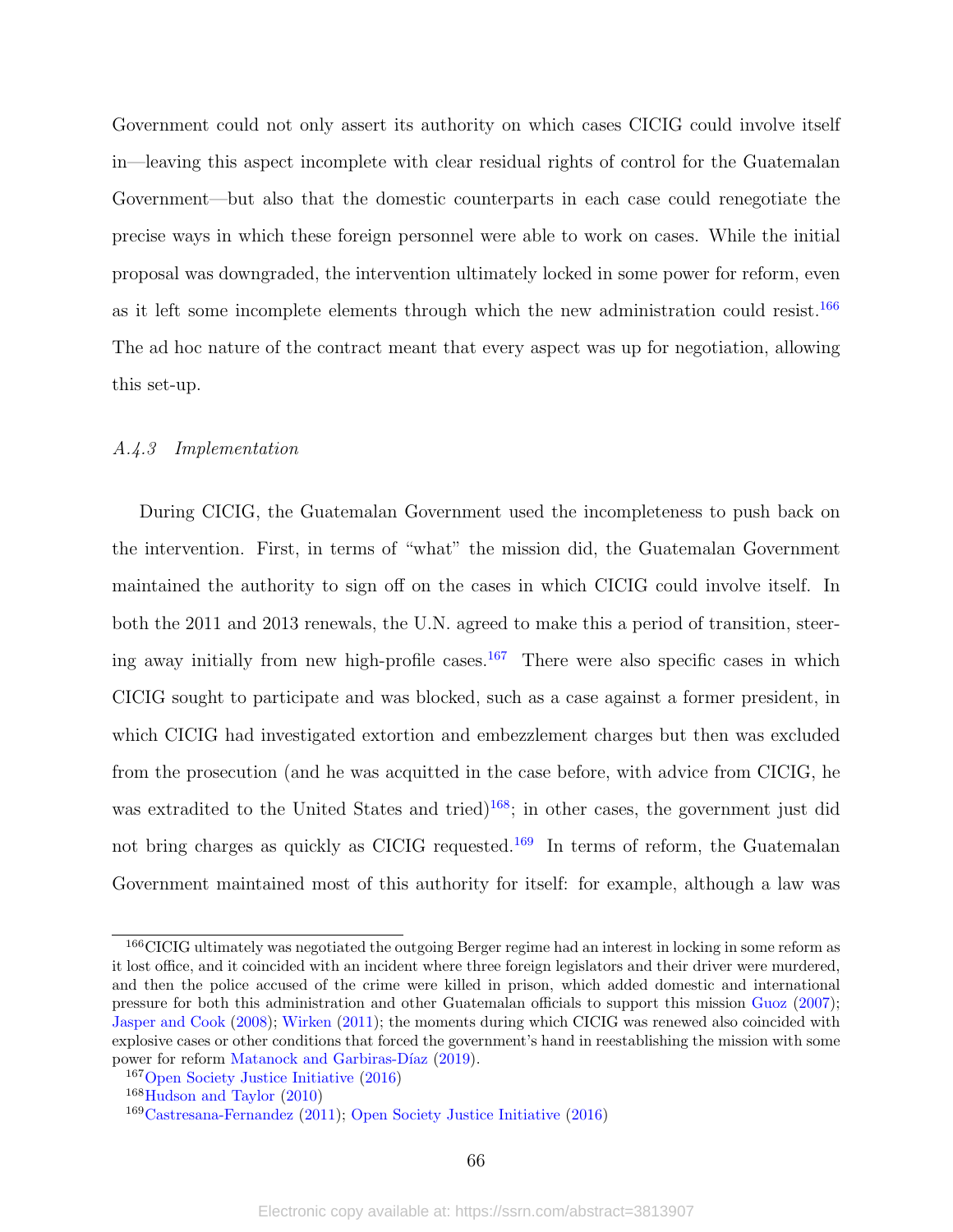Government could not only assert its authority on which cases CICIG could involve itself in—leaving this aspect incomplete with clear residual rights of control for the Guatemalan Government—but also that the domestic counterparts in each case could renegotiate the precise ways in which these foreign personnel were able to work on cases. While the initial proposal was downgraded, the intervention ultimately locked in some power for reform, even as it left some incomplete elements through which the new administration could resist.[166] The ad hoc nature of the contract meant that every aspect was up for negotiation, allowing this set-up.

#### *A.4.3 Implementation*

During CICIG, the Guatemalan Government used the incompleteness to push back on the intervention. First, in terms of "what" the mission did, the Guatemalan Government maintained the authority to sign off on the cases in which CICIG could involve itself. In both the 2011 and 2013 renewals, the U.N. agreed to make this a period of transition, steering away initially from new high-profile cases.[167] There were also specific cases in which CICIG sought to participate and was blocked, such as a case against a former president, in which CICIG had investigated extortion and embezzlement charges but then was excluded from the prosecution (and he was acquitted in the case before, with advice from CICIG, he was extradited to the United States and tried)[168]; in other cases, the government just did not bring charges as quickly as CICIG requested.[169] In terms of reform, the Guatemalan Government maintained most of this authority for itself: for example, although a law was

---

[166] CICIG ultimately was negotiated the outgoing Berger regime had an interest in locking in some reform as it lost office, and it coincided with an incident where three foreign legislators and their driver were murdered, and then the police accused of the crime were killed in prison, which added domestic and international pressure for both this administration and other Guatemalan officials to support this mission Guoz (2007); Jasper and Cook (2008); Wirken (2011); the moments during which CICIG was renewed also coincided with explosive cases or other conditions that forced the government's hand in reestablishing the mission with some power for reform Matanock and Garbiras-Díaz (2019).

[167] Open Society Justice Initiative (2016)

[168] Hudson and Taylor (2010)

[169] Castresana-Fernandez (2011); Open Society Justice Initiative (2016)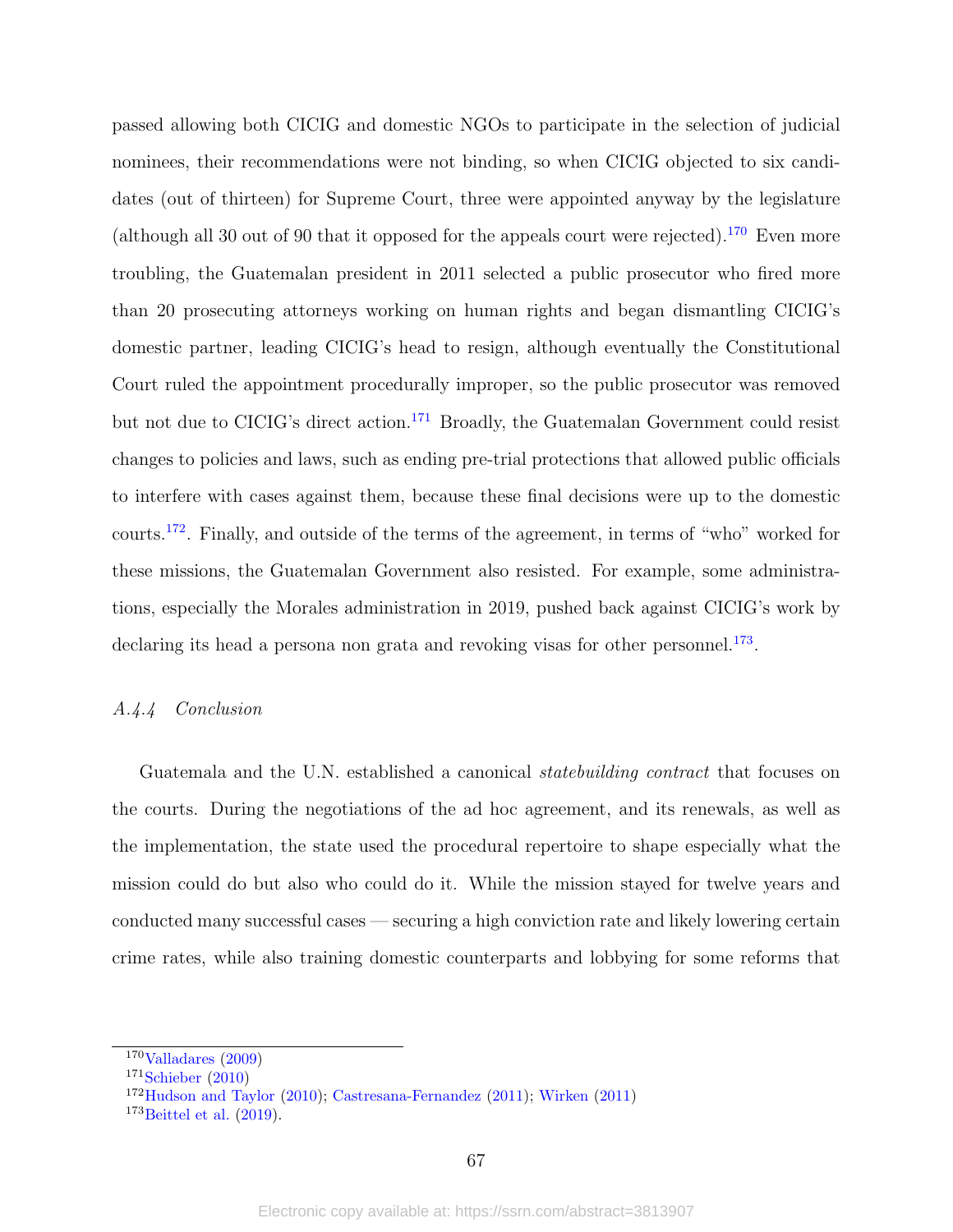passed allowing both CICIG and domestic NGOs to participate in the selection of judicial nominees, their recommendations were not binding, so when CICIG objected to six candidates (out of thirteen) for Supreme Court, three were appointed anyway by the legislature (although all 30 out of 90 that it opposed for the appeals court were rejected).[170] Even more troubling, the Guatemalan president in 2011 selected a public prosecutor who fired more than 20 prosecuting attorneys working on human rights and began dismantling CICIG's domestic partner, leading CICIG's head to resign, although eventually the Constitutional Court ruled the appointment procedurally improper, so the public prosecutor was removed but not due to CICIG's direct action.[171] Broadly, the Guatemalan Government could resist changes to policies and laws, such as ending pre-trial protections that allowed public officials to interfere with cases against them, because these final decisions were up to the domestic courts.[172]. Finally, and outside of the terms of the agreement, in terms of "who" worked for these missions, the Guatemalan Government also resisted. For example, some administrations, especially the Morales administration in 2019, pushed back against CICIG's work by declaring its head a persona non grata and revoking visas for other personnel.[173].

### *A.4.4 Conclusion*

Guatemala and the U.N. established a canonical *statebuilding contract* that focuses on the courts. During the negotiations of the ad hoc agreement, and its renewals, as well as the implementation, the state used the procedural repertoire to shape especially what the mission could do but also who could do it. While the mission stayed for twelve years and conducted many successful cases — securing a high conviction rate and likely lowering certain crime rates, while also training domestic counterparts and lobbying for some reforms that

---

[170] Valladares (2009)

[171] Schieber (2010)

[172] Hudson and Taylor (2010); Castresana-Fernandez (2011); Wirken (2011)

[173] Beittel et al. (2019).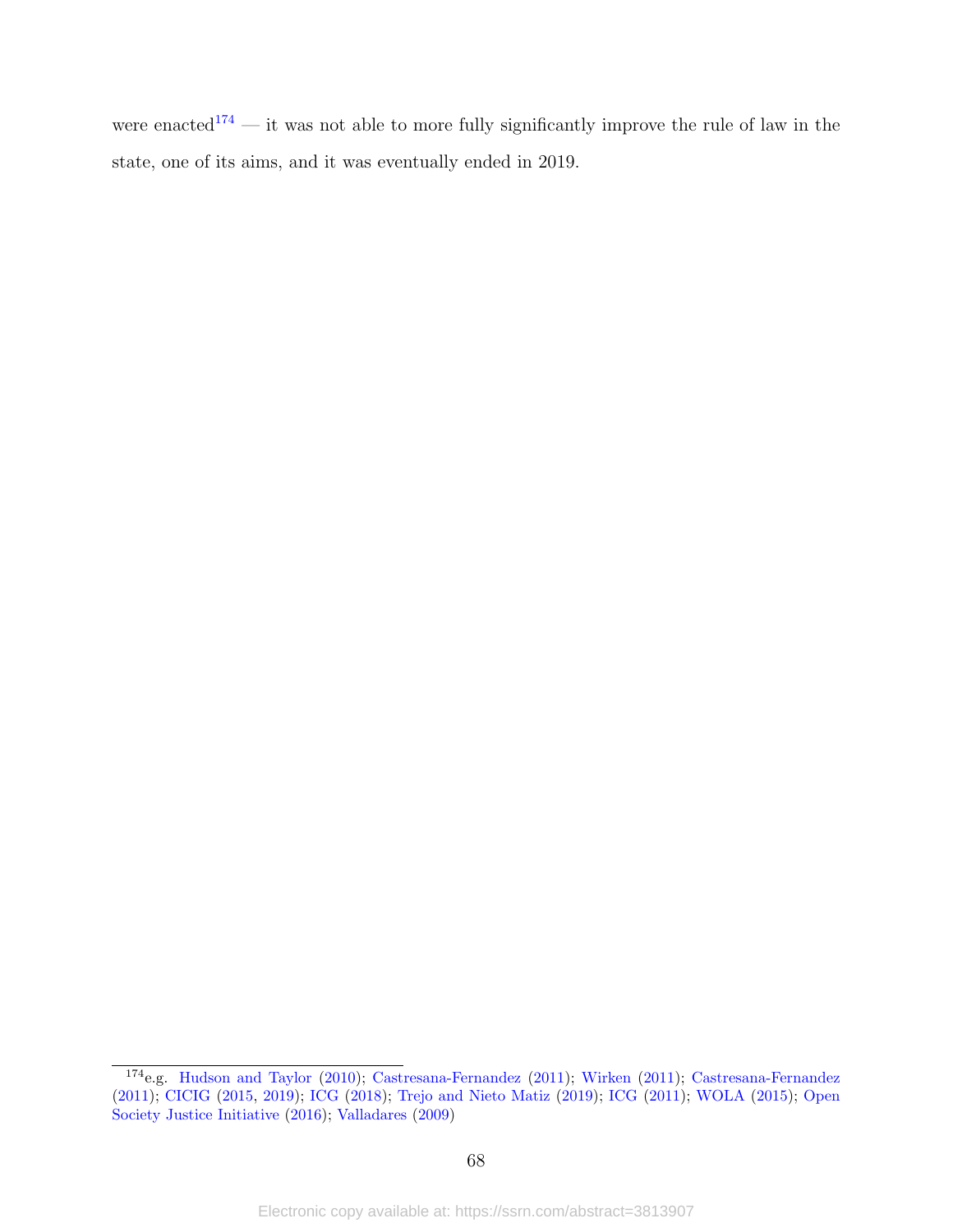were enacted[174] — it was not able to more fully significantly improve the rule of law in the state, one of its aims, and it was eventually ended in 2019.

[174] e.g. Hudson and Taylor (2010); Castresana-Fernandez (2011); Wirken (2011); Castresana-Fernandez (2011); CICIG (2015, 2019); ICG (2018); Trejo and Nieto Matiz (2019); ICG (2011); WOLA (2015); Open Society Justice Initiative (2016); Valladares (2009)